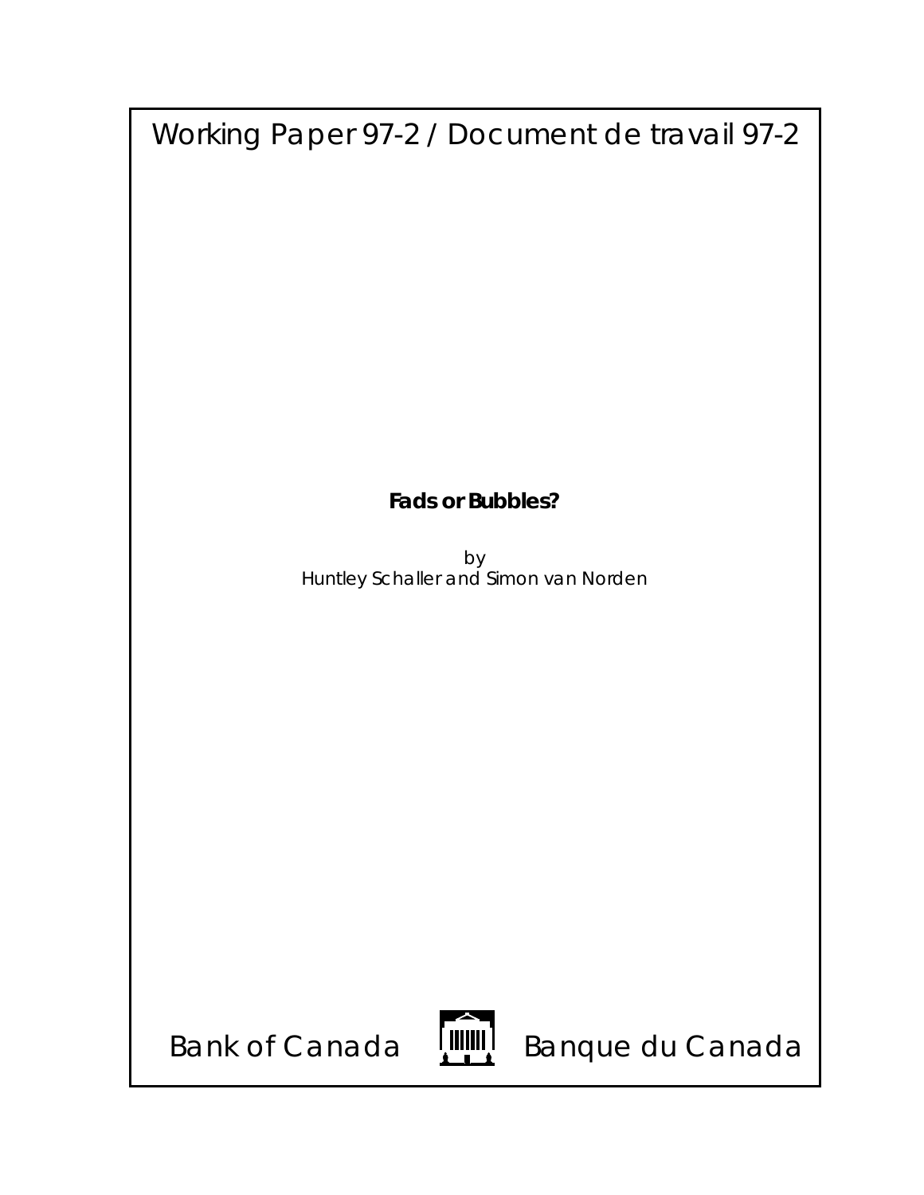Working Paper 97-2 / Document de travail 97-2

**Fads or Bubbles?**

by

Huntley Schaller and Simon van Norden

Bank of Canada Banque du Canada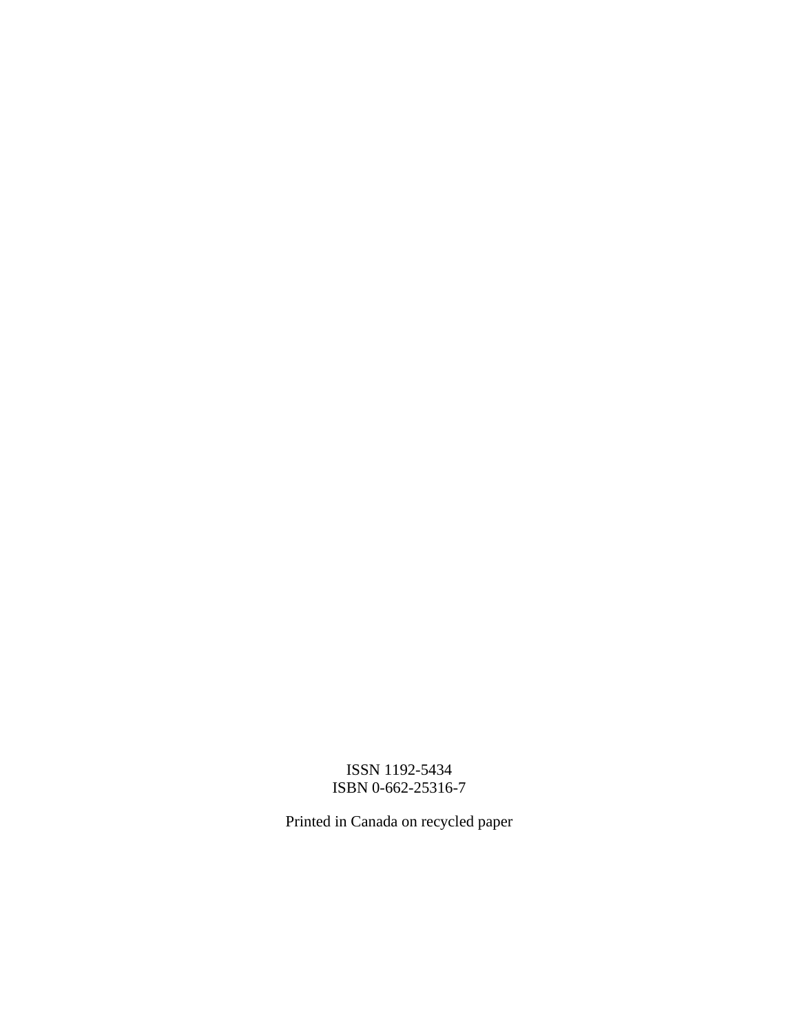ISSN 1192-5434
ISBN 0-662-25316-7

Printed in Canada on recycled paper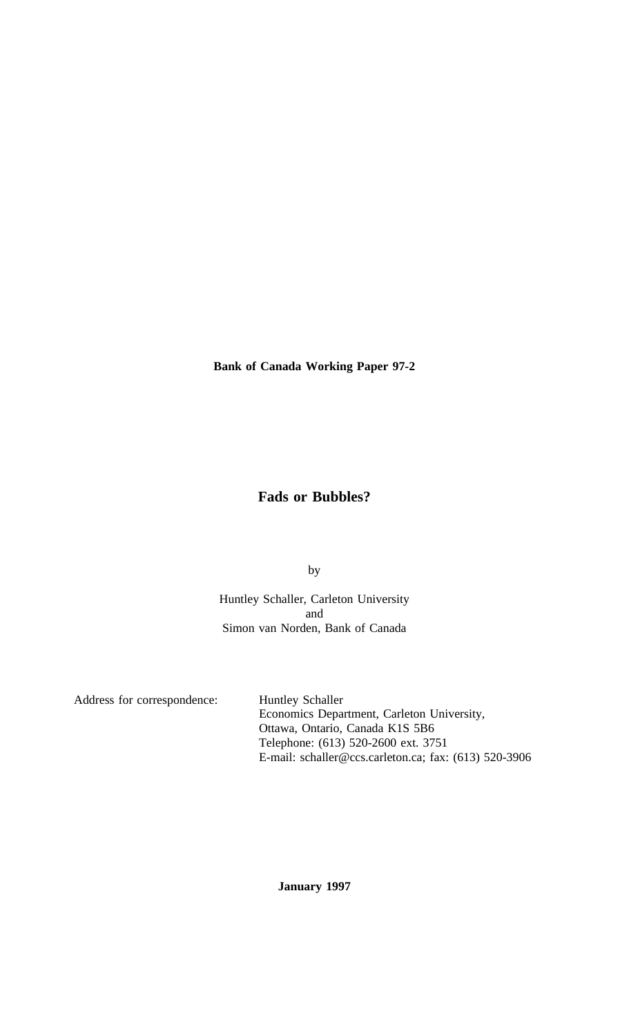**Bank of Canada Working Paper 97-2**

# Fads or Bubbles?

by

Huntley Schaller, Carleton University
and
Simon van Norden, Bank of Canada

Address for correspondence:

Huntley Schaller
Economics Department, Carleton University,
Ottawa, Ontario, Canada K1S 5B6
Telephone: (613) 520-2600 ext. 3751
E-mail: schaller@ccs.carleton.ca; fax: (613) 520-3906

**January 1997**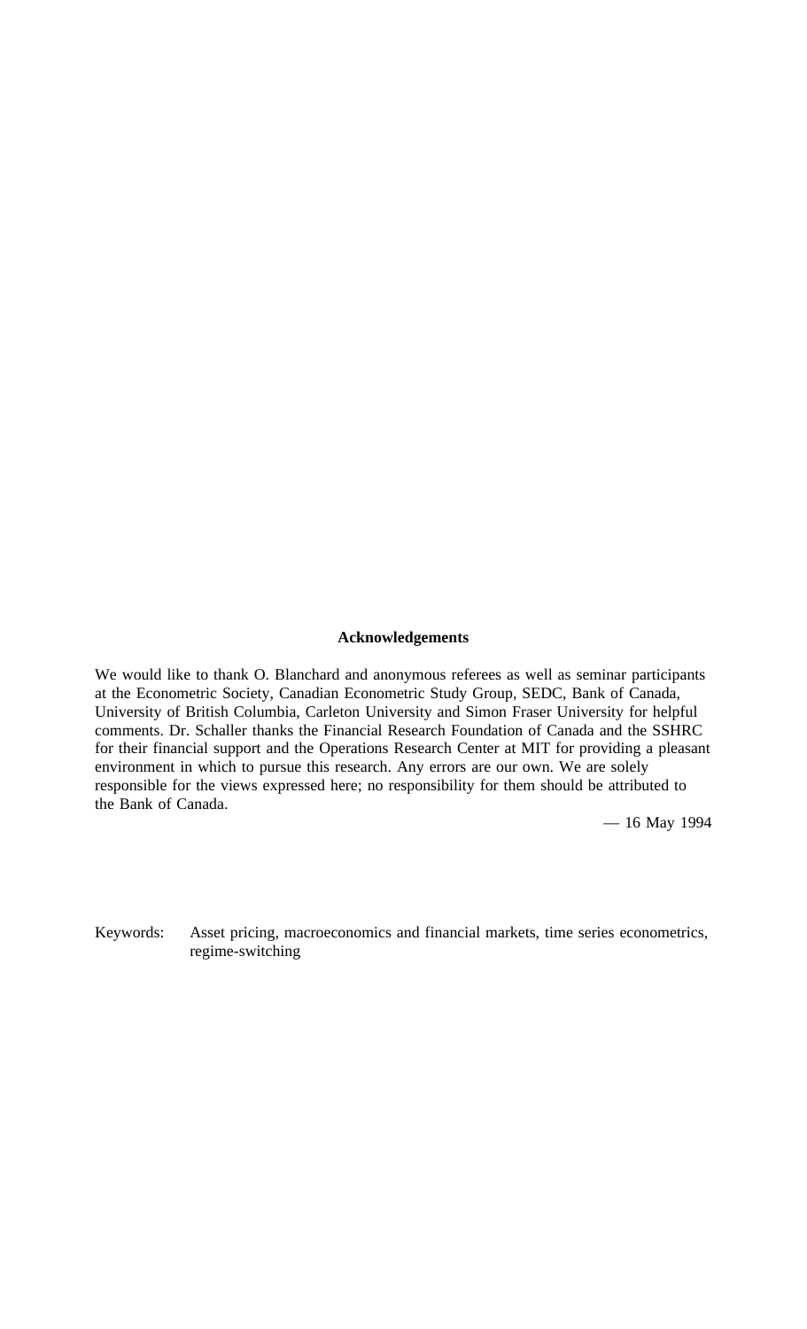### Acknowledgements

We would like to thank O. Blanchard and anonymous referees as well as seminar participants at the Econometric Society, Canadian Econometric Study Group, SEDC, Bank of Canada, University of British Columbia, Carleton University and Simon Fraser University for helpful comments. Dr. Schaller thanks the Financial Research Foundation of Canada and the SSHRC for their financial support and the Operations Research Center at MIT for providing a pleasant environment in which to pursue this research. Any errors are our own. We are solely responsible for the views expressed here; no responsibility for them should be attributed to the Bank of Canada.

— 16 May 1994

Keywords: Asset pricing, macroeconomics and financial markets, time series econometrics, regime-switching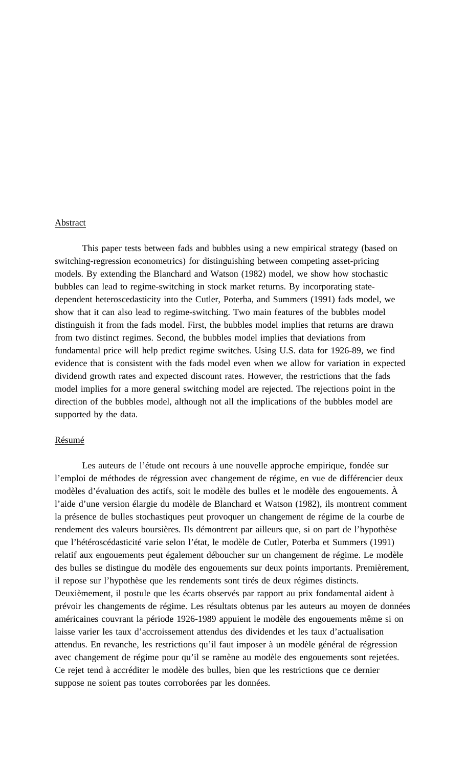## Abstract

This paper tests between fads and bubbles using a new empirical strategy (based on switching-regression econometrics) for distinguishing between competing asset-pricing models. By extending the Blanchard and Watson (1982) model, we show how stochastic bubbles can lead to regime-switching in stock market returns. By incorporating state-dependent heteroscedasticity into the Cutler, Poterba, and Summers (1991) fads model, we show that it can also lead to regime-switching. Two main features of the bubbles model distinguish it from the fads model. First, the bubbles model implies that returns are drawn from two distinct regimes. Second, the bubbles model implies that deviations from fundamental price will help predict regime switches. Using U.S. data for 1926-89, we find evidence that is consistent with the fads model even when we allow for variation in expected dividend growth rates and expected discount rates. However, the restrictions that the fads model implies for a more general switching model are rejected. The rejections point in the direction of the bubbles model, although not all the implications of the bubbles model are supported by the data.

## Résumé

Les auteurs de l'étude ont recours à une nouvelle approche empirique, fondée sur l'emploi de méthodes de régression avec changement de régime, en vue de différencier deux modèles d'évaluation des actifs, soit le modèle des bulles et le modèle des engouements. À l'aide d'une version élargie du modèle de Blanchard et Watson (1982), ils montrent comment la présence de bulles stochastiques peut provoquer un changement de régime de la courbe de rendement des valeurs boursières. Ils démontrent par ailleurs que, si on part de l'hypothèse que l'hétéroscédasticité varie selon l'état, le modèle de Cutler, Poterba et Summers (1991) relatif aux engouements peut également déboucher sur un changement de régime. Le modèle des bulles se distingue du modèle des engouements sur deux points importants. Premièrement, il repose sur l'hypothèse que les rendements sont tirés de deux régimes distincts. Deuxièmement, il postule que les écarts observés par rapport au prix fondamental aident à prévoir les changements de régime. Les résultats obtenus par les auteurs au moyen de données américaines couvrant la période 1926-1989 appuient le modèle des engouements même si on laisse varier les taux d'accroissement attendus des dividendes et les taux d'actualisation attendus. En revanche, les restrictions qu'il faut imposer à un modèle général de régression avec changement de régime pour qu'il se ramène au modèle des engouements sont rejetées. Ce rejet tend à accréditer le modèle des bulles, bien que les restrictions que ce dernier suppose ne soient pas toutes corroborées par les données.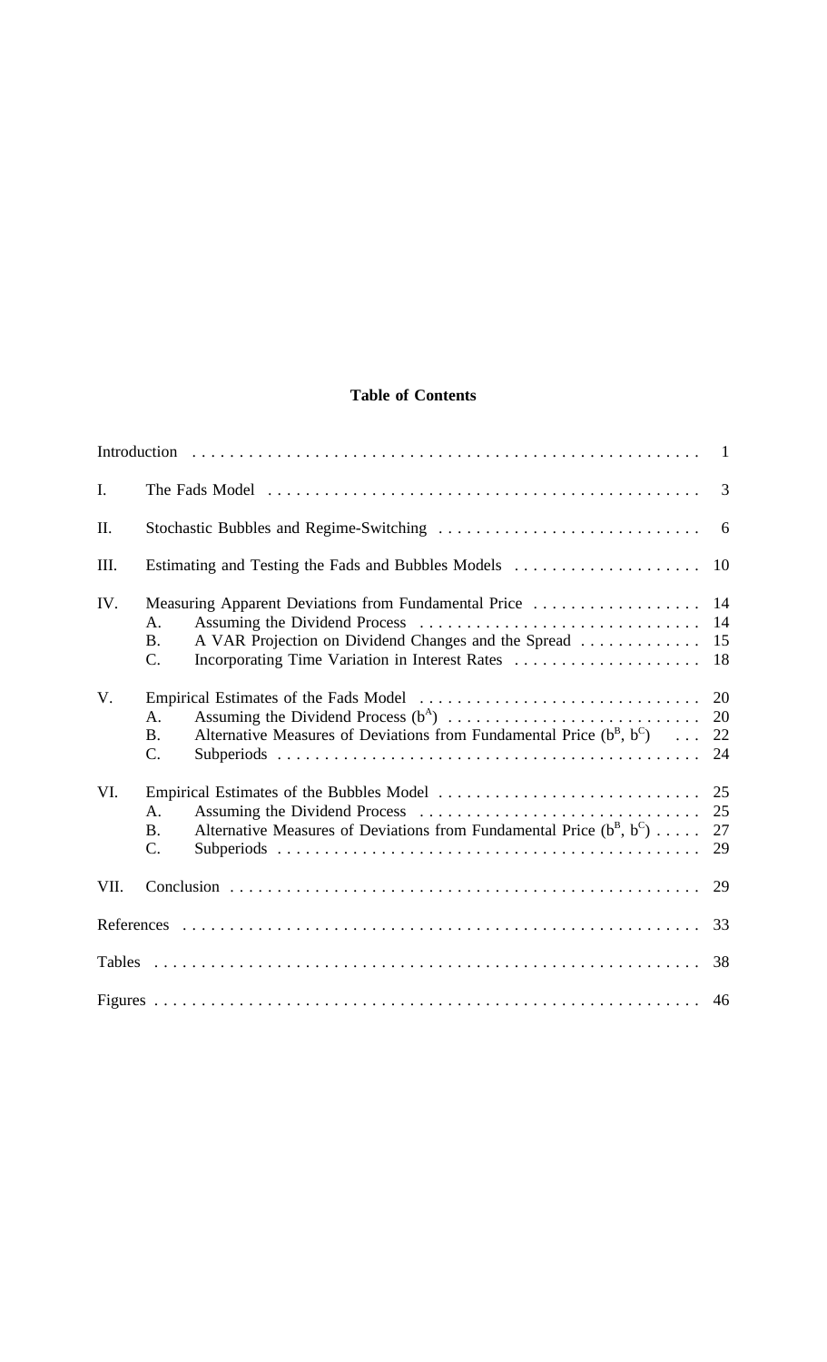**Table of Contents**

| | | |
|---|---|---|
| Introduction | | 1 |
| I. | The Fads Model | 3 |
| II. | Stochastic Bubbles and Regime-Switching | 6 |
| III. | Estimating and Testing the Fads and Bubbles Models | 10 |
| IV. | Measuring Apparent Deviations from Fundamental Price | 14 |
| | A. Assuming the Dividend Process | 14 |
| | B. A VAR Projection on Dividend Changes and the Spread | 15 |
| | C. Incorporating Time Variation in Interest Rates | 18 |
| V. | Empirical Estimates of the Fads Model | 20 |
| | A. Assuming the Dividend Process ($b^A$) | 20 |
| | B. Alternative Measures of Deviations from Fundamental Price ($b^B$, $b^C$) | 22 |
| | C. Subperiods | 24 |
| VI. | Empirical Estimates of the Bubbles Model | 25 |
| | A. Assuming the Dividend Process | 25 |
| | B. Alternative Measures of Deviations from Fundamental Price ($b^B$, $b^C$) | 27 |
| | C. Subperiods | 29 |
| VII. | Conclusion | 29 |
| References | | 33 |
| Tables | | 38 |
| Figures | | 46 |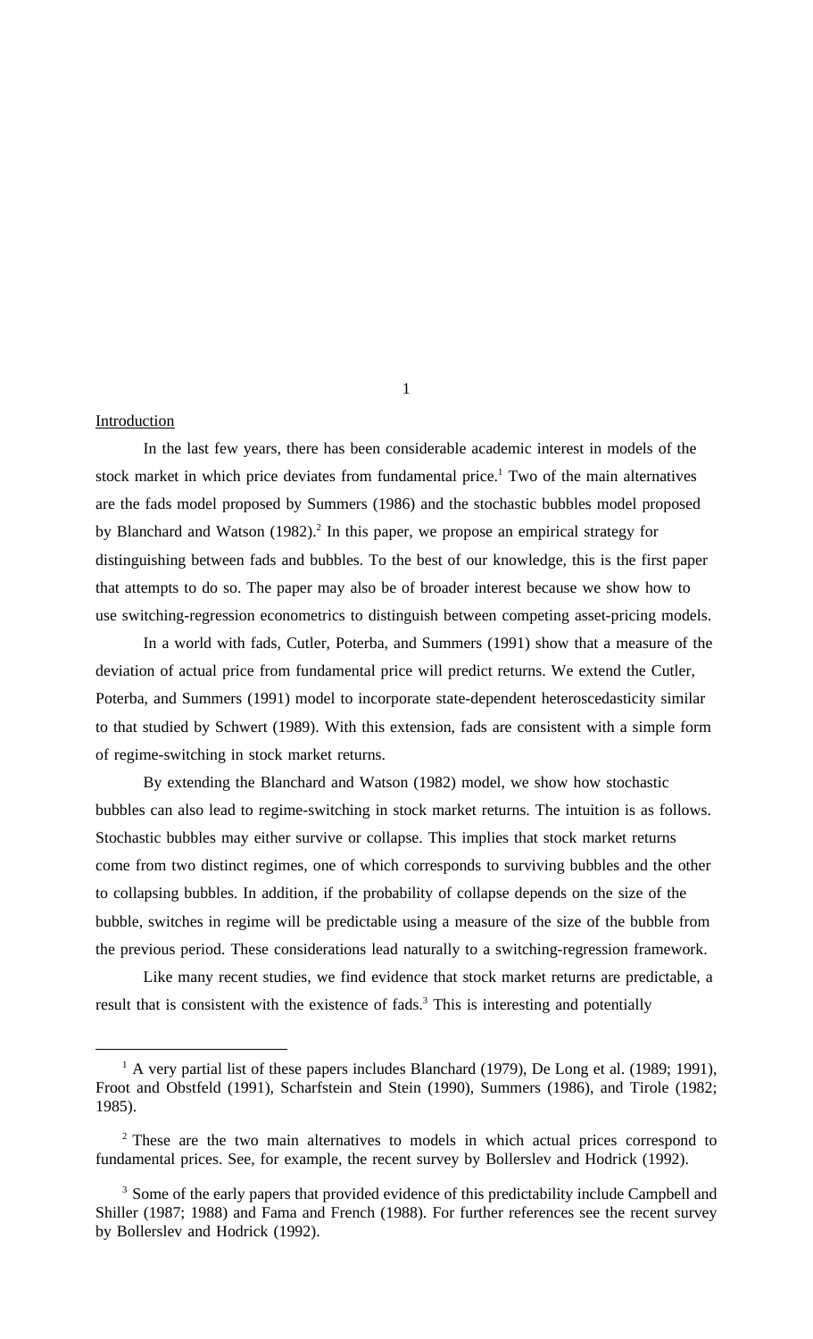## Introduction

In the last few years, there has been considerable academic interest in models of the stock market in which price deviates from fundamental price.[1] Two of the main alternatives are the fads model proposed by Summers (1986) and the stochastic bubbles model proposed by Blanchard and Watson (1982).[2] In this paper, we propose an empirical strategy for distinguishing between fads and bubbles. To the best of our knowledge, this is the first paper that attempts to do so. The paper may also be of broader interest because we show how to use switching-regression econometrics to distinguish between competing asset-pricing models.

In a world with fads, Cutler, Poterba, and Summers (1991) show that a measure of the deviation of actual price from fundamental price will predict returns. We extend the Cutler, Poterba, and Summers (1991) model to incorporate state-dependent heteroscedasticity similar to that studied by Schwert (1989). With this extension, fads are consistent with a simple form of regime-switching in stock market returns.

By extending the Blanchard and Watson (1982) model, we show how stochastic bubbles can also lead to regime-switching in stock market returns. The intuition is as follows. Stochastic bubbles may either survive or collapse. This implies that stock market returns come from two distinct regimes, one of which corresponds to surviving bubbles and the other to collapsing bubbles. In addition, if the probability of collapse depends on the size of the bubble, switches in regime will be predictable using a measure of the size of the bubble from the previous period. These considerations lead naturally to a switching-regression framework.

Like many recent studies, we find evidence that stock market returns are predictable, a result that is consistent with the existence of fads.[3] This is interesting and potentially

---

[1] A very partial list of these papers includes Blanchard (1979), De Long et al. (1989; 1991), Froot and Obstfeld (1991), Scharfstein and Stein (1990), Summers (1986), and Tirole (1982; 1985).

[2] These are the two main alternatives to models in which actual prices correspond to fundamental prices. See, for example, the recent survey by Bollerslev and Hodrick (1992).

[3] Some of the early papers that provided evidence of this predictability include Campbell and Shiller (1987; 1988) and Fama and French (1988). For further references see the recent survey by Bollerslev and Hodrick (1992).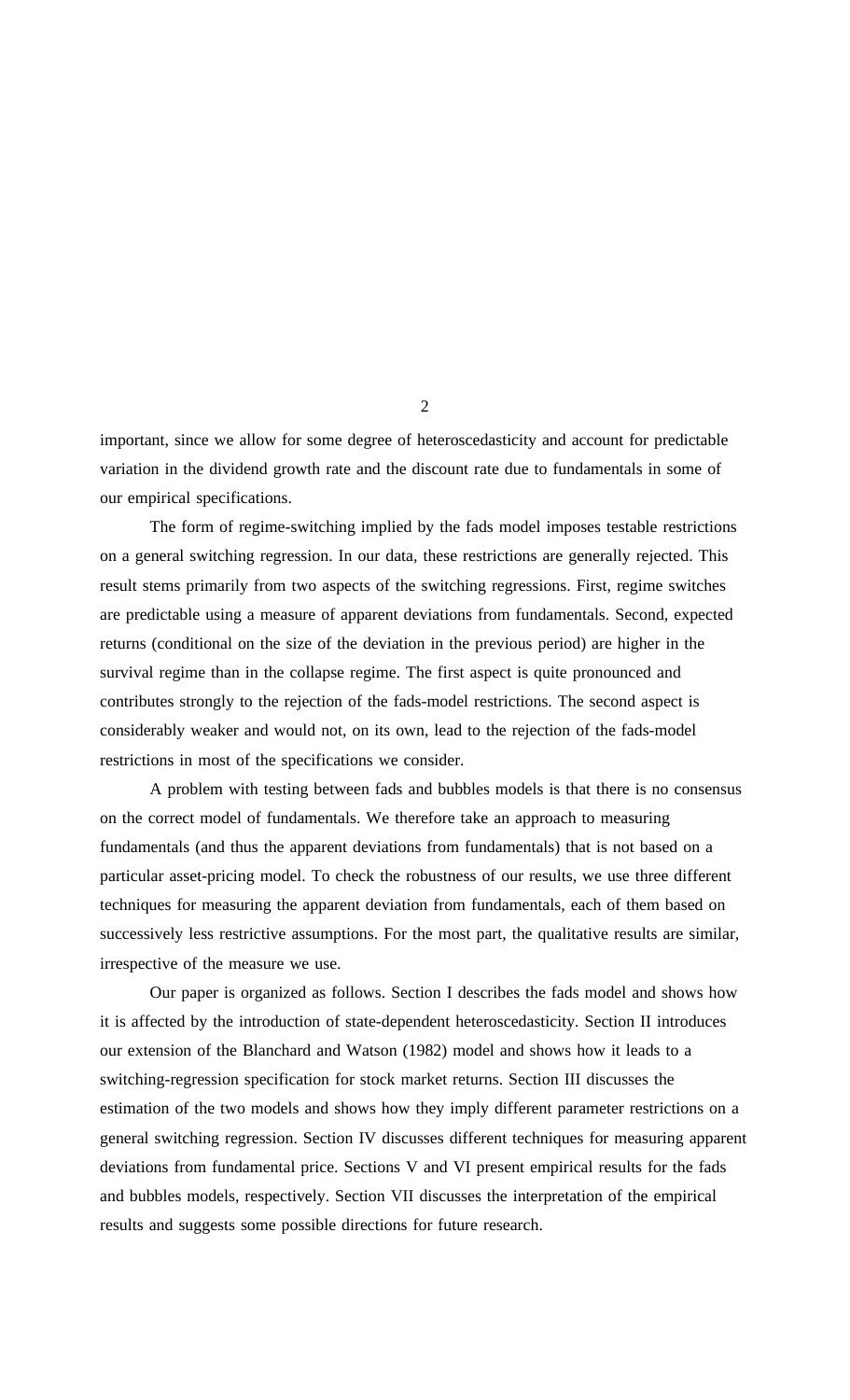important, since we allow for some degree of heteroscedasticity and account for predictable variation in the dividend growth rate and the discount rate due to fundamentals in some of our empirical specifications.

The form of regime-switching implied by the fads model imposes testable restrictions on a general switching regression. In our data, these restrictions are generally rejected. This result stems primarily from two aspects of the switching regressions. First, regime switches are predictable using a measure of apparent deviations from fundamentals. Second, expected returns (conditional on the size of the deviation in the previous period) are higher in the survival regime than in the collapse regime. The first aspect is quite pronounced and contributes strongly to the rejection of the fads-model restrictions. The second aspect is considerably weaker and would not, on its own, lead to the rejection of the fads-model restrictions in most of the specifications we consider.

A problem with testing between fads and bubbles models is that there is no consensus on the correct model of fundamentals. We therefore take an approach to measuring fundamentals (and thus the apparent deviations from fundamentals) that is not based on a particular asset-pricing model. To check the robustness of our results, we use three different techniques for measuring the apparent deviation from fundamentals, each of them based on successively less restrictive assumptions. For the most part, the qualitative results are similar, irrespective of the measure we use.

Our paper is organized as follows. Section I describes the fads model and shows how it is affected by the introduction of state-dependent heteroscedasticity. Section II introduces our extension of the Blanchard and Watson (1982) model and shows how it leads to a switching-regression specification for stock market returns. Section III discusses the estimation of the two models and shows how they imply different parameter restrictions on a general switching regression. Section IV discusses different techniques for measuring apparent deviations from fundamental price. Sections V and VI present empirical results for the fads and bubbles models, respectively. Section VII discusses the interpretation of the empirical results and suggests some possible directions for future research.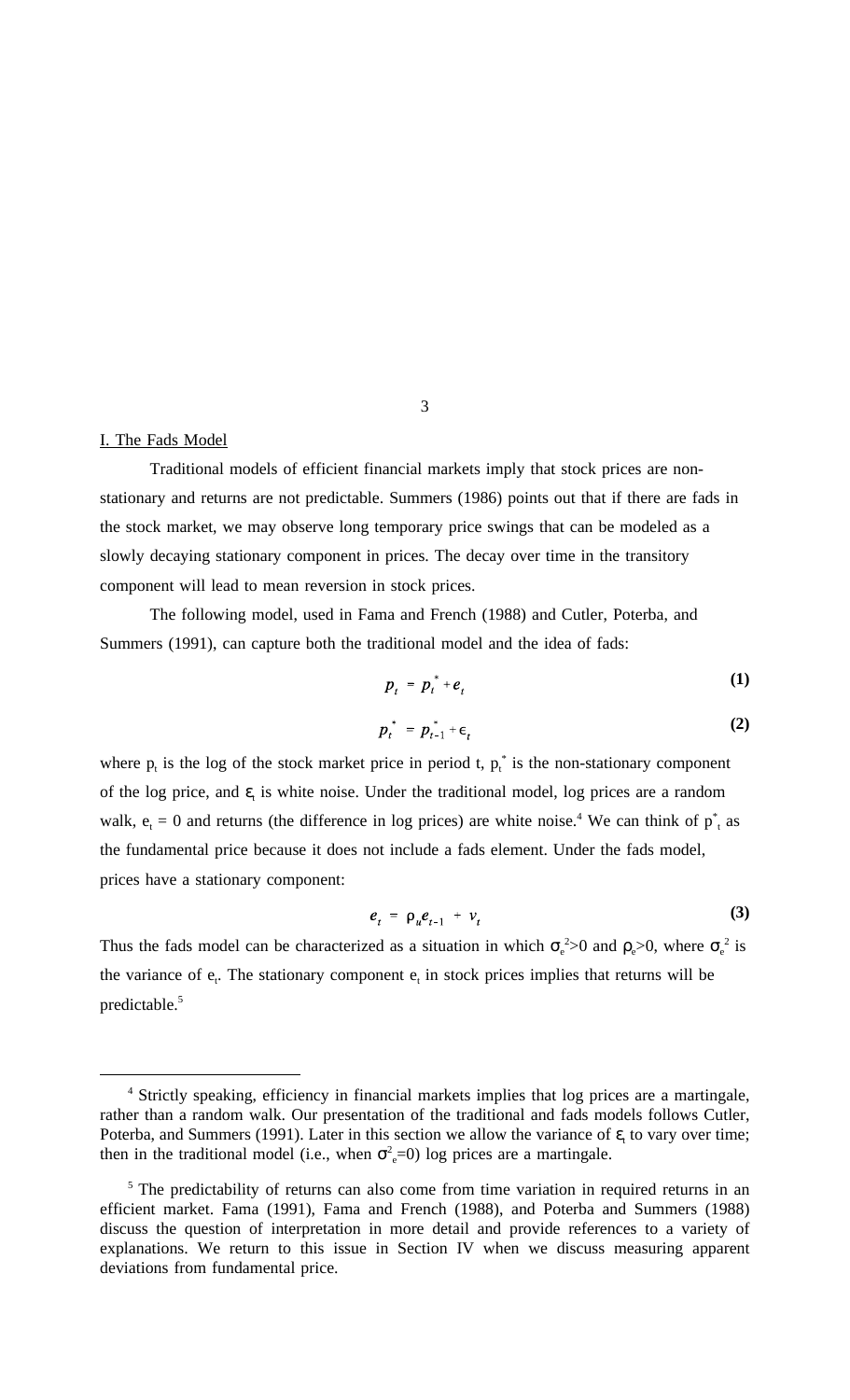## I. The Fads Model

Traditional models of efficient financial markets imply that stock prices are non-stationary and returns are not predictable. Summers (1986) points out that if there are fads in the stock market, we may observe long temporary price swings that can be modeled as a slowly decaying stationary component in prices. The decay over time in the transitory component will lead to mean reversion in stock prices.

The following model, used in Fama and French (1988) and Cutler, Poterba, and Summers (1991), can capture both the traditional model and the idea of fads:

$$p_t = p_t^* + e_t \tag{1}$$

$$p_t^* = p_{t-1}^* + \epsilon_t \tag{2}$$

where $p_t$ is the log of the stock market price in period t, $p_t^*$ is the non-stationary component of the log price, and $\varepsilon_t$ is white noise. Under the traditional model, log prices are a random walk, $e_t = 0$ and returns (the difference in log prices) are white noise.[4] We can think of $p^*_t$ as the fundamental price because it does not include a fads element. Under the fads model, prices have a stationary component:

$$e_t = \rho_u e_{t-1} + v_t \tag{3}$$

Thus the fads model can be characterized as a situation in which $\sigma_e^2>0$ and $\rho_e>0$, where $\sigma_e^2$ is the variance of $e_t$. The stationary component $e_t$ in stock prices implies that returns will be predictable.[5]

---

[4] Strictly speaking, efficiency in financial markets implies that log prices are a martingale, rather than a random walk. Our presentation of the traditional and fads models follows Cutler, Poterba, and Summers (1991). Later in this section we allow the variance of $\varepsilon_t$ to vary over time; then in the traditional model (i.e., when $\sigma^2_e=0$) log prices are a martingale.

[5] The predictability of returns can also come from time variation in required returns in an efficient market. Fama (1991), Fama and French (1988), and Poterba and Summers (1988) discuss the question of interpretation in more detail and provide references to a variety of explanations. We return to this issue in Section IV when we discuss measuring apparent deviations from fundamental price.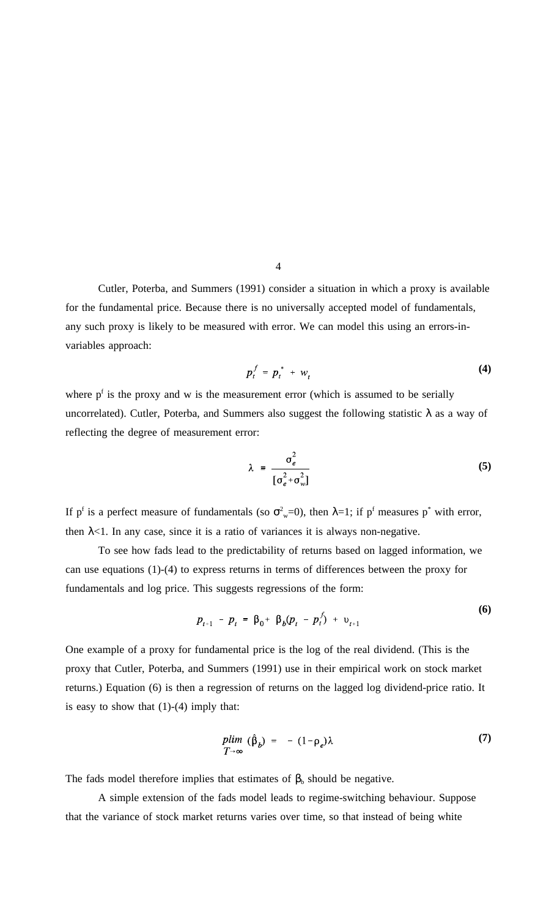Cutler, Poterba, and Summers (1991) consider a situation in which a proxy is available for the fundamental price. Because there is no universally accepted model of fundamentals, any such proxy is likely to be measured with error. We can model this using an errors-in-variables approach:

$$p_t^f = p_t^* + w_t \tag{4}$$

where $p^f$ is the proxy and w is the measurement error (which is assumed to be serially uncorrelated). Cutler, Poterba, and Summers also suggest the following statistic $\lambda$ as a way of reflecting the degree of measurement error:

$$\lambda \equiv \frac{\sigma_e^2}{[\sigma_e^2 + \sigma_w^2]} \tag{5}$$

If $p^f$ is a perfect measure of fundamentals (so $\sigma^2_w=0$), then $\lambda=1$; if $p^f$ measures $p^*$ with error, then $\lambda<1$. In any case, since it is a ratio of variances it is always non-negative.

To see how fads lead to the predictability of returns based on lagged information, we can use equations (1)-(4) to express returns in terms of differences between the proxy for fundamentals and log price. This suggests regressions of the form:

$$p_{t+1} - p_t = \beta_0 + \beta_b(p_t - p_t^f) + \upsilon_{t+1} \tag{6}$$

One example of a proxy for fundamental price is the log of the real dividend. (This is the proxy that Cutler, Poterba, and Summers (1991) use in their empirical work on stock market returns.) Equation (6) is then a regression of returns on the lagged log dividend-price ratio. It is easy to show that (1)-(4) imply that:

$$\underset{T\to\infty}{plim}\ (\hat{\beta}_b) = -(1-\rho_e)\lambda \tag{7}$$

The fads model therefore implies that estimates of $\beta_b$ should be negative.

A simple extension of the fads model leads to regime-switching behaviour. Suppose that the variance of stock market returns varies over time, so that instead of being white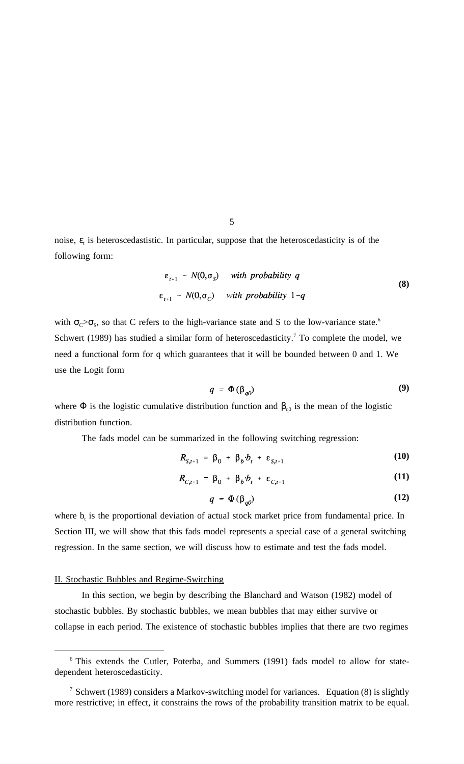noise, $\varepsilon_t$ is heteroscedastistic. In particular, suppose that the heteroscedasticity is of the following form:

$$\begin{aligned} \varepsilon_{t+1} &\sim N(0,\sigma_S) \quad \textit{with probability } q \\ \varepsilon_{t+1} &\sim N(0,\sigma_C) \quad \textit{with probability } 1-q \end{aligned} \tag{8}$$

with $\sigma_C > \sigma_S$, so that C refers to the high-variance state and S to the low-variance state.[6] Schwert (1989) has studied a similar form of heteroscedasticity.[7] To complete the model, we need a functional form for q which guarantees that it will be bounded between 0 and 1. We use the Logit form

$$q = \Phi(\beta_{q0}) \tag{9}$$

where $\Phi$ is the logistic cumulative distribution function and $\beta_{q0}$ is the mean of the logistic distribution function.

The fads model can be summarized in the following switching regression:

$$R_{S,t+1} = \beta_0 + \beta_b \cdot b_t + \varepsilon_{S,t+1} \tag{10}$$

$$R_{C,t+1} = \beta_0 + \beta_b \cdot b_t + \varepsilon_{C,t+1} \tag{11}$$

$$q = \Phi(\beta_{q0}) \tag{12}$$

where $b_t$ is the proportional deviation of actual stock market price from fundamental price. In Section III, we will show that this fads model represents a special case of a general switching regression. In the same section, we will discuss how to estimate and test the fads model.

## II. Stochastic Bubbles and Regime-Switching

In this section, we begin by describing the Blanchard and Watson (1982) model of stochastic bubbles. By stochastic bubbles, we mean bubbles that may either survive or collapse in each period. The existence of stochastic bubbles implies that there are two regimes

---

[6] This extends the Cutler, Poterba, and Summers (1991) fads model to allow for state-dependent heteroscedasticity.

[7] Schwert (1989) considers a Markov-switching model for variances. Equation (8) is slightly more restrictive; in effect, it constrains the rows of the probability transition matrix to be equal.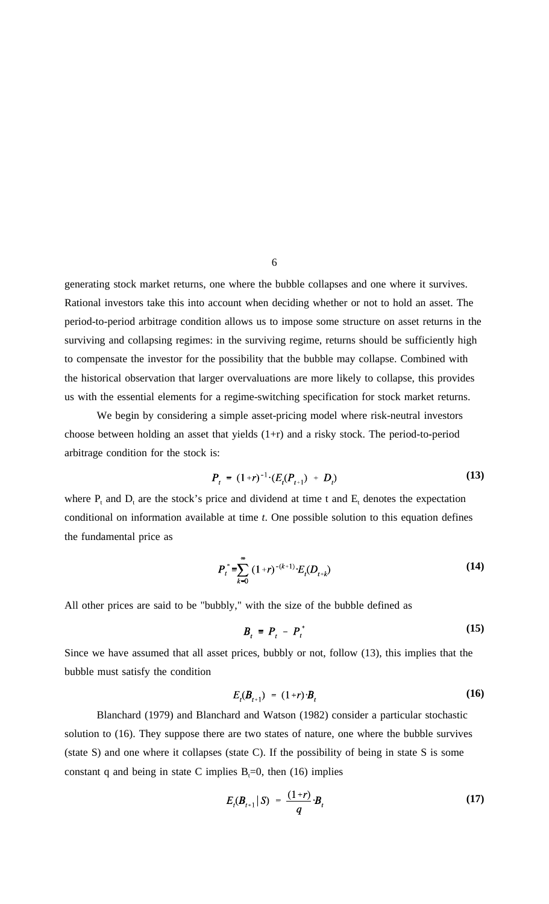generating stock market returns, one where the bubble collapses and one where it survives. Rational investors take this into account when deciding whether or not to hold an asset. The period-to-period arbitrage condition allows us to impose some structure on asset returns in the surviving and collapsing regimes: in the surviving regime, returns should be sufficiently high to compensate the investor for the possibility that the bubble may collapse. Combined with the historical observation that larger overvaluations are more likely to collapse, this provides us with the essential elements for a regime-switching specification for stock market returns.

We begin by considering a simple asset-pricing model where risk-neutral investors choose between holding an asset that yields (1+r) and a risky stock. The period-to-period arbitrage condition for the stock is:

$$P_t = (1+r)^{-1} \cdot (E_t(P_{t+1}) + D_t) \tag{13}$$

where $P_t$ and $D_t$ are the stock's price and dividend at time t and $E_t$ denotes the expectation conditional on information available at time *t*. One possible solution to this equation defines the fundamental price as

$$P_t^* \equiv \sum_{k=0}^{\infty} (1+r)^{-(k+1)} \cdot E_t(D_{t+k}) \tag{14}$$

All other prices are said to be "bubbly," with the size of the bubble defined as

$$B_t \equiv P_t - P_t^* \tag{15}$$

Since we have assumed that all asset prices, bubbly or not, follow (13), this implies that the bubble must satisfy the condition

$$E_t(B_{t+1}) = (1+r) \cdot B_t \tag{16}$$

Blanchard (1979) and Blanchard and Watson (1982) consider a particular stochastic solution to (16). They suppose there are two states of nature, one where the bubble survives (state S) and one where it collapses (state C). If the possibility of being in state S is some constant q and being in state C implies $B_t$=0, then (16) implies

$$E_t(B_{t+1} | S) = \frac{(1+r)}{q} \cdot B_t \tag{17}$$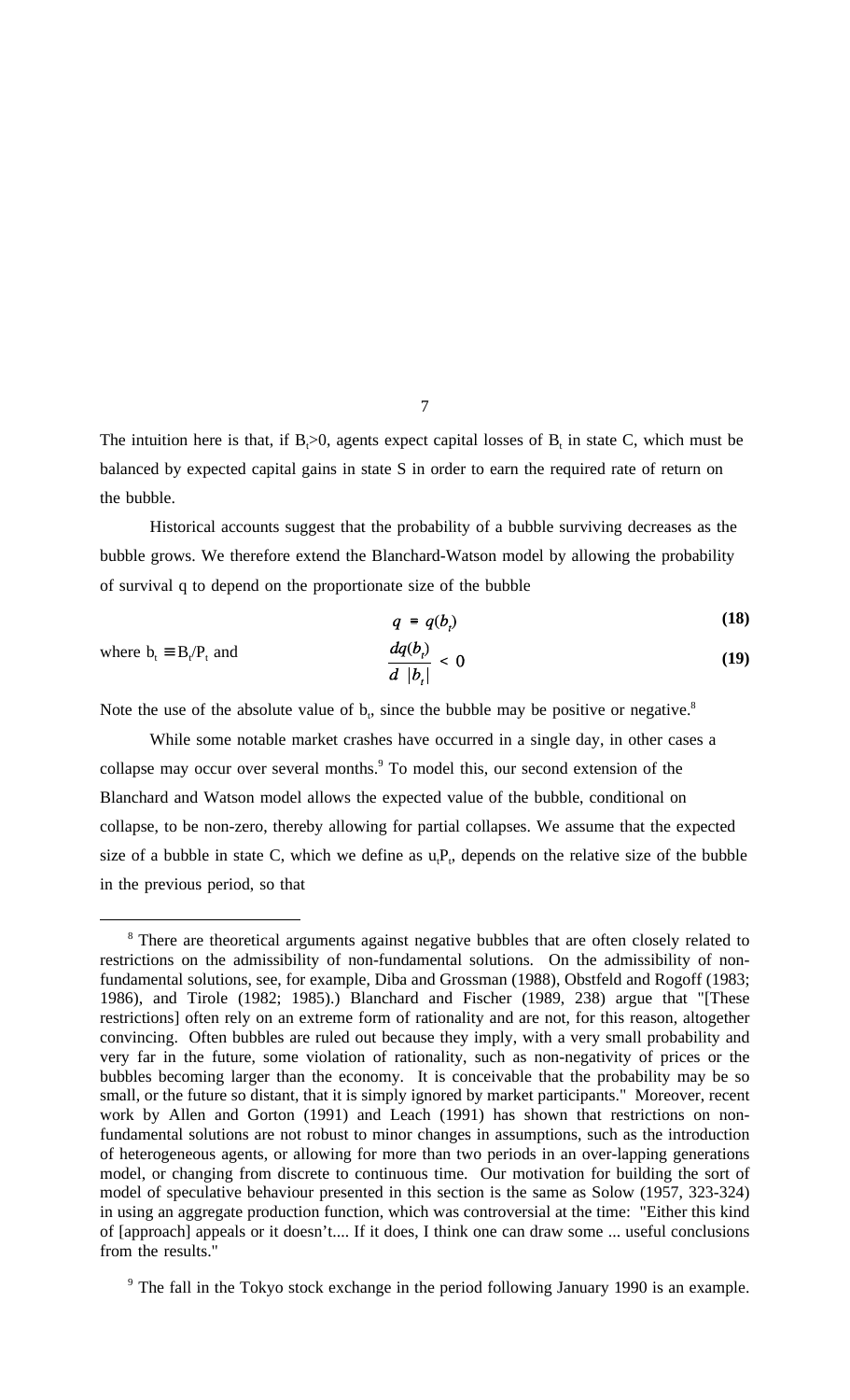The intuition here is that, if $B_t>0$, agents expect capital losses of $B_t$ in state C, which must be balanced by expected capital gains in state S in order to earn the required rate of return on the bubble.

Historical accounts suggest that the probability of a bubble surviving decreases as the bubble grows. We therefore extend the Blanchard-Watson model by allowing the probability of survival q to depend on the proportionate size of the bubble

$$q = q(b_t) \tag{18}$$

where $b_t \equiv B_t/P_t$ and

$$\frac{dq(b_t)}{d\ |b_t|} < 0 \tag{19}$$

Note the use of the absolute value of $b_t$, since the bubble may be positive or negative.[8]

While some notable market crashes have occurred in a single day, in other cases a collapse may occur over several months.[9] To model this, our second extension of the Blanchard and Watson model allows the expected value of the bubble, conditional on collapse, to be non-zero, thereby allowing for partial collapses. We assume that the expected size of a bubble in state C, which we define as $u_tP_t$, depends on the relative size of the bubble in the previous period, so that

---

[8] There are theoretical arguments against negative bubbles that are often closely related to restrictions on the admissibility of non-fundamental solutions. On the admissibility of non-fundamental solutions, see, for example, Diba and Grossman (1988), Obstfeld and Rogoff (1983; 1986), and Tirole (1982; 1985).) Blanchard and Fischer (1989, 238) argue that "[These restrictions] often rely on an extreme form of rationality and are not, for this reason, altogether convincing. Often bubbles are ruled out because they imply, with a very small probability and very far in the future, some violation of rationality, such as non-negativity of prices or the bubbles becoming larger than the economy. It is conceivable that the probability may be so small, or the future so distant, that it is simply ignored by market participants." Moreover, recent work by Allen and Gorton (1991) and Leach (1991) has shown that restrictions on non-fundamental solutions are not robust to minor changes in assumptions, such as the introduction of heterogeneous agents, or allowing for more than two periods in an over-lapping generations model, or changing from discrete to continuous time. Our motivation for building the sort of model of speculative behaviour presented in this section is the same as Solow (1957, 323-324) in using an aggregate production function, which was controversial at the time: "Either this kind of [approach] appeals or it doesn't.... If it does, I think one can draw some ... useful conclusions from the results."

[9] The fall in the Tokyo stock exchange in the period following January 1990 is an example.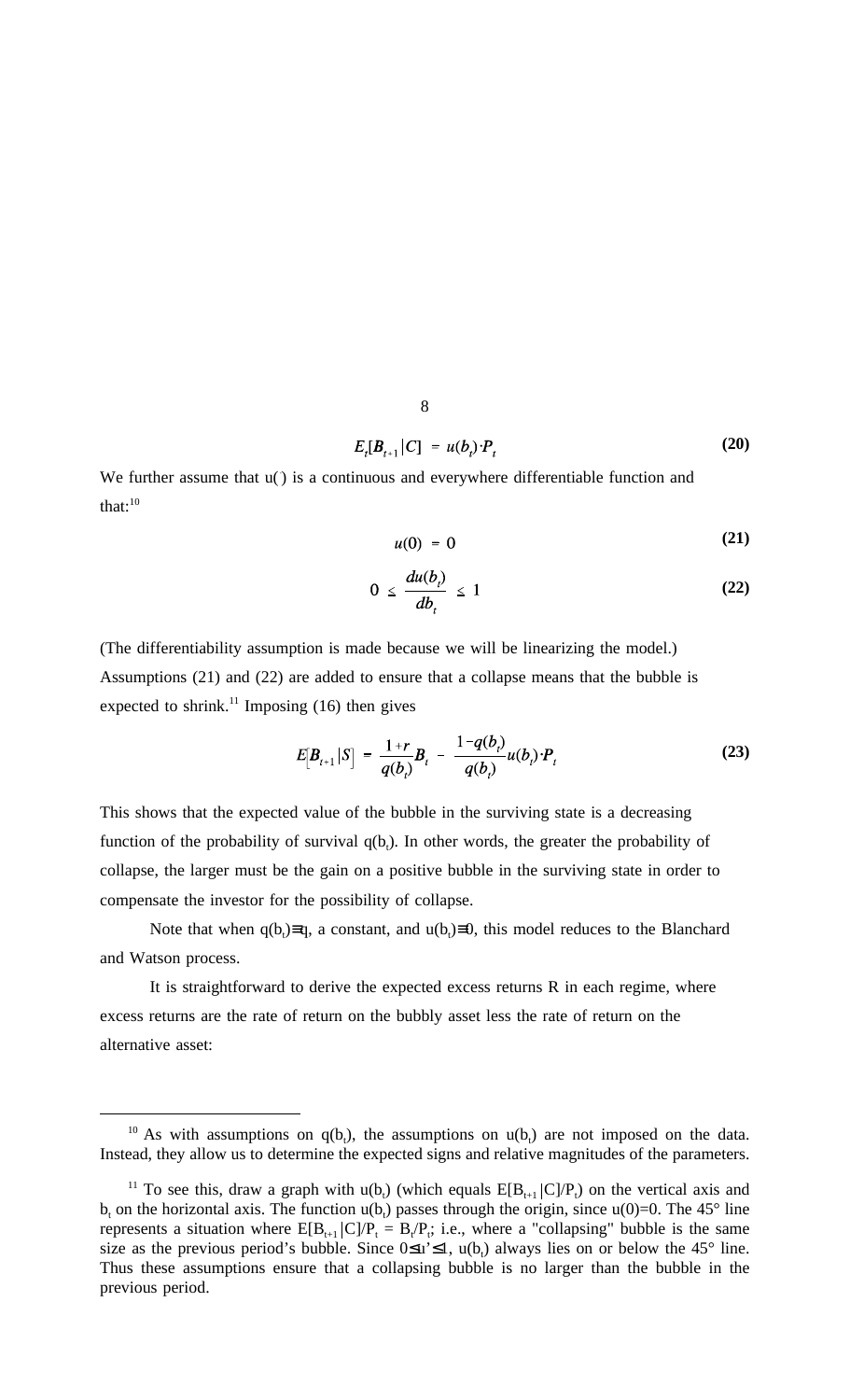$$E_t[B_{t+1}|C] = u(b_t)\cdot P_t \tag{20}$$

We further assume that u( ) is a continuous and everywhere differentiable function and that:[10]

$$u(0) = 0 \tag{21}$$

$$0 \leq \frac{du(b_t)}{db_t} \leq 1 \tag{22}$$

(The differentiability assumption is made because we will be linearizing the model.) Assumptions (21) and (22) are added to ensure that a collapse means that the bubble is expected to shrink.[11] Imposing (16) then gives

$$E\left[B_{t+1}|S\right] = \frac{1+r}{q(b_t)}B_t - \frac{1-q(b_t)}{q(b_t)}u(b_t)\cdot P_t \tag{23}$$

This shows that the expected value of the bubble in the surviving state is a decreasing function of the probability of survival $q(b_t)$. In other words, the greater the probability of collapse, the larger must be the gain on a positive bubble in the surviving state in order to compensate the investor for the possibility of collapse.

Note that when $q(b_t)\equiv q$, a constant, and $u(b_t)\equiv 0$, this model reduces to the Blanchard and Watson process.

It is straightforward to derive the expected excess returns R in each regime, where excess returns are the rate of return on the bubbly asset less the rate of return on the alternative asset:

---

[10] As with assumptions on $q(b_t)$, the assumptions on $u(b_t)$ are not imposed on the data. Instead, they allow us to determine the expected signs and relative magnitudes of the parameters.

[11] To see this, draw a graph with $u(b_t)$ (which equals $E[B_{t+1}|C]/P_t$) on the vertical axis and $b_t$ on the horizontal axis. The function $u(b_t)$ passes through the origin, since $u(0)=0$. The 45° line represents a situation where $E[B_{t+1}|C]/P_t = B_t/P_t$; i.e., where a "collapsing" bubble is the same size as the previous period's bubble. Since $0\leq u'\leq 1$, $u(b_t)$ always lies on or below the 45° line. Thus these assumptions ensure that a collapsing bubble is no larger than the bubble in the previous period.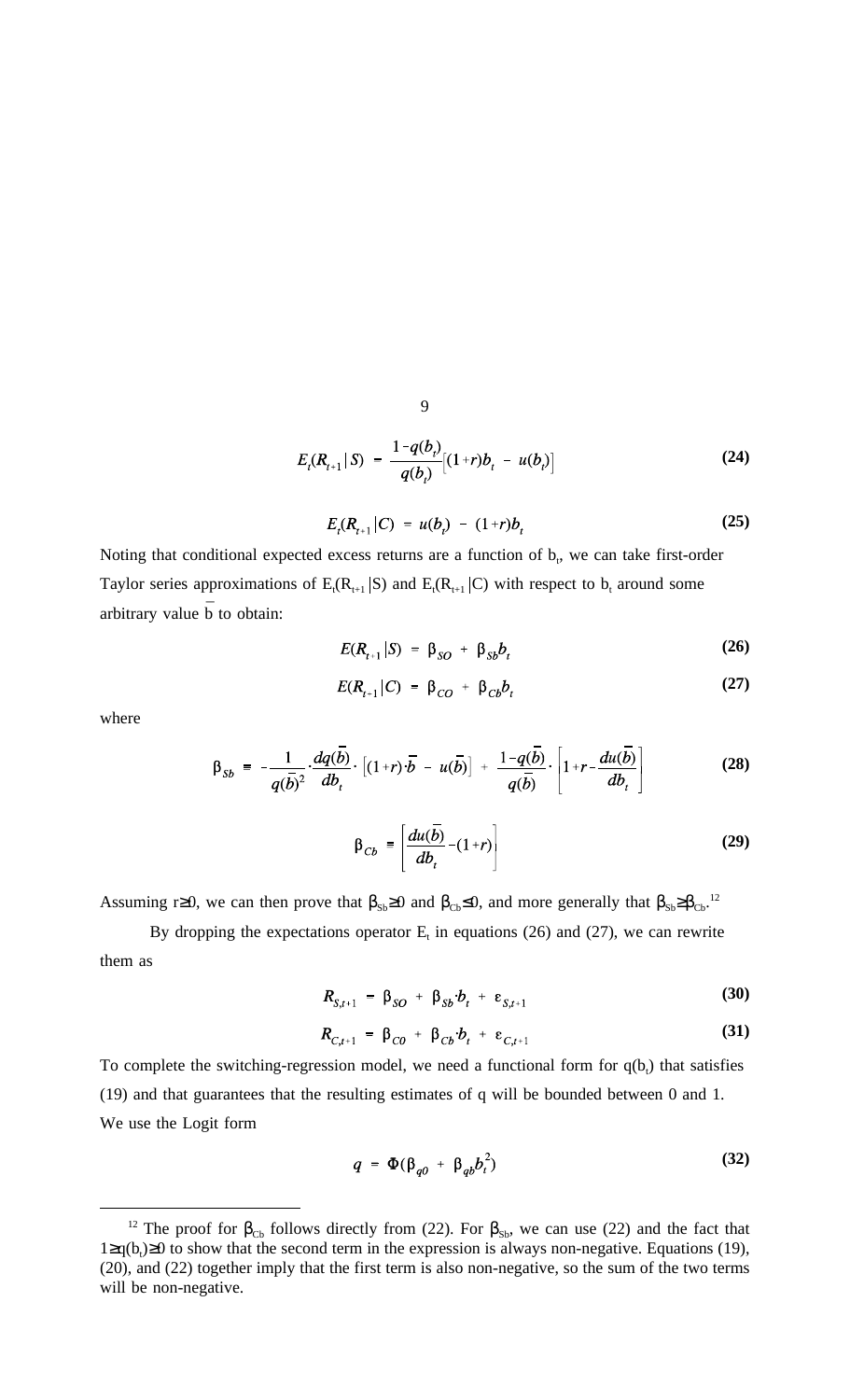$$E_t(R_{t+1}\,|\,S) \;=\; \frac{1-q(b_t)}{q(b_t)}\left[(1+r)b_t \;-\; u(b_t)\right] \tag{24}$$

$$E_t(R_{t+1}\,|C) \;=\; u(b_t) \;-\; (1+r)b_t \tag{25}$$

Noting that conditional expected excess returns are a function of $b_t$, we can take first-order Taylor series approximations of $E_t(R_{t+1}|S)$ and $E_t(R_{t+1}|C)$ with respect to $b_t$ around some arbitrary value $\bar{b}$ to obtain:

$$E(R_{t+1}|S) \;=\; \beta_{SO} \;+\; \beta_{Sb} b_t \tag{26}$$

$$E(R_{t+1}|C) \;=\; \beta_{CO} \;+\; \beta_{Cb} b_t \tag{27}$$

where

$$\beta_{Sb} \;=\; -\frac{1}{q(\bar{b})^2}\cdot\frac{dq(\bar{b})}{db_t}\cdot\left[(1+r)\cdot\bar{b} \;-\; u(\bar{b})\right] \;+\; \frac{1-q(\bar{b})}{q(\bar{b})}\cdot\left[1+r-\frac{du(\bar{b})}{db_t}\right] \tag{28}$$

$$\beta_{Cb} \;=\; \left[\frac{du(\bar{b})}{db_t}-(1+r)\right] \tag{29}$$

Assuming $r\geq 0$, we can then prove that $\beta_{Sb}\geq 0$ and $\beta_{Cb}\leq 0$, and more generally that $\beta_{Sb}\geq\beta_{Cb}$.[12]

By dropping the expectations operator $E_t$ in equations (26) and (27), we can rewrite them as

$$R_{S,t+1} \;=\; \beta_{SO} \;+\; \beta_{Sb}\cdot b_t \;+\; \varepsilon_{S,t+1} \tag{30}$$

$$R_{C,t+1} \;=\; \beta_{C0} \;+\; \beta_{Cb}\cdot b_t \;+\; \varepsilon_{C,t+1} \tag{31}$$

To complete the switching-regression model, we need a functional form for $q(b_t)$ that satisfies (19) and that guarantees that the resulting estimates of q will be bounded between 0 and 1. We use the Logit form

$$q \;=\; \Phi(\beta_{q0} \;+\; \beta_{qb} b_t^2) \tag{32}$$

---

[12] The proof for $\beta_{Cb}$ follows directly from (22). For $\beta_{Sb}$, we can use (22) and the fact that $1\geq q(b_t)\geq 0$ to show that the second term in the expression is always non-negative. Equations (19), (20), and (22) together imply that the first term is also non-negative, so the sum of the two terms will be non-negative.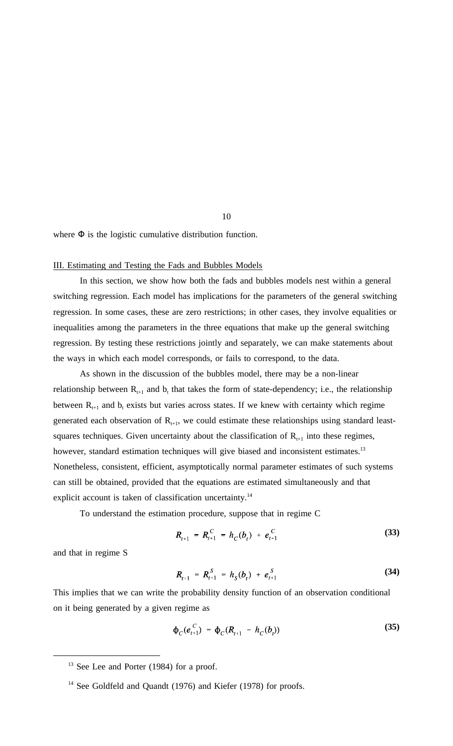where $\Phi$ is the logistic cumulative distribution function.

## III. Estimating and Testing the Fads and Bubbles Models

In this section, we show how both the fads and bubbles models nest within a general switching regression. Each model has implications for the parameters of the general switching regression. In some cases, these are zero restrictions; in other cases, they involve equalities or inequalities among the parameters in the three equations that make up the general switching regression. By testing these restrictions jointly and separately, we can make statements about the ways in which each model corresponds, or fails to correspond, to the data.

As shown in the discussion of the bubbles model, there may be a non-linear relationship between $R_{t+1}$ and $b_t$ that takes the form of state-dependency; i.e., the relationship between $R_{t+1}$ and $b_t$ exists but varies across states. If we knew with certainty which regime generated each observation of $R_{t+1}$, we could estimate these relationships using standard least-squares techniques. Given uncertainty about the classification of $R_{t+1}$ into these regimes, however, standard estimation techniques will give biased and inconsistent estimates.[13] Nonetheless, consistent, efficient, asymptotically normal parameter estimates of such systems can still be obtained, provided that the equations are estimated simultaneously and that explicit account is taken of classification uncertainty.[14]

To understand the estimation procedure, suppose that in regime C

$$R_{t+1} = R^{C}_{t+1} = h_C(b_t) + e^{C}_{t+1} \tag{33}$$

and that in regime S

$$R_{t+1} = R^{S}_{t+1} = h_S(b_t) + e^{S}_{t+1} \tag{34}$$

This implies that we can write the probability density function of an observation conditional on it being generated by a given regime as

$$\phi_C(e^{C}_{t+1}) = \phi_C(R_{t+1} - h_C(b_t)) \tag{35}$$

---

[13] See Lee and Porter (1984) for a proof.

[14] See Goldfeld and Quandt (1976) and Kiefer (1978) for proofs.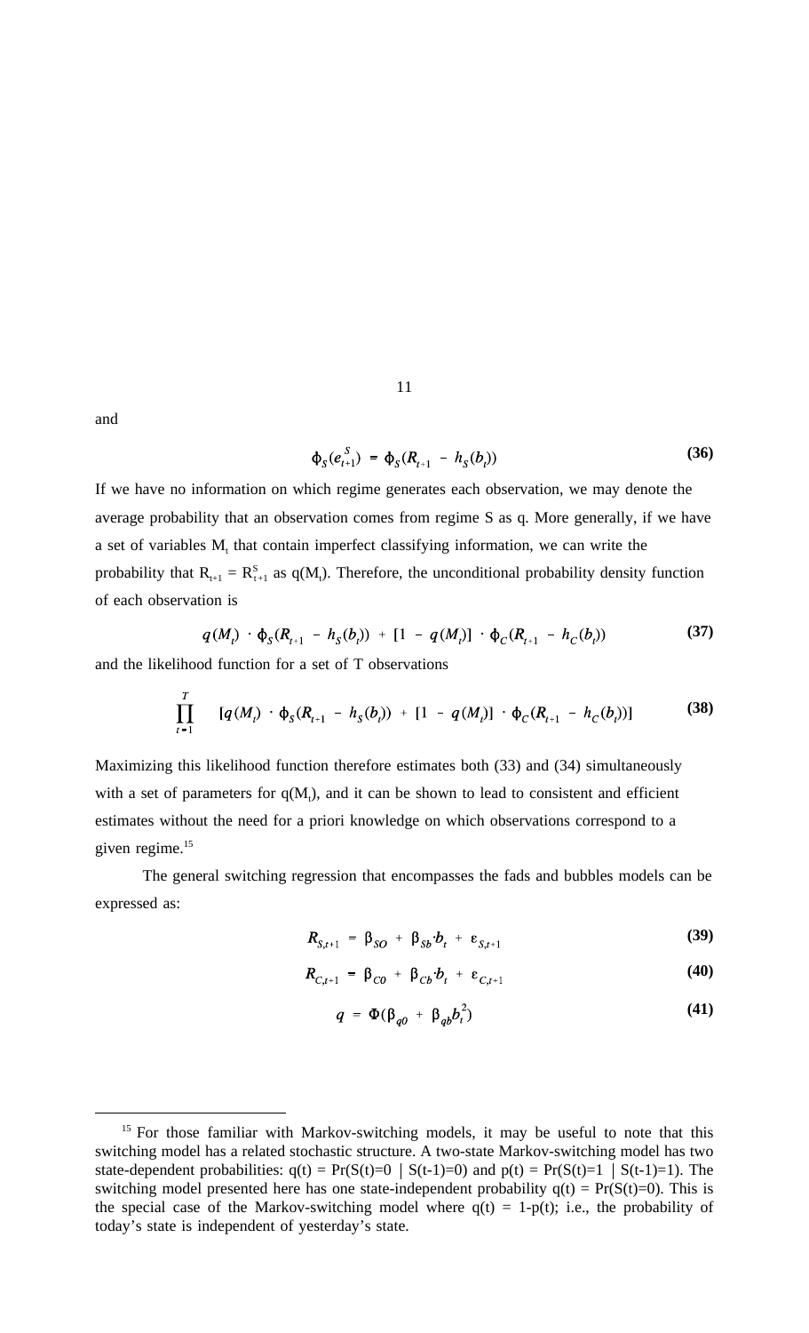and

$$\phi_S(e^S_{t+1}) = \phi_S(R_{t+1} - h_S(b_t)) \tag{36}$$

If we have no information on which regime generates each observation, we may denote the average probability that an observation comes from regime S as q. More generally, if we have a set of variables $M_t$ that contain imperfect classifying information, we can write the probability that $R_{t+1} = R^S_{t+1}$ as $q(M_t)$. Therefore, the unconditional probability density function of each observation is

$$q(M_t) \cdot \phi_S(R_{t+1} - h_S(b_t)) + [1 - q(M_t)] \cdot \phi_C(R_{t+1} - h_C(b_t)) \tag{37}$$

and the likelihood function for a set of T observations

$$\prod_{t=1}^{T} \quad [q(M_t) \cdot \phi_S(R_{t+1} - h_S(b_t)) + [1 - q(M_t)] \cdot \phi_C(R_{t+1} - h_C(b_t))] \tag{38}$$

Maximizing this likelihood function therefore estimates both (33) and (34) simultaneously with a set of parameters for $q(M_t)$, and it can be shown to lead to consistent and efficient estimates without the need for a priori knowledge on which observations correspond to a given regime.[15]

The general switching regression that encompasses the fads and bubbles models can be expressed as:

$$R_{S,t+1} = \beta_{SO} + \beta_{Sb} \cdot b_t + \varepsilon_{S,t+1} \tag{39}$$

$$R_{C,t+1} = \beta_{C0} + \beta_{Cb} \cdot b_t + \varepsilon_{C,t+1} \tag{40}$$

$$q = \Phi(\beta_{q0} + \beta_{qb} b_t^2) \tag{41}$$

---

[15] For those familiar with Markov-switching models, it may be useful to note that this switching model has a related stochastic structure. A two-state Markov-switching model has two state-dependent probabilities: $q(t) = \Pr(S(t)=0 \mid S(t-1)=0)$ and $p(t) = \Pr(S(t)=1 \mid S(t-1)=1)$. The switching model presented here has one state-independent probability $q(t) = \Pr(S(t)=0)$. This is the special case of the Markov-switching model where $q(t) = 1-p(t)$; i.e., the probability of today's state is independent of yesterday's state.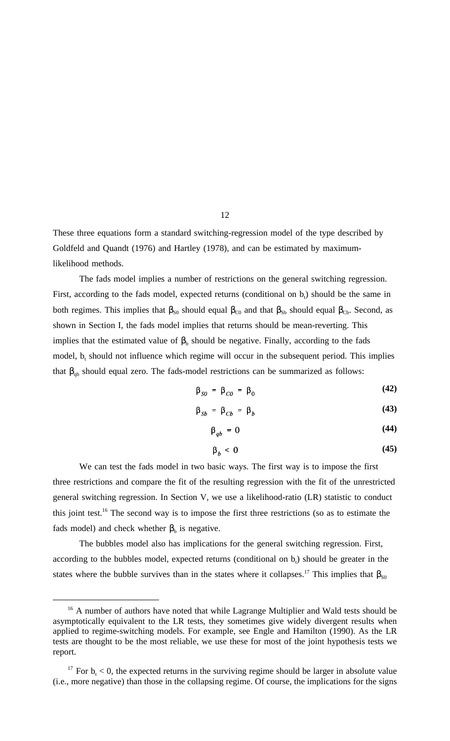These three equations form a standard switching-regression model of the type described by Goldfeld and Quandt (1976) and Hartley (1978), and can be estimated by maximum-likelihood methods.

The fads model implies a number of restrictions on the general switching regression. First, according to the fads model, expected returns (conditional on $b_t$) should be the same in both regimes. This implies that $\beta_{S0}$ should equal $\beta_{C0}$ and that $\beta_{Sb}$ should equal $\beta_{Cb}$. Second, as shown in Section I, the fads model implies that returns should be mean-reverting. This implies that the estimated value of $\beta_b$ should be negative. Finally, according to the fads model, $b_t$ should not influence which regime will occur in the subsequent period. This implies that $\beta_{qb}$ should equal zero. The fads-model restrictions can be summarized as follows:

$$\beta_{S0} = \beta_{C0} = \beta_0 \tag{42}$$

$$\beta_{Sb} = \beta_{Cb} = \beta_b \tag{43}$$

$$\beta_{qb} = 0 \tag{44}$$

$$\beta_b < 0 \tag{45}$$

We can test the fads model in two basic ways. The first way is to impose the first three restrictions and compare the fit of the resulting regression with the fit of the unrestricted general switching regression. In Section V, we use a likelihood-ratio (LR) statistic to conduct this joint test.[16] The second way is to impose the first three restrictions (so as to estimate the fads model) and check whether $\beta_b$ is negative.

The bubbles model also has implications for the general switching regression. First, according to the bubbles model, expected returns (conditional on $b_t$) should be greater in the states where the bubble survives than in the states where it collapses.[17] This implies that $\beta_{S0}$

---

[16] A number of authors have noted that while Lagrange Multiplier and Wald tests should be asymptotically equivalent to the LR tests, they sometimes give widely divergent results when applied to regime-switching models. For example, see Engle and Hamilton (1990). As the LR tests are thought to be the most reliable, we use these for most of the joint hypothesis tests we report.

[17] For $b_t < 0$, the expected returns in the surviving regime should be larger in absolute value (i.e., more negative) than those in the collapsing regime. Of course, the implications for the signs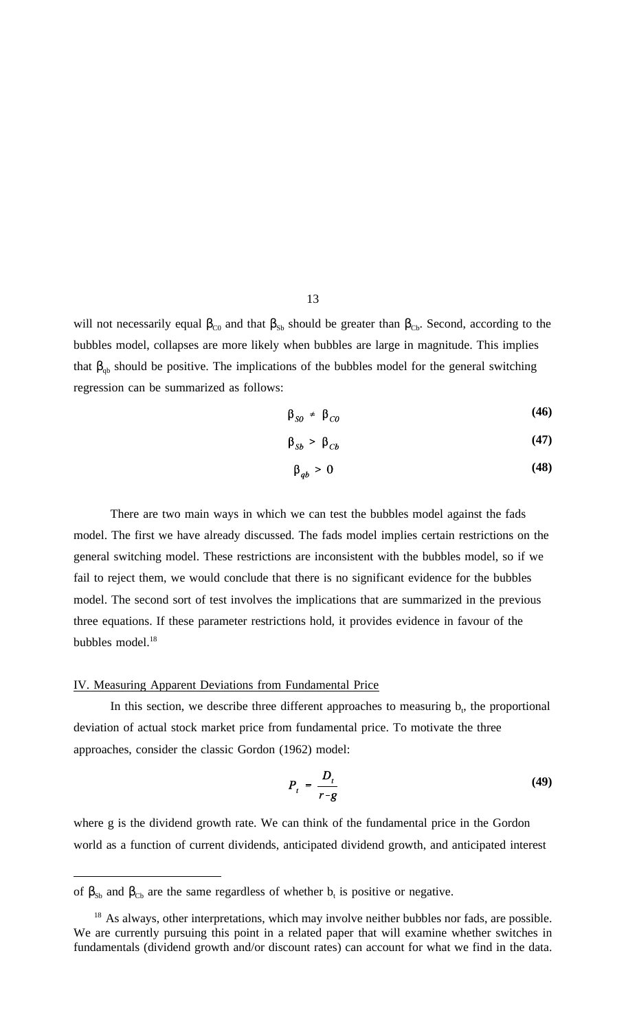will not necessarily equal $\beta_{C0}$ and that $\beta_{Sb}$ should be greater than $\beta_{Cb}$. Second, according to the bubbles model, collapses are more likely when bubbles are large in magnitude. This implies that $\beta_{qb}$ should be positive. The implications of the bubbles model for the general switching regression can be summarized as follows:

$$\beta_{S0} \neq \beta_{C0} \tag{46}$$

$$\beta_{Sb} > \beta_{Cb} \tag{47}$$

$$\beta_{qb} > 0 \tag{48}$$

There are two main ways in which we can test the bubbles model against the fads model. The first we have already discussed. The fads model implies certain restrictions on the general switching model. These restrictions are inconsistent with the bubbles model, so if we fail to reject them, we would conclude that there is no significant evidence for the bubbles model. The second sort of test involves the implications that are summarized in the previous three equations. If these parameter restrictions hold, it provides evidence in favour of the bubbles model.[18]

## IV. Measuring Apparent Deviations from Fundamental Price

In this section, we describe three different approaches to measuring $b_t$, the proportional deviation of actual stock market price from fundamental price. To motivate the three approaches, consider the classic Gordon (1962) model:

$$P_t = \frac{D_t}{r-g} \tag{49}$$

where g is the dividend growth rate. We can think of the fundamental price in the Gordon world as a function of current dividends, anticipated dividend growth, and anticipated interest

---

of $\beta_{Sb}$ and $\beta_{Cb}$ are the same regardless of whether $b_t$ is positive or negative.

[18] As always, other interpretations, which may involve neither bubbles nor fads, are possible. We are currently pursuing this point in a related paper that will examine whether switches in fundamentals (dividend growth and/or discount rates) can account for what we find in the data.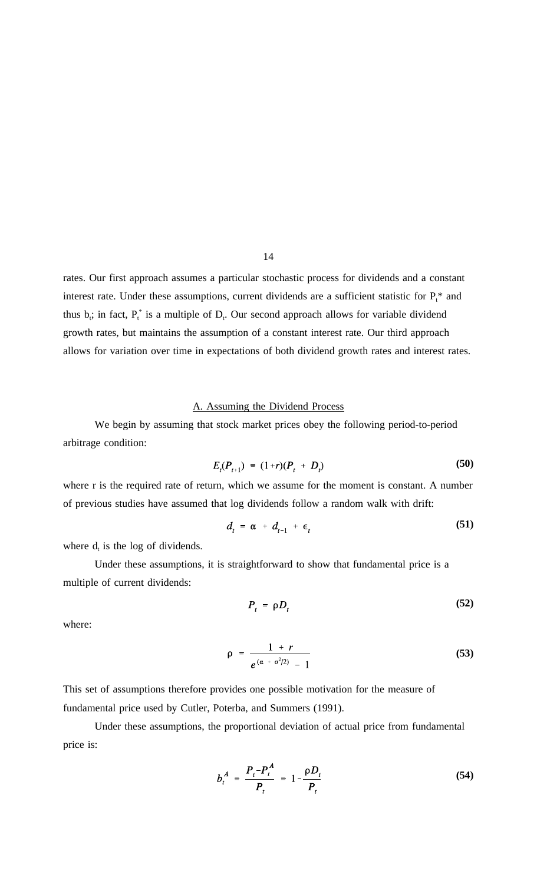rates. Our first approach assumes a particular stochastic process for dividends and a constant interest rate. Under these assumptions, current dividends are a sufficient statistic for $P_t^*$ and thus $b_t$; in fact, $P_t^*$ is a multiple of $D_t$. Our second approach allows for variable dividend growth rates, but maintains the assumption of a constant interest rate. Our third approach allows for variation over time in expectations of both dividend growth rates and interest rates.

## A. Assuming the Dividend Process

We begin by assuming that stock market prices obey the following period-to-period arbitrage condition:

$$E_t(P_{t+1}) = (1+r)(P_t + D_t) \tag{50}$$

where r is the required rate of return, which we assume for the moment is constant. A number of previous studies have assumed that log dividends follow a random walk with drift:

$$d_t = \alpha + d_{t-1} + \epsilon_t \tag{51}$$

where $d_t$ is the log of dividends.

Under these assumptions, it is straightforward to show that fundamental price is a multiple of current dividends:

$$P_t = \rho D_t \tag{52}$$

where:

$$\rho = \frac{1 + r}{e^{(\alpha + \sigma^2/2)} - 1} \tag{53}$$

This set of assumptions therefore provides one possible motivation for the measure of fundamental price used by Cutler, Poterba, and Summers (1991).

Under these assumptions, the proportional deviation of actual price from fundamental price is:

$$b_t^A = \frac{P_t - P_t^A}{P_t} = 1 - \frac{\rho D_t}{P_t} \tag{54}$$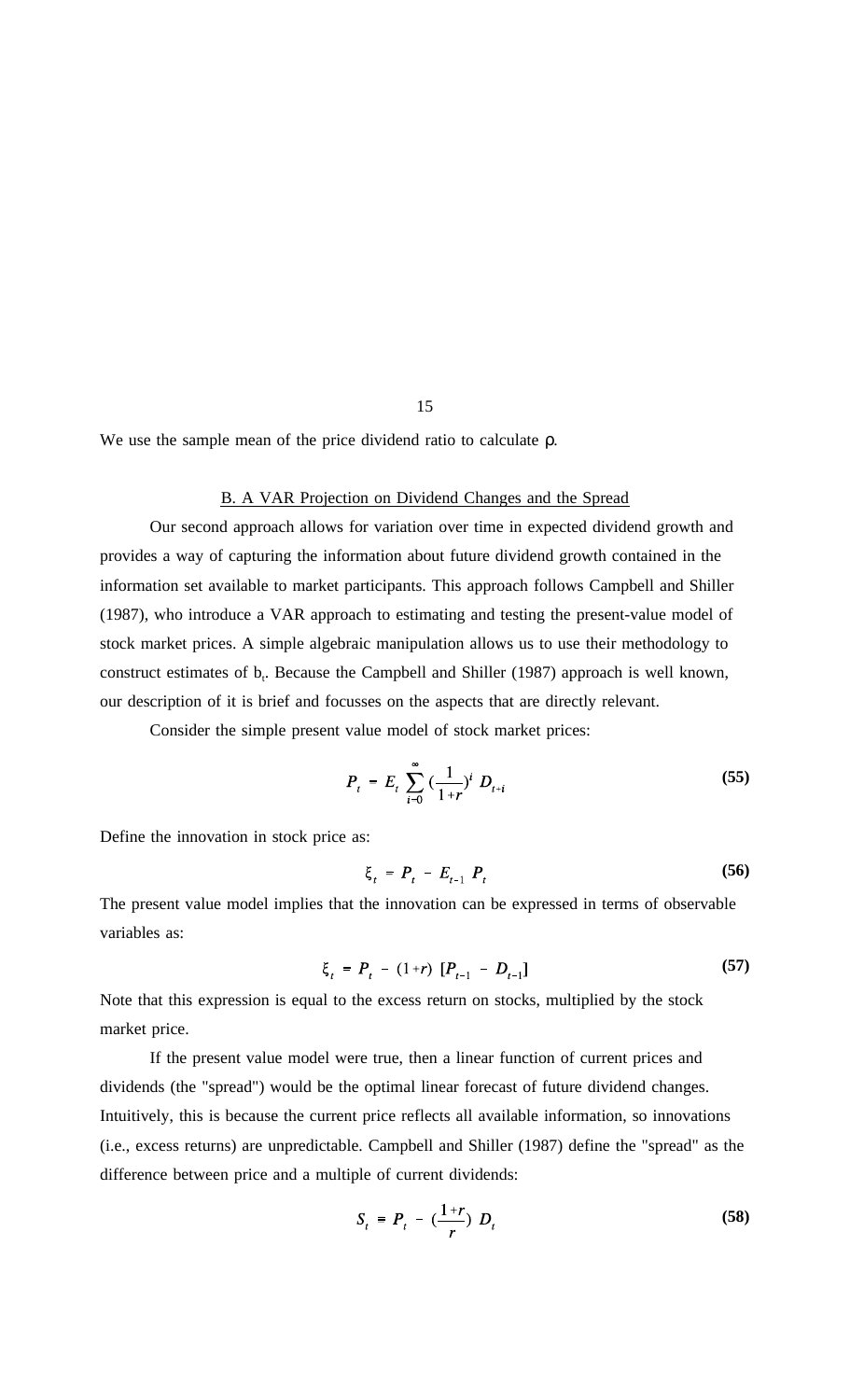We use the sample mean of the price dividend ratio to calculate ρ.

## B. A VAR Projection on Dividend Changes and the Spread

Our second approach allows for variation over time in expected dividend growth and provides a way of capturing the information about future dividend growth contained in the information set available to market participants. This approach follows Campbell and Shiller (1987), who introduce a VAR approach to estimating and testing the present-value model of stock market prices. A simple algebraic manipulation allows us to use their methodology to construct estimates of $b_t$. Because the Campbell and Shiller (1987) approach is well known, our description of it is brief and focusses on the aspects that are directly relevant.

Consider the simple present value model of stock market prices:

$$P_t = E_t \sum_{i=0}^{\infty} \left(\frac{1}{1+r}\right)^i D_{t+i} \tag{55}$$

Define the innovation in stock price as:

$$\xi_t = P_t - E_{t-1} P_t \tag{56}$$

The present value model implies that the innovation can be expressed in terms of observable variables as:

$$\xi_t = P_t - (1+r) [P_{t-1} - D_{t-1}] \tag{57}$$

Note that this expression is equal to the excess return on stocks, multiplied by the stock market price.

If the present value model were true, then a linear function of current prices and dividends (the "spread") would be the optimal linear forecast of future dividend changes. Intuitively, this is because the current price reflects all available information, so innovations (i.e., excess returns) are unpredictable. Campbell and Shiller (1987) define the "spread" as the difference between price and a multiple of current dividends:

$$S_t = P_t - \left(\frac{1+r}{r}\right) D_t \tag{58}$$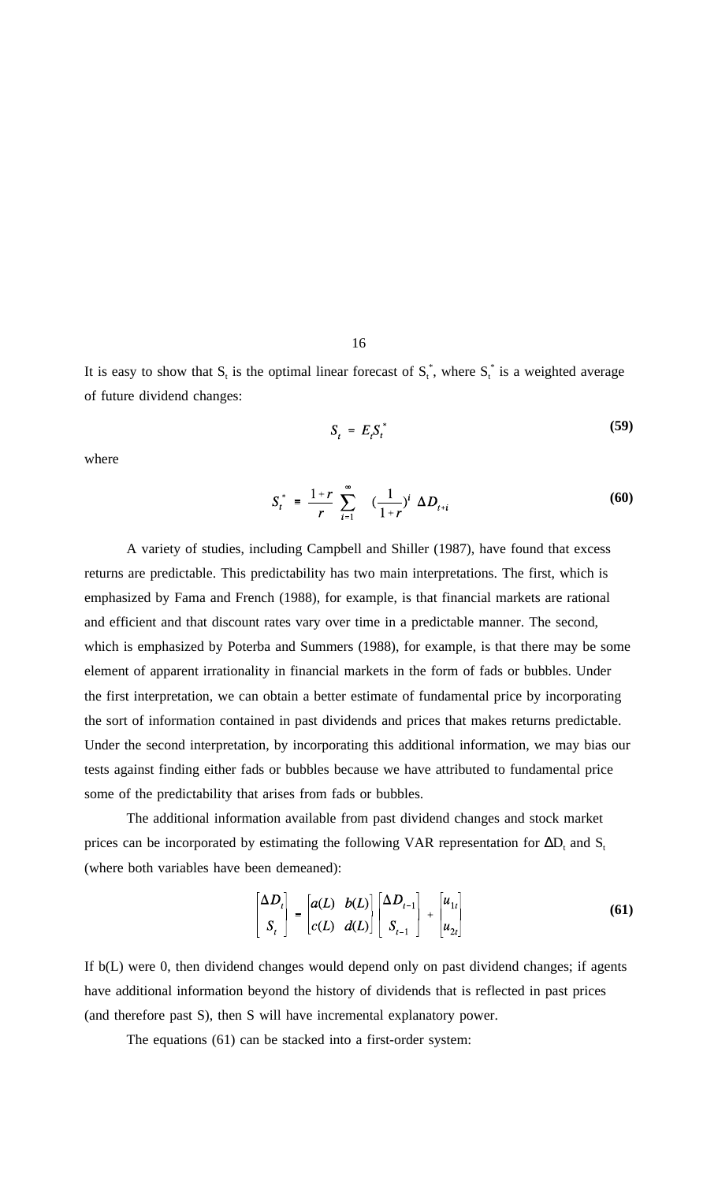It is easy to show that $S_t$ is the optimal linear forecast of $S_t^*$, where $S_t^*$ is a weighted average of future dividend changes:

$$S_t = E_t S_t^* \tag{59}$$

where

$$S_t^* \equiv \frac{1+r}{r} \sum_{i=1}^{\infty} \left(\frac{1}{1+r}\right)^i \Delta D_{t+i} \tag{60}$$

A variety of studies, including Campbell and Shiller (1987), have found that excess returns are predictable. This predictability has two main interpretations. The first, which is emphasized by Fama and French (1988), for example, is that financial markets are rational and efficient and that discount rates vary over time in a predictable manner. The second, which is emphasized by Poterba and Summers (1988), for example, is that there may be some element of apparent irrationality in financial markets in the form of fads or bubbles. Under the first interpretation, we can obtain a better estimate of fundamental price by incorporating the sort of information contained in past dividends and prices that makes returns predictable. Under the second interpretation, by incorporating this additional information, we may bias our tests against finding either fads or bubbles because we have attributed to fundamental price some of the predictability that arises from fads or bubbles.

The additional information available from past dividend changes and stock market prices can be incorporated by estimating the following VAR representation for $\Delta D_t$ and $S_t$ (where both variables have been demeaned):

$$\begin{bmatrix} \Delta D_t \\ S_t \end{bmatrix} = \begin{bmatrix} a(L) & b(L) \\ c(L) & d(L) \end{bmatrix} \begin{bmatrix} \Delta D_{t-1} \\ S_{t-1} \end{bmatrix} + \begin{bmatrix} u_{1t} \\ u_{2t} \end{bmatrix} \tag{61}$$

If b(L) were 0, then dividend changes would depend only on past dividend changes; if agents have additional information beyond the history of dividends that is reflected in past prices (and therefore past S), then S will have incremental explanatory power.

The equations (61) can be stacked into a first-order system: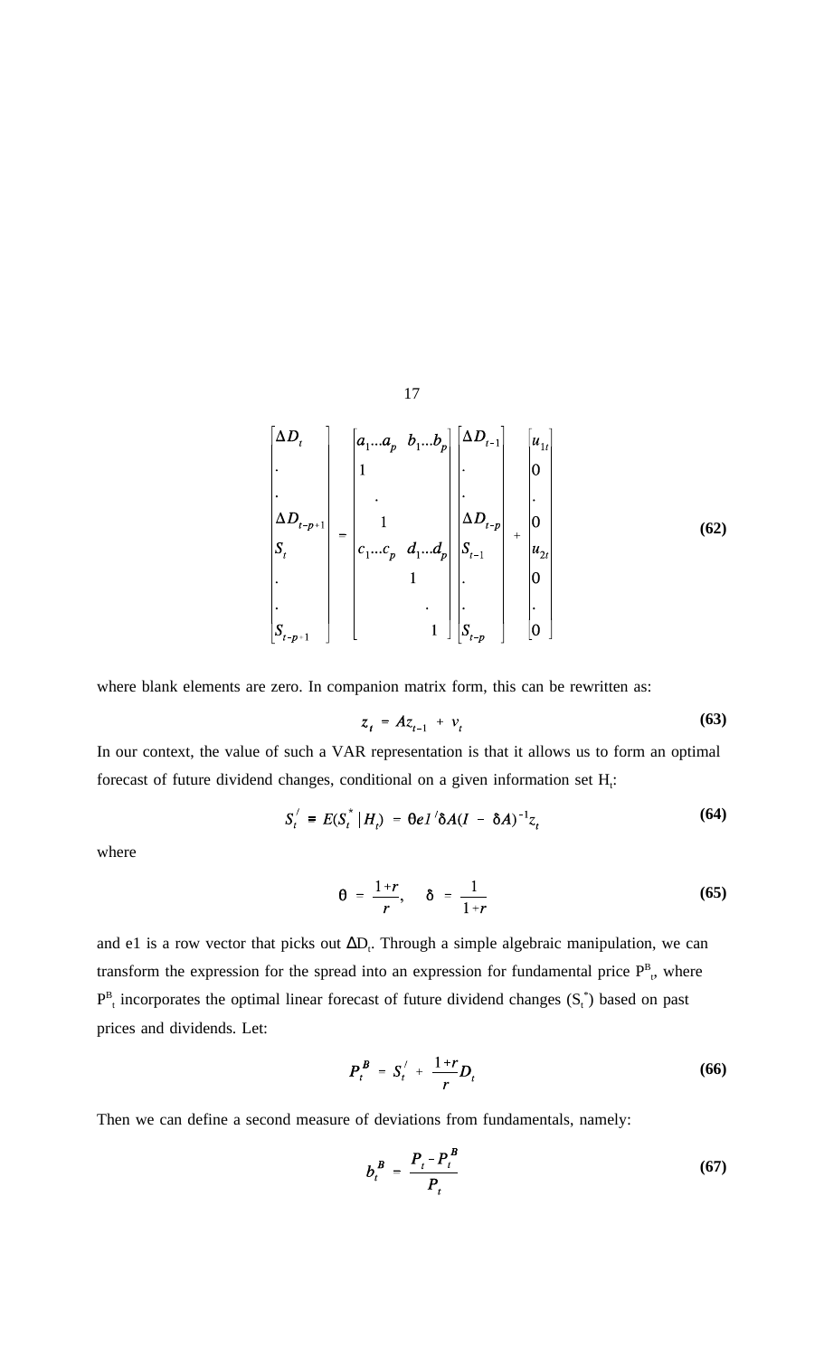$$
\begin{bmatrix} \Delta D_t \\ . \\ . \\ \Delta D_{t-p+1} \\ S_t \\ . \\ . \\ S_{t-p+1} \end{bmatrix} = \begin{bmatrix} a_1 ... a_p & b_1 ... b_p \\ 1 & \\ \quad . & \\ \quad \quad 1 & \\ c_1 ... c_p & d_1 ... d_p \\ & 1 \\ & \quad . \\ & \quad \quad 1 \end{bmatrix} \begin{bmatrix} \Delta D_{t-1} \\ . \\ . \\ \Delta D_{t-p} \\ S_{t-1} \\ . \\ . \\ S_{t-p} \end{bmatrix} + \begin{bmatrix} u_{1t} \\ 0 \\ . \\ 0 \\ u_{2t} \\ 0 \\ . \\ 0 \end{bmatrix} \tag{62}
$$

where blank elements are zero. In companion matrix form, this can be rewritten as:

$$
z_t = Az_{t-1} + v_t \tag{63}
$$

In our context, the value of such a VAR representation is that it allows us to form an optimal forecast of future dividend changes, conditional on a given information set $H_t$:

$$
S_t' = E(S_t^* \mid H_t) = \theta e1' \delta A(I - \delta A)^{-1} z_t \tag{64}
$$

where

$$
\theta = \frac{1+r}{r}, \quad \delta = \frac{1}{1+r} \tag{65}
$$

and e1 is a row vector that picks out $\Delta D_t$. Through a simple algebraic manipulation, we can transform the expression for the spread into an expression for fundamental price $P^B_t$, where $P^B_t$ incorporates the optimal linear forecast of future dividend changes ($S_t^*$) based on past prices and dividends. Let:

$$
P_t^B = S_t' + \frac{1+r}{r} D_t \tag{66}
$$

Then we can define a second measure of deviations from fundamentals, namely:

$$
b_t^B = \frac{P_t - P_t^B}{P_t} \tag{67}
$$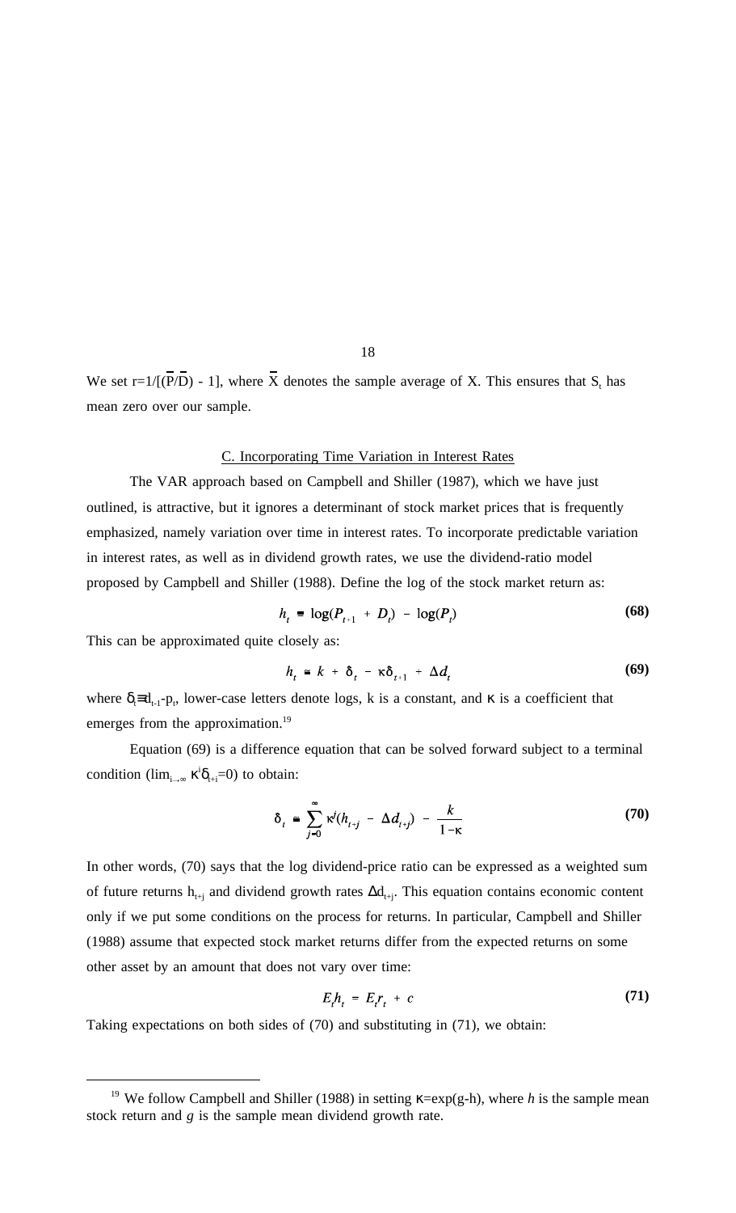We set $r=1/[(\overline{P}/\overline{D}) - 1]$, where $\overline{X}$ denotes the sample average of X. This ensures that $S_t$ has mean zero over our sample.

## C. Incorporating Time Variation in Interest Rates

The VAR approach based on Campbell and Shiller (1987), which we have just outlined, is attractive, but it ignores a determinant of stock market prices that is frequently emphasized, namely variation over time in interest rates. To incorporate predictable variation in interest rates, as well as in dividend growth rates, we use the dividend-ratio model proposed by Campbell and Shiller (1988). Define the log of the stock market return as:

$$h_t \equiv \log(P_{t+1} + D_t) - \log(P_t) \tag{68}$$

This can be approximated quite closely as:

$$h_t \approx k + \delta_t - \kappa\delta_{t+1} + \Delta d_t \tag{69}$$

where $\delta_t \equiv d_{t-1} - p_t$, lower-case letters denote logs, k is a constant, and $\kappa$ is a coefficient that emerges from the approximation.[19]

Equation (69) is a difference equation that can be solved forward subject to a terminal condition ($\lim_{i\to\infty} \kappa^i \delta_{t+i} = 0$) to obtain:

$$\delta_t \approx \sum_{j=0}^{\infty} \kappa^j (h_{t+j} - \Delta d_{t+j}) - \frac{k}{1-\kappa} \tag{70}$$

In other words, (70) says that the log dividend-price ratio can be expressed as a weighted sum of future returns $h_{t+j}$ and dividend growth rates $\Delta d_{t+j}$. This equation contains economic content only if we put some conditions on the process for returns. In particular, Campbell and Shiller (1988) assume that expected stock market returns differ from the expected returns on some other asset by an amount that does not vary over time:

$$E_t h_t = E_t r_t + c \tag{71}$$

Taking expectations on both sides of (70) and substituting in (71), we obtain:

---

[19] We follow Campbell and Shiller (1988) in setting $\kappa = \exp(g-h)$, where *h* is the sample mean stock return and *g* is the sample mean dividend growth rate.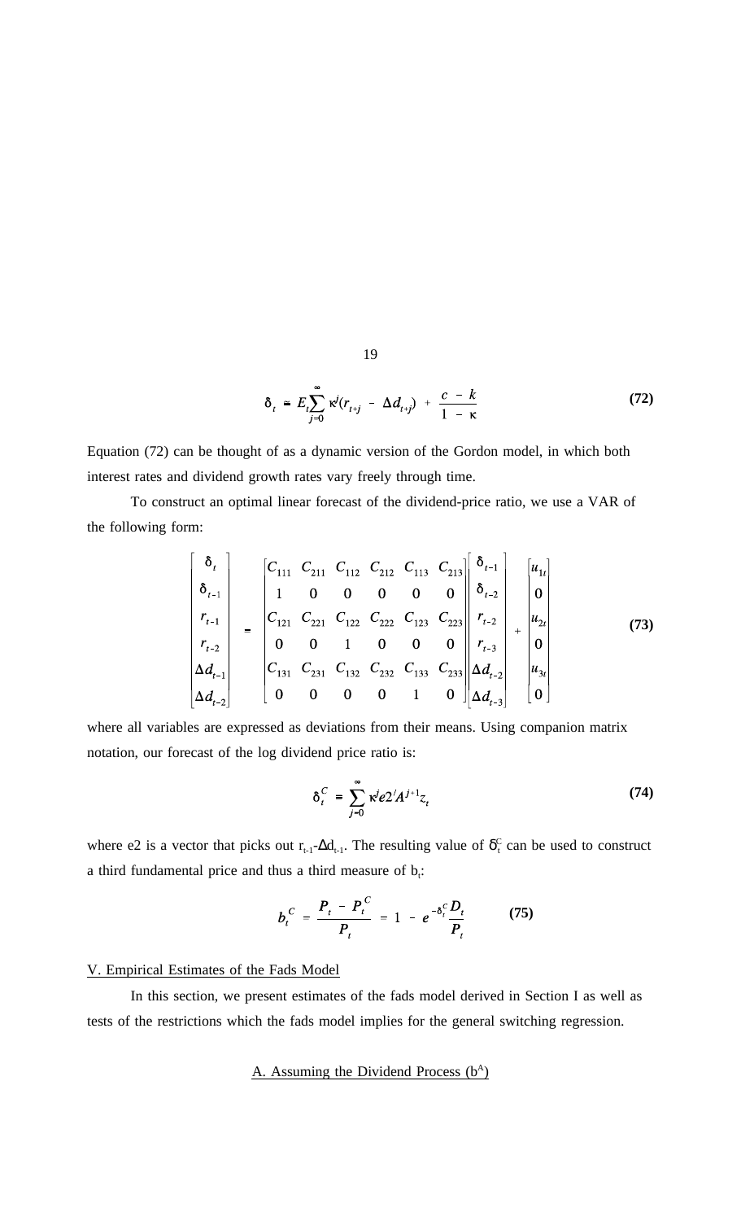$$\delta_t = E_t \sum_{j=0}^{\infty} \kappa^j (r_{t+j} - \Delta d_{t+j}) + \frac{c - k}{1 - \kappa} \tag{72}$$

Equation (72) can be thought of as a dynamic version of the Gordon model, in which both interest rates and dividend growth rates vary freely through time.

To construct an optimal linear forecast of the dividend-price ratio, we use a VAR of the following form:

$$\begin{bmatrix} \delta_t \\ \delta_{t-1} \\ r_{t-1} \\ r_{t-2} \\ \Delta d_{t-1} \\ \Delta d_{t-2} \end{bmatrix} = \begin{bmatrix} C_{111} & C_{211} & C_{112} & C_{212} & C_{113} & C_{213} \\ 1 & 0 & 0 & 0 & 0 & 0 \\ C_{121} & C_{221} & C_{122} & C_{222} & C_{123} & C_{223} \\ 0 & 0 & 1 & 0 & 0 & 0 \\ C_{131} & C_{231} & C_{132} & C_{232} & C_{133} & C_{233} \\ 0 & 0 & 0 & 0 & 1 & 0 \end{bmatrix} \begin{bmatrix} \delta_{t-1} \\ \delta_{t-2} \\ r_{t-2} \\ r_{t-3} \\ \Delta d_{t-2} \\ \Delta d_{t-3} \end{bmatrix} + \begin{bmatrix} u_{1t} \\ 0 \\ u_{2t} \\ 0 \\ u_{3t} \\ 0 \end{bmatrix} \tag{73}$$

where all variables are expressed as deviations from their means. Using companion matrix notation, our forecast of the log dividend price ratio is:

$$\delta_t^C = \sum_{j=0}^{\infty} \kappa^j e2' A^{j+1} z_t \tag{74}$$

where e2 is a vector that picks out $r_{t-1}$-$\Delta d_{t-1}$. The resulting value of $\delta_t^C$ can be used to construct a third fundamental price and thus a third measure of $b_t$:

$$b_t^C = \frac{P_t - P_t^C}{P_t} = 1 - e^{-\delta_t^C} \frac{D_t}{P_t} \tag{75}$$

V. Empirical Estimates of the Fads Model

In this section, we present estimates of the fads model derived in Section I as well as tests of the restrictions which the fads model implies for the general switching regression.

A. Assuming the Dividend Process ($b^A$)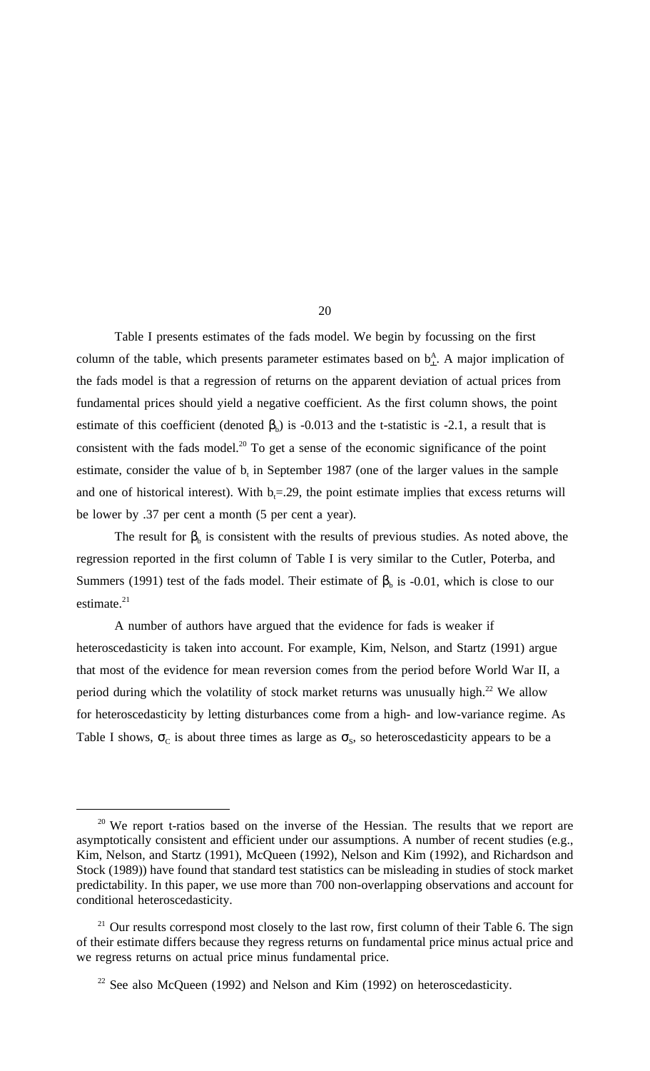Table I presents estimates of the fads model. We begin by focussing on the first column of the table, which presents parameter estimates based on $b^A_{\perp}$. A major implication of the fads model is that a regression of returns on the apparent deviation of actual prices from fundamental prices should yield a negative coefficient. As the first column shows, the point estimate of this coefficient (denoted $\beta_b$) is -0.013 and the t-statistic is -2.1, a result that is consistent with the fads model.[20] To get a sense of the economic significance of the point estimate, consider the value of $b_t$ in September 1987 (one of the larger values in the sample and one of historical interest). With $b_t$=.29, the point estimate implies that excess returns will be lower by .37 per cent a month (5 per cent a year).

The result for $\beta_b$ is consistent with the results of previous studies. As noted above, the regression reported in the first column of Table I is very similar to the Cutler, Poterba, and Summers (1991) test of the fads model. Their estimate of $\beta_b$ is -0.01, which is close to our estimate.[21]

A number of authors have argued that the evidence for fads is weaker if heteroscedasticity is taken into account. For example, Kim, Nelson, and Startz (1991) argue that most of the evidence for mean reversion comes from the period before World War II, a period during which the volatility of stock market returns was unusually high.[22] We allow for heteroscedasticity by letting disturbances come from a high- and low-variance regime. As Table I shows, $\sigma_C$ is about three times as large as $\sigma_S$, so heteroscedasticity appears to be a

---

[20] We report t-ratios based on the inverse of the Hessian. The results that we report are asymptotically consistent and efficient under our assumptions. A number of recent studies (e.g., Kim, Nelson, and Startz (1991), McQueen (1992), Nelson and Kim (1992), and Richardson and Stock (1989)) have found that standard test statistics can be misleading in studies of stock market predictability. In this paper, we use more than 700 non-overlapping observations and account for conditional heteroscedasticity.

[21] Our results correspond most closely to the last row, first column of their Table 6. The sign of their estimate differs because they regress returns on fundamental price minus actual price and we regress returns on actual price minus fundamental price.

[22] See also McQueen (1992) and Nelson and Kim (1992) on heteroscedasticity.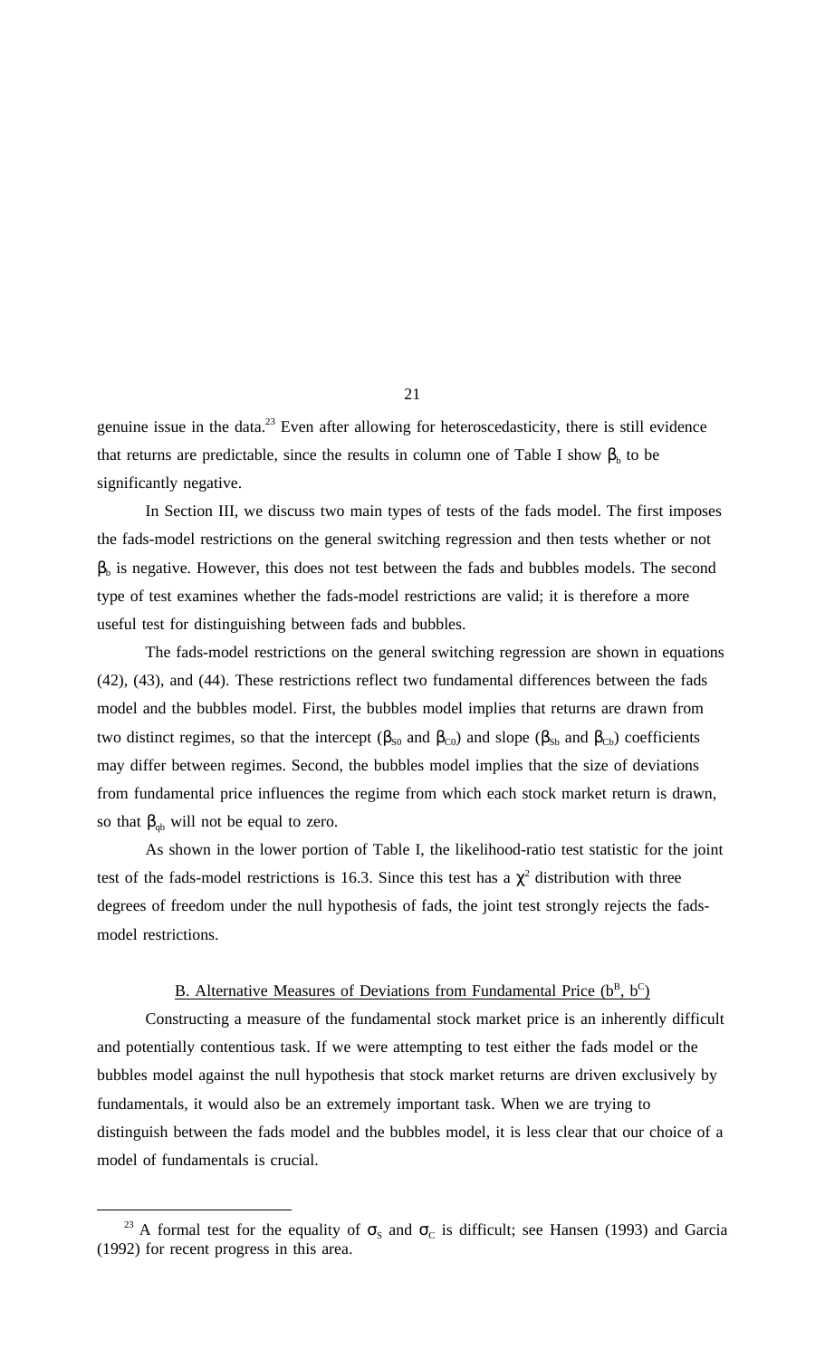genuine issue in the data.[23] Even after allowing for heteroscedasticity, there is still evidence that returns are predictable, since the results in column one of Table I show $\beta_b$ to be significantly negative.

In Section III, we discuss two main types of tests of the fads model. The first imposes the fads-model restrictions on the general switching regression and then tests whether or not $\beta_b$ is negative. However, this does not test between the fads and bubbles models. The second type of test examines whether the fads-model restrictions are valid; it is therefore a more useful test for distinguishing between fads and bubbles.

The fads-model restrictions on the general switching regression are shown in equations (42), (43), and (44). These restrictions reflect two fundamental differences between the fads model and the bubbles model. First, the bubbles model implies that returns are drawn from two distinct regimes, so that the intercept ($\beta_{S0}$ and $\beta_{C0}$) and slope ($\beta_{Sb}$ and $\beta_{Cb}$) coefficients may differ between regimes. Second, the bubbles model implies that the size of deviations from fundamental price influences the regime from which each stock market return is drawn, so that $\beta_{qb}$ will not be equal to zero.

As shown in the lower portion of Table I, the likelihood-ratio test statistic for the joint test of the fads-model restrictions is 16.3. Since this test has a $\chi^2$ distribution with three degrees of freedom under the null hypothesis of fads, the joint test strongly rejects the fads-model restrictions.

## B. Alternative Measures of Deviations from Fundamental Price ($b^B$, $b^C$)

Constructing a measure of the fundamental stock market price is an inherently difficult and potentially contentious task. If we were attempting to test either the fads model or the bubbles model against the null hypothesis that stock market returns are driven exclusively by fundamentals, it would also be an extremely important task. When we are trying to distinguish between the fads model and the bubbles model, it is less clear that our choice of a model of fundamentals is crucial.

[23] A formal test for the equality of $\sigma_S$ and $\sigma_C$ is difficult; see Hansen (1993) and Garcia (1992) for recent progress in this area.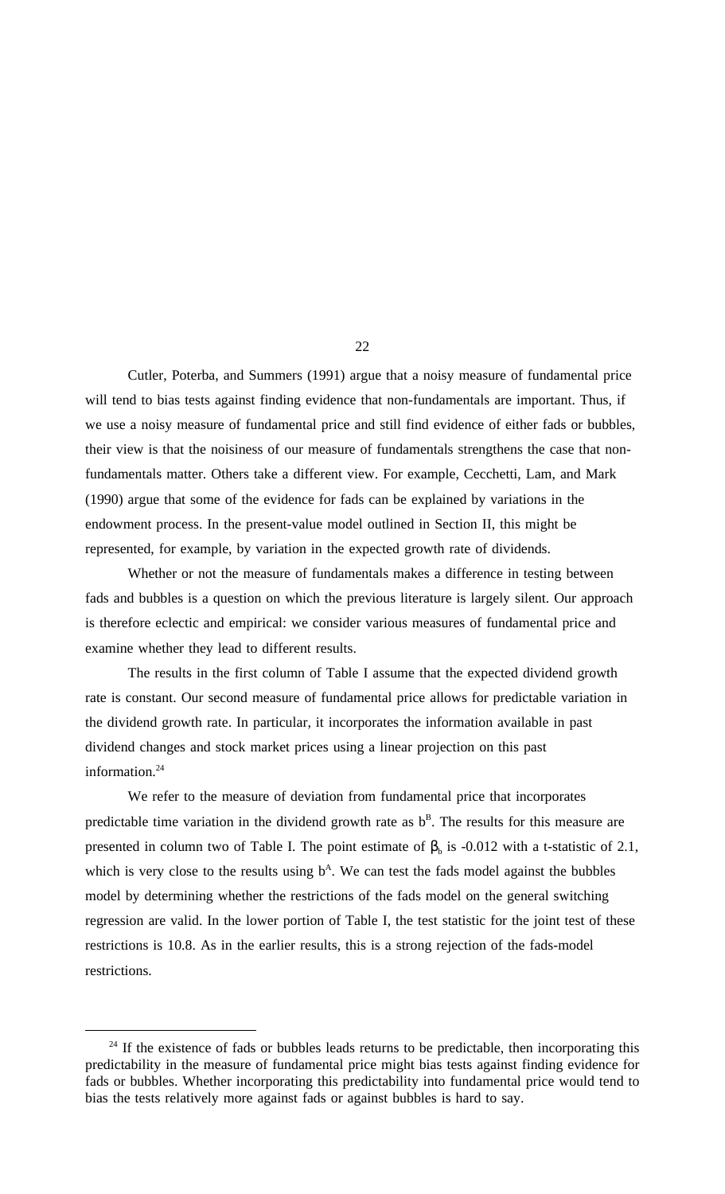Cutler, Poterba, and Summers (1991) argue that a noisy measure of fundamental price will tend to bias tests against finding evidence that non-fundamentals are important. Thus, if we use a noisy measure of fundamental price and still find evidence of either fads or bubbles, their view is that the noisiness of our measure of fundamentals strengthens the case that non-fundamentals matter. Others take a different view. For example, Cecchetti, Lam, and Mark (1990) argue that some of the evidence for fads can be explained by variations in the endowment process. In the present-value model outlined in Section II, this might be represented, for example, by variation in the expected growth rate of dividends.

Whether or not the measure of fundamentals makes a difference in testing between fads and bubbles is a question on which the previous literature is largely silent. Our approach is therefore eclectic and empirical: we consider various measures of fundamental price and examine whether they lead to different results.

The results in the first column of Table I assume that the expected dividend growth rate is constant. Our second measure of fundamental price allows for predictable variation in the dividend growth rate. In particular, it incorporates the information available in past dividend changes and stock market prices using a linear projection on this past information.[24]

We refer to the measure of deviation from fundamental price that incorporates predictable time variation in the dividend growth rate as $b^B$. The results for this measure are presented in column two of Table I. The point estimate of $\beta_b$ is -0.012 with a t-statistic of 2.1, which is very close to the results using $b^A$. We can test the fads model against the bubbles model by determining whether the restrictions of the fads model on the general switching regression are valid. In the lower portion of Table I, the test statistic for the joint test of these restrictions is 10.8. As in the earlier results, this is a strong rejection of the fads-model restrictions.

[24] If the existence of fads or bubbles leads returns to be predictable, then incorporating this predictability in the measure of fundamental price might bias tests against finding evidence for fads or bubbles. Whether incorporating this predictability into fundamental price would tend to bias the tests relatively more against fads or against bubbles is hard to say.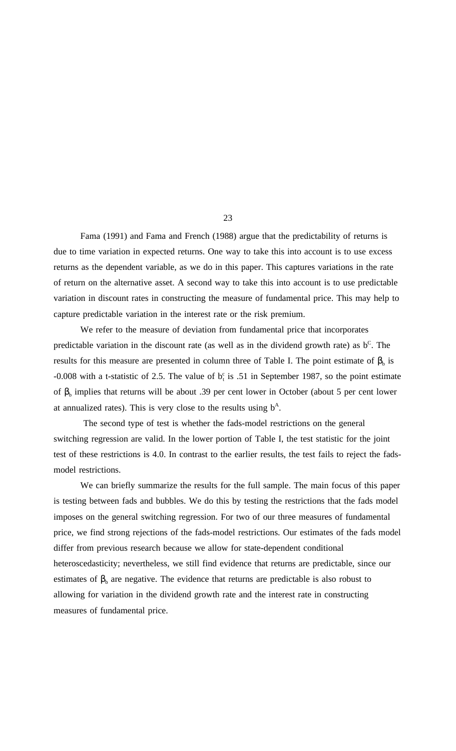Fama (1991) and Fama and French (1988) argue that the predictability of returns is due to time variation in expected returns. One way to take this into account is to use excess returns as the dependent variable, as we do in this paper. This captures variations in the rate of return on the alternative asset. A second way to take this into account is to use predictable variation in discount rates in constructing the measure of fundamental price. This may help to capture predictable variation in the interest rate or the risk premium.

We refer to the measure of deviation from fundamental price that incorporates predictable variation in the discount rate (as well as in the dividend growth rate) as $b^C$. The results for this measure are presented in column three of Table I. The point estimate of $\beta_b$ is -0.008 with a t-statistic of 2.5. The value of $b_t^c$ is .51 in September 1987, so the point estimate of $\beta_b$ implies that returns will be about .39 per cent lower in October (about 5 per cent lower at annualized rates). This is very close to the results using $b^A$.

The second type of test is whether the fads-model restrictions on the general switching regression are valid. In the lower portion of Table I, the test statistic for the joint test of these restrictions is 4.0. In contrast to the earlier results, the test fails to reject the fads-model restrictions.

We can briefly summarize the results for the full sample. The main focus of this paper is testing between fads and bubbles. We do this by testing the restrictions that the fads model imposes on the general switching regression. For two of our three measures of fundamental price, we find strong rejections of the fads-model restrictions. Our estimates of the fads model differ from previous research because we allow for state-dependent conditional heteroscedasticity; nevertheless, we still find evidence that returns are predictable, since our estimates of $\beta_b$ are negative. The evidence that returns are predictable is also robust to allowing for variation in the dividend growth rate and the interest rate in constructing measures of fundamental price.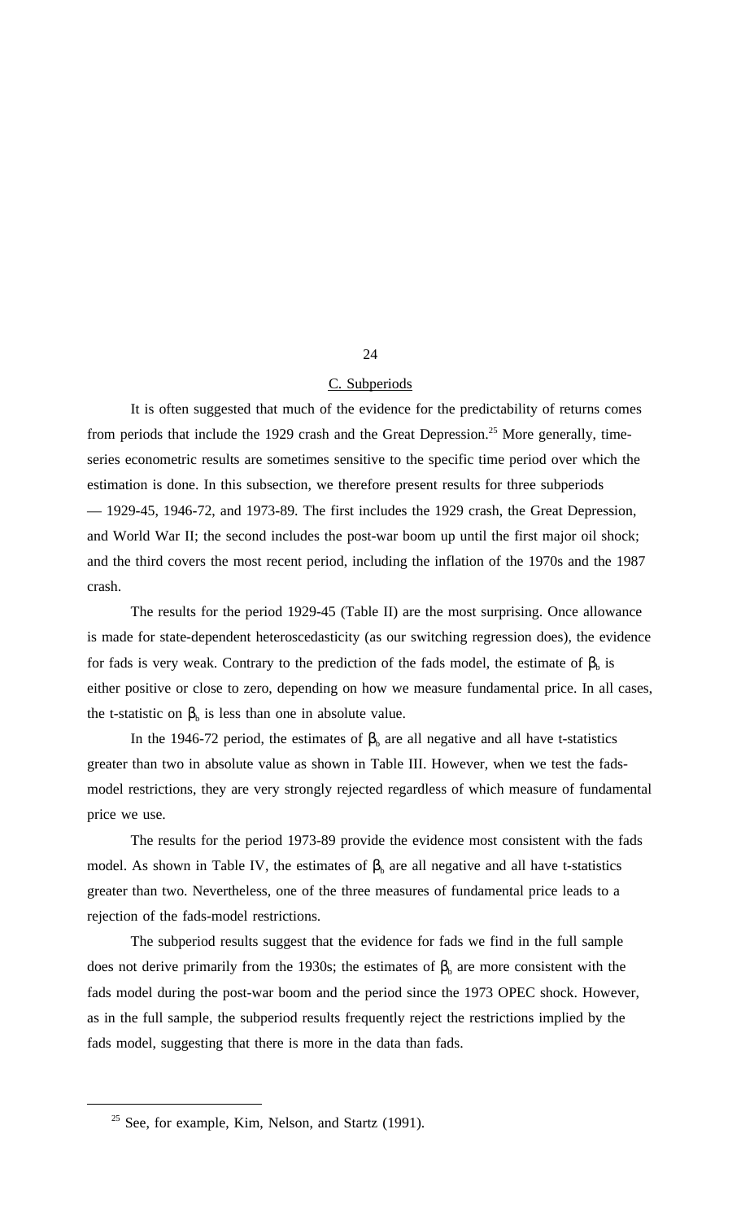## C. Subperiods

It is often suggested that much of the evidence for the predictability of returns comes from periods that include the 1929 crash and the Great Depression.[25] More generally, time-series econometric results are sometimes sensitive to the specific time period over which the estimation is done. In this subsection, we therefore present results for three subperiods — 1929-45, 1946-72, and 1973-89. The first includes the 1929 crash, the Great Depression, and World War II; the second includes the post-war boom up until the first major oil shock; and the third covers the most recent period, including the inflation of the 1970s and the 1987 crash.

The results for the period 1929-45 (Table II) are the most surprising. Once allowance is made for state-dependent heteroscedasticity (as our switching regression does), the evidence for fads is very weak. Contrary to the prediction of the fads model, the estimate of $\beta_b$ is either positive or close to zero, depending on how we measure fundamental price. In all cases, the t-statistic on $\beta_b$ is less than one in absolute value.

In the 1946-72 period, the estimates of $\beta_b$ are all negative and all have t-statistics greater than two in absolute value as shown in Table III. However, when we test the fads-model restrictions, they are very strongly rejected regardless of which measure of fundamental price we use.

The results for the period 1973-89 provide the evidence most consistent with the fads model. As shown in Table IV, the estimates of $\beta_b$ are all negative and all have t-statistics greater than two. Nevertheless, one of the three measures of fundamental price leads to a rejection of the fads-model restrictions.

The subperiod results suggest that the evidence for fads we find in the full sample does not derive primarily from the 1930s; the estimates of $\beta_b$ are more consistent with the fads model during the post-war boom and the period since the 1973 OPEC shock. However, as in the full sample, the subperiod results frequently reject the restrictions implied by the fads model, suggesting that there is more in the data than fads.

[25] See, for example, Kim, Nelson, and Startz (1991).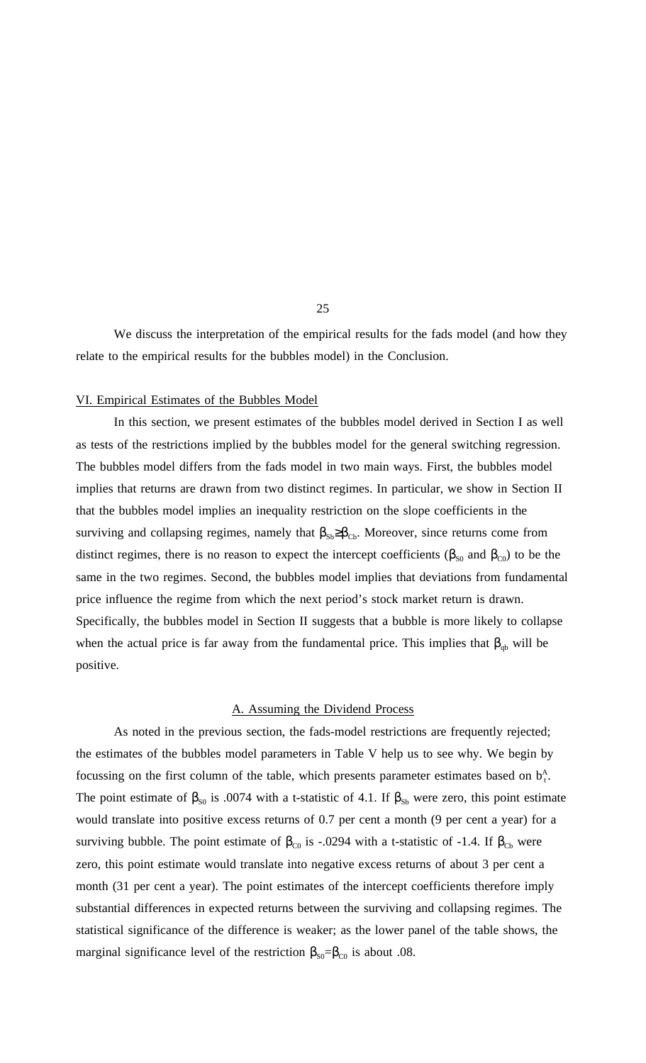We discuss the interpretation of the empirical results for the fads model (and how they relate to the empirical results for the bubbles model) in the Conclusion.

## VI. Empirical Estimates of the Bubbles Model

In this section, we present estimates of the bubbles model derived in Section I as well as tests of the restrictions implied by the bubbles model for the general switching regression. The bubbles model differs from the fads model in two main ways. First, the bubbles model implies that returns are drawn from two distinct regimes. In particular, we show in Section II that the bubbles model implies an inequality restriction on the slope coefficients in the surviving and collapsing regimes, namely that $\beta_{Sb} \geq \beta_{Cb}$. Moreover, since returns come from distinct regimes, there is no reason to expect the intercept coefficients ($\beta_{S0}$ and $\beta_{C0}$) to be the same in the two regimes. Second, the bubbles model implies that deviations from fundamental price influence the regime from which the next period's stock market return is drawn. Specifically, the bubbles model in Section II suggests that a bubble is more likely to collapse when the actual price is far away from the fundamental price. This implies that $\beta_{qb}$ will be positive.

### A. Assuming the Dividend Process

As noted in the previous section, the fads-model restrictions are frequently rejected; the estimates of the bubbles model parameters in Table V help us to see why. We begin by focussing on the first column of the table, which presents parameter estimates based on $b_t^A$. The point estimate of $\beta_{S0}$ is .0074 with a t-statistic of 4.1. If $\beta_{Sb}$ were zero, this point estimate would translate into positive excess returns of 0.7 per cent a month (9 per cent a year) for a surviving bubble. The point estimate of $\beta_{C0}$ is -.0294 with a t-statistic of -1.4. If $\beta_{Cb}$ were zero, this point estimate would translate into negative excess returns of about 3 per cent a month (31 per cent a year). The point estimates of the intercept coefficients therefore imply substantial differences in expected returns between the surviving and collapsing regimes. The statistical significance of the difference is weaker; as the lower panel of the table shows, the marginal significance level of the restriction $\beta_{S0}=\beta_{C0}$ is about .08.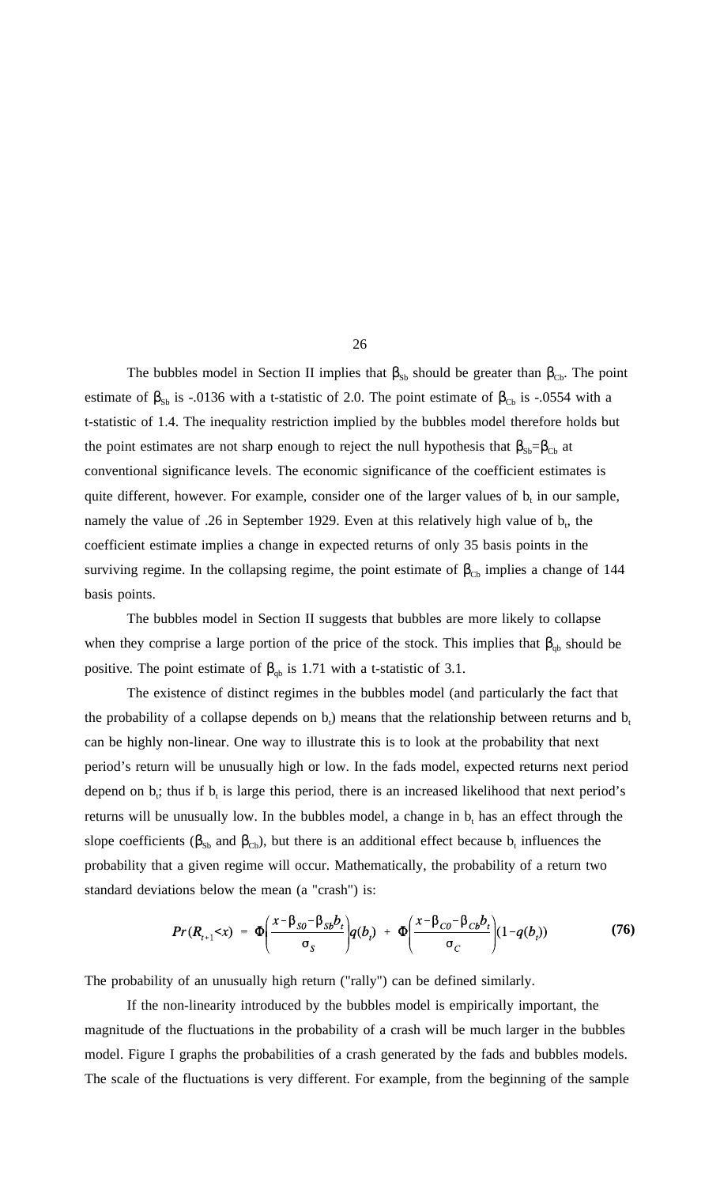The bubbles model in Section II implies that $\beta_{Sb}$ should be greater than $\beta_{Cb}$. The point estimate of $\beta_{Sb}$ is -.0136 with a t-statistic of 2.0. The point estimate of $\beta_{Cb}$ is -.0554 with a t-statistic of 1.4. The inequality restriction implied by the bubbles model therefore holds but the point estimates are not sharp enough to reject the null hypothesis that $\beta_{Sb}=\beta_{Cb}$ at conventional significance levels. The economic significance of the coefficient estimates is quite different, however. For example, consider one of the larger values of $b_t$ in our sample, namely the value of .26 in September 1929. Even at this relatively high value of $b_t$, the coefficient estimate implies a change in expected returns of only 35 basis points in the surviving regime. In the collapsing regime, the point estimate of $\beta_{Cb}$ implies a change of 144 basis points.

The bubbles model in Section II suggests that bubbles are more likely to collapse when they comprise a large portion of the price of the stock. This implies that $\beta_{qb}$ should be positive. The point estimate of $\beta_{qb}$ is 1.71 with a t-statistic of 3.1.

The existence of distinct regimes in the bubbles model (and particularly the fact that the probability of a collapse depends on $b_t$) means that the relationship between returns and $b_t$ can be highly non-linear. One way to illustrate this is to look at the probability that next period's return will be unusually high or low. In the fads model, expected returns next period depend on $b_t$; thus if $b_t$ is large this period, there is an increased likelihood that next period's returns will be unusually low. In the bubbles model, a change in $b_t$ has an effect through the slope coefficients ($\beta_{Sb}$ and $\beta_{Cb}$), but there is an additional effect because $b_t$ influences the probability that a given regime will occur. Mathematically, the probability of a return two standard deviations below the mean (a "crash") is:

$$Pr(R_{t+1}<x) \;=\; \Phi\!\left(\frac{x-\beta_{S0}-\beta_{Sb}b_t}{\sigma_S}\right)q(b_t) \;+\; \Phi\!\left(\frac{x-\beta_{C0}-\beta_{Cb}b_t}{\sigma_C}\right)(1-q(b_t)) \qquad \textbf{(76)}$$

The probability of an unusually high return ("rally") can be defined similarly.

If the non-linearity introduced by the bubbles model is empirically important, the magnitude of the fluctuations in the probability of a crash will be much larger in the bubbles model. Figure I graphs the probabilities of a crash generated by the fads and bubbles models. The scale of the fluctuations is very different. For example, from the beginning of the sample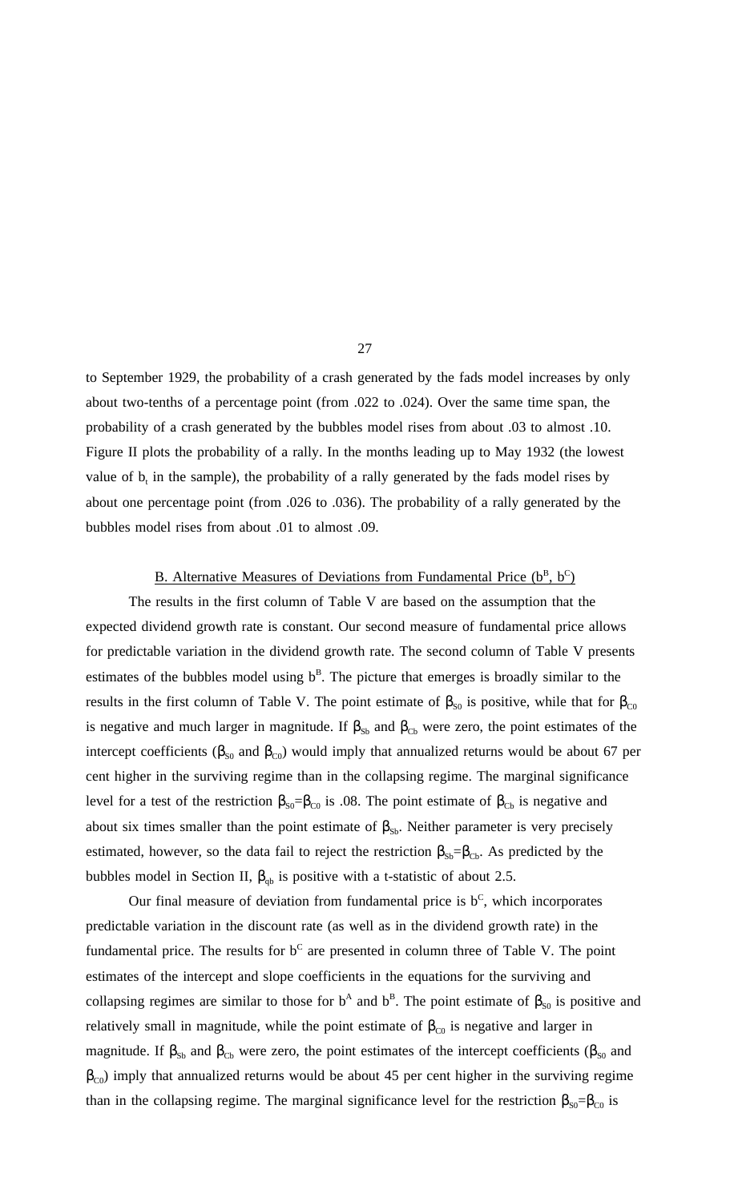to September 1929, the probability of a crash generated by the fads model increases by only about two-tenths of a percentage point (from .022 to .024). Over the same time span, the probability of a crash generated by the bubbles model rises from about .03 to almost .10. Figure II plots the probability of a rally. In the months leading up to May 1932 (the lowest value of $b_t$ in the sample), the probability of a rally generated by the fads model rises by about one percentage point (from .026 to .036). The probability of a rally generated by the bubbles model rises from about .01 to almost .09.

### B. Alternative Measures of Deviations from Fundamental Price ($b^B$, $b^C$)

The results in the first column of Table V are based on the assumption that the expected dividend growth rate is constant. Our second measure of fundamental price allows for predictable variation in the dividend growth rate. The second column of Table V presents estimates of the bubbles model using $b^B$. The picture that emerges is broadly similar to the results in the first column of Table V. The point estimate of $\beta_{S0}$ is positive, while that for $\beta_{C0}$ is negative and much larger in magnitude. If $\beta_{Sb}$ and $\beta_{Cb}$ were zero, the point estimates of the intercept coefficients ($\beta_{S0}$ and $\beta_{C0}$) would imply that annualized returns would be about 67 per cent higher in the surviving regime than in the collapsing regime. The marginal significance level for a test of the restriction $\beta_{S0}$=$\beta_{C0}$ is .08. The point estimate of $\beta_{Cb}$ is negative and about six times smaller than the point estimate of $\beta_{Sb}$. Neither parameter is very precisely estimated, however, so the data fail to reject the restriction $\beta_{Sb}$=$\beta_{Cb}$. As predicted by the bubbles model in Section II, $\beta_{qb}$ is positive with a t-statistic of about 2.5.

Our final measure of deviation from fundamental price is $b^C$, which incorporates predictable variation in the discount rate (as well as in the dividend growth rate) in the fundamental price. The results for $b^C$ are presented in column three of Table V. The point estimates of the intercept and slope coefficients in the equations for the surviving and collapsing regimes are similar to those for $b^A$ and $b^B$. The point estimate of $\beta_{S0}$ is positive and relatively small in magnitude, while the point estimate of $\beta_{C0}$ is negative and larger in magnitude. If $\beta_{Sb}$ and $\beta_{Cb}$ were zero, the point estimates of the intercept coefficients ($\beta_{S0}$ and $\beta_{C0}$) imply that annualized returns would be about 45 per cent higher in the surviving regime than in the collapsing regime. The marginal significance level for the restriction $\beta_{S0}$=$\beta_{C0}$ is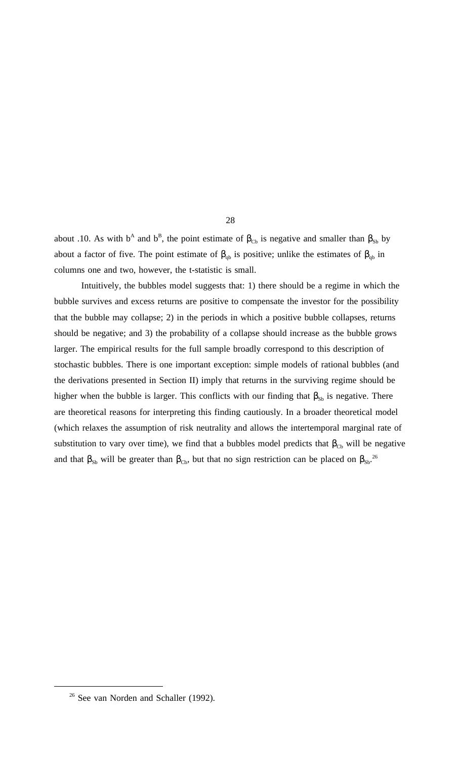about .10. As with $b^A$ and $b^B$, the point estimate of $\beta_{Cb}$ is negative and smaller than $\beta_{Sb}$ by about a factor of five. The point estimate of $\beta_{qb}$ is positive; unlike the estimates of $\beta_{qb}$ in columns one and two, however, the t-statistic is small.

Intuitively, the bubbles model suggests that: 1) there should be a regime in which the bubble survives and excess returns are positive to compensate the investor for the possibility that the bubble may collapse; 2) in the periods in which a positive bubble collapses, returns should be negative; and 3) the probability of a collapse should increase as the bubble grows larger. The empirical results for the full sample broadly correspond to this description of stochastic bubbles. There is one important exception: simple models of rational bubbles (and the derivations presented in Section II) imply that returns in the surviving regime should be higher when the bubble is larger. This conflicts with our finding that $\beta_{Sb}$ is negative. There are theoretical reasons for interpreting this finding cautiously. In a broader theoretical model (which relaxes the assumption of risk neutrality and allows the intertemporal marginal rate of substitution to vary over time), we find that a bubbles model predicts that $\beta_{Cb}$ will be negative and that $\beta_{Sb}$ will be greater than $\beta_{Cb}$, but that no sign restriction can be placed on $\beta_{Sb}$.[26]

---

[26] See van Norden and Schaller (1992).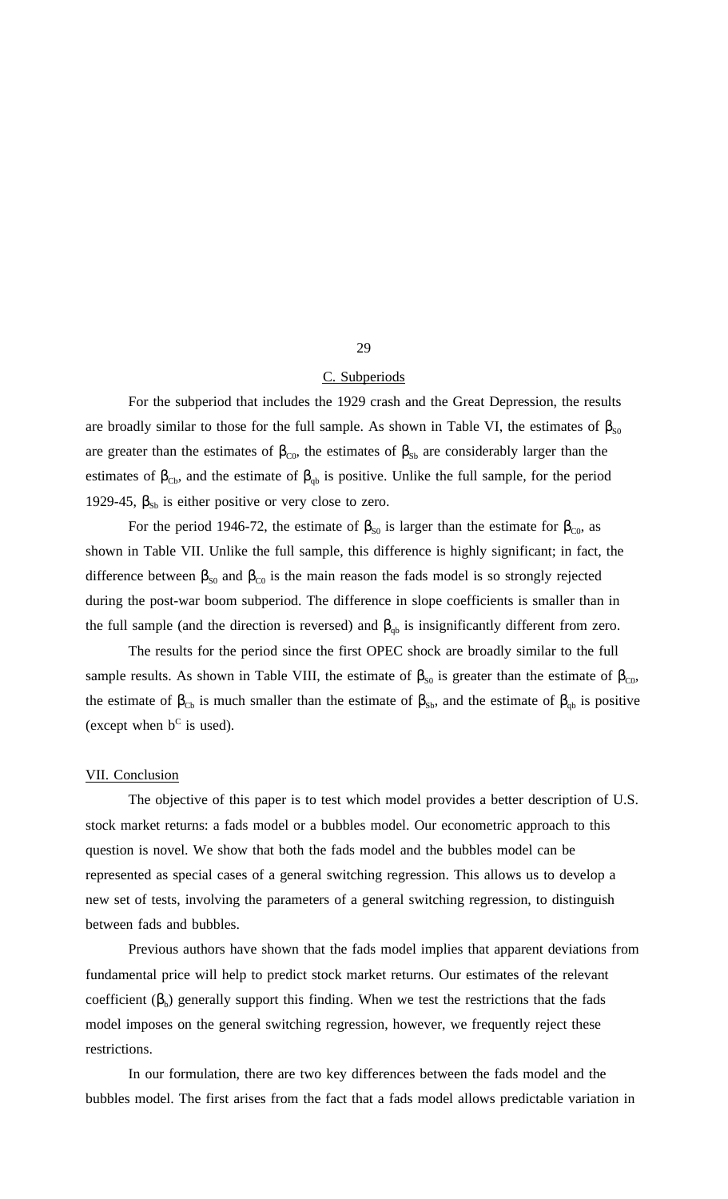## C. Subperiods

For the subperiod that includes the 1929 crash and the Great Depression, the results are broadly similar to those for the full sample. As shown in Table VI, the estimates of $\beta_{S0}$ are greater than the estimates of $\beta_{C0}$, the estimates of $\beta_{Sb}$ are considerably larger than the estimates of $\beta_{Cb}$, and the estimate of $\beta_{qb}$ is positive. Unlike the full sample, for the period 1929-45, $\beta_{Sb}$ is either positive or very close to zero.

For the period 1946-72, the estimate of $\beta_{S0}$ is larger than the estimate for $\beta_{C0}$, as shown in Table VII. Unlike the full sample, this difference is highly significant; in fact, the difference between $\beta_{S0}$ and $\beta_{C0}$ is the main reason the fads model is so strongly rejected during the post-war boom subperiod. The difference in slope coefficients is smaller than in the full sample (and the direction is reversed) and $\beta_{qb}$ is insignificantly different from zero.

The results for the period since the first OPEC shock are broadly similar to the full sample results. As shown in Table VIII, the estimate of $\beta_{S0}$ is greater than the estimate of $\beta_{C0}$, the estimate of $\beta_{Cb}$ is much smaller than the estimate of $\beta_{Sb}$, and the estimate of $\beta_{qb}$ is positive (except when $b^C$ is used).

## VII. Conclusion

The objective of this paper is to test which model provides a better description of U.S. stock market returns: a fads model or a bubbles model. Our econometric approach to this question is novel. We show that both the fads model and the bubbles model can be represented as special cases of a general switching regression. This allows us to develop a new set of tests, involving the parameters of a general switching regression, to distinguish between fads and bubbles.

Previous authors have shown that the fads model implies that apparent deviations from fundamental price will help to predict stock market returns. Our estimates of the relevant coefficient ($\beta_b$) generally support this finding. When we test the restrictions that the fads model imposes on the general switching regression, however, we frequently reject these restrictions.

In our formulation, there are two key differences between the fads model and the bubbles model. The first arises from the fact that a fads model allows predictable variation in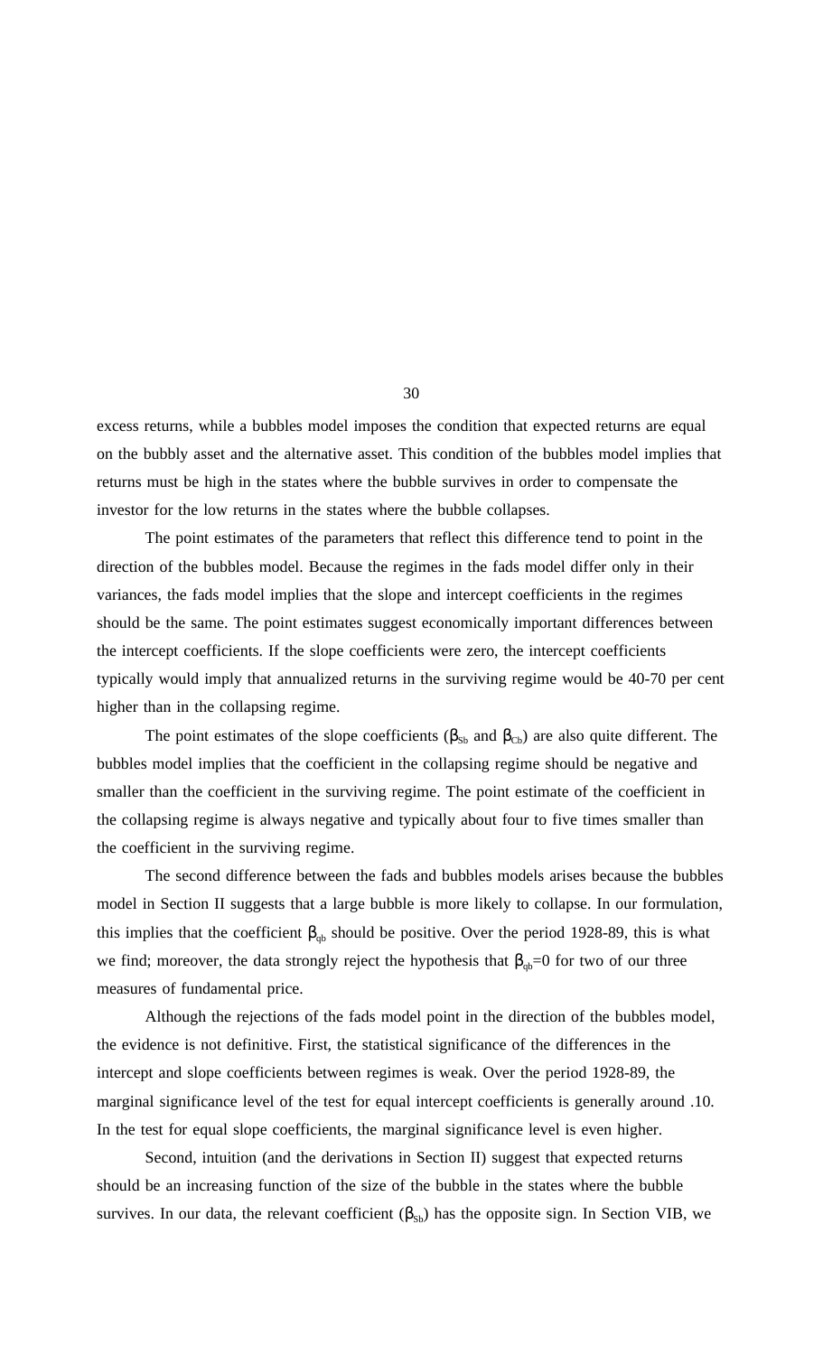excess returns, while a bubbles model imposes the condition that expected returns are equal on the bubbly asset and the alternative asset. This condition of the bubbles model implies that returns must be high in the states where the bubble survives in order to compensate the investor for the low returns in the states where the bubble collapses.

The point estimates of the parameters that reflect this difference tend to point in the direction of the bubbles model. Because the regimes in the fads model differ only in their variances, the fads model implies that the slope and intercept coefficients in the regimes should be the same. The point estimates suggest economically important differences between the intercept coefficients. If the slope coefficients were zero, the intercept coefficients typically would imply that annualized returns in the surviving regime would be 40-70 per cent higher than in the collapsing regime.

The point estimates of the slope coefficients ($\beta_{Sb}$ and $\beta_{Cb}$) are also quite different. The bubbles model implies that the coefficient in the collapsing regime should be negative and smaller than the coefficient in the surviving regime. The point estimate of the coefficient in the collapsing regime is always negative and typically about four to five times smaller than the coefficient in the surviving regime.

The second difference between the fads and bubbles models arises because the bubbles model in Section II suggests that a large bubble is more likely to collapse. In our formulation, this implies that the coefficient $\beta_{qb}$ should be positive. Over the period 1928-89, this is what we find; moreover, the data strongly reject the hypothesis that $\beta_{qb}$=0 for two of our three measures of fundamental price.

Although the rejections of the fads model point in the direction of the bubbles model, the evidence is not definitive. First, the statistical significance of the differences in the intercept and slope coefficients between regimes is weak. Over the period 1928-89, the marginal significance level of the test for equal intercept coefficients is generally around .10. In the test for equal slope coefficients, the marginal significance level is even higher.

Second, intuition (and the derivations in Section II) suggest that expected returns should be an increasing function of the size of the bubble in the states where the bubble survives. In our data, the relevant coefficient ($\beta_{Sb}$) has the opposite sign. In Section VIB, we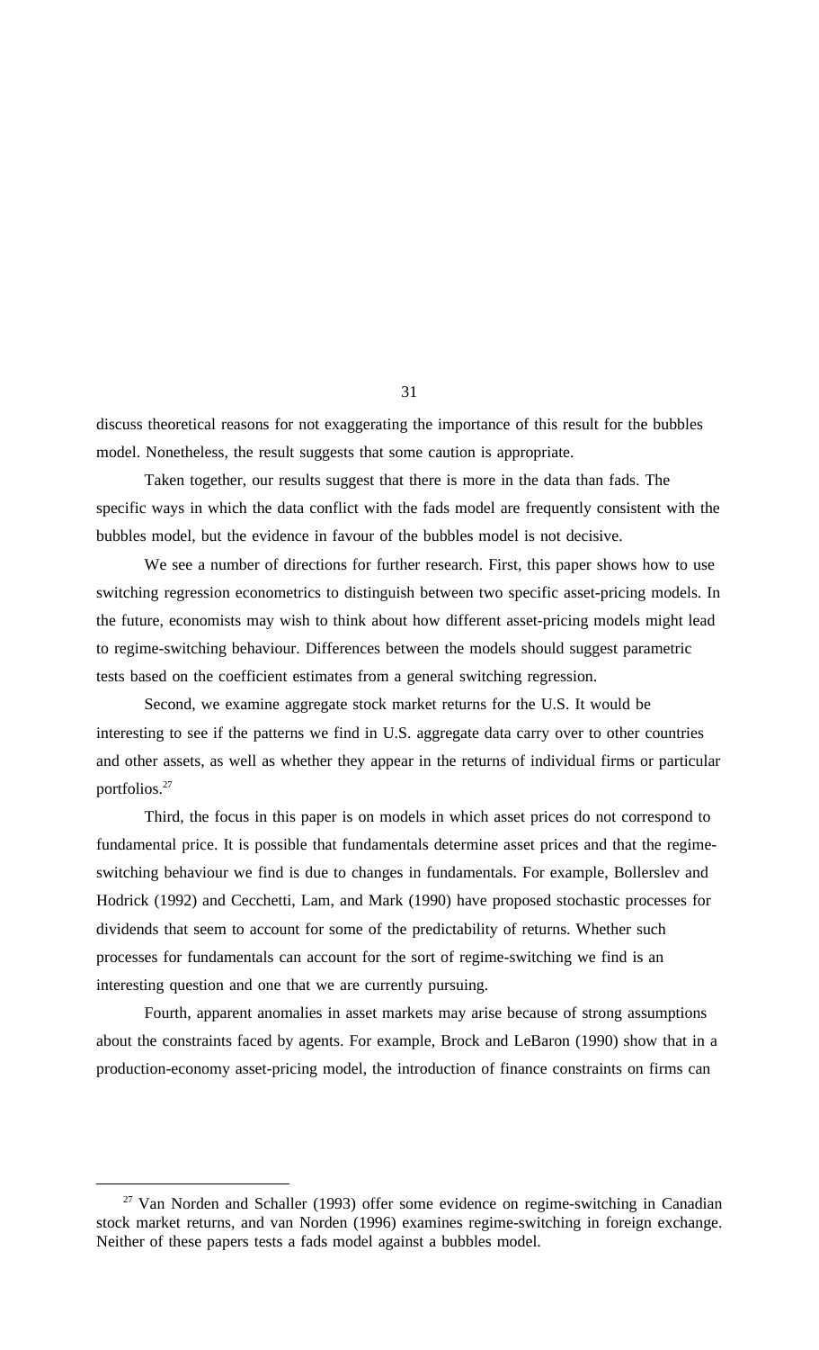discuss theoretical reasons for not exaggerating the importance of this result for the bubbles model. Nonetheless, the result suggests that some caution is appropriate.

Taken together, our results suggest that there is more in the data than fads. The specific ways in which the data conflict with the fads model are frequently consistent with the bubbles model, but the evidence in favour of the bubbles model is not decisive.

We see a number of directions for further research. First, this paper shows how to use switching regression econometrics to distinguish between two specific asset-pricing models. In the future, economists may wish to think about how different asset-pricing models might lead to regime-switching behaviour. Differences between the models should suggest parametric tests based on the coefficient estimates from a general switching regression.

Second, we examine aggregate stock market returns for the U.S. It would be interesting to see if the patterns we find in U.S. aggregate data carry over to other countries and other assets, as well as whether they appear in the returns of individual firms or particular portfolios.[27]

Third, the focus in this paper is on models in which asset prices do not correspond to fundamental price. It is possible that fundamentals determine asset prices and that the regime-switching behaviour we find is due to changes in fundamentals. For example, Bollerslev and Hodrick (1992) and Cecchetti, Lam, and Mark (1990) have proposed stochastic processes for dividends that seem to account for some of the predictability of returns. Whether such processes for fundamentals can account for the sort of regime-switching we find is an interesting question and one that we are currently pursuing.

Fourth, apparent anomalies in asset markets may arise because of strong assumptions about the constraints faced by agents. For example, Brock and LeBaron (1990) show that in a production-economy asset-pricing model, the introduction of finance constraints on firms can

---

[27] Van Norden and Schaller (1993) offer some evidence on regime-switching in Canadian stock market returns, and van Norden (1996) examines regime-switching in foreign exchange. Neither of these papers tests a fads model against a bubbles model.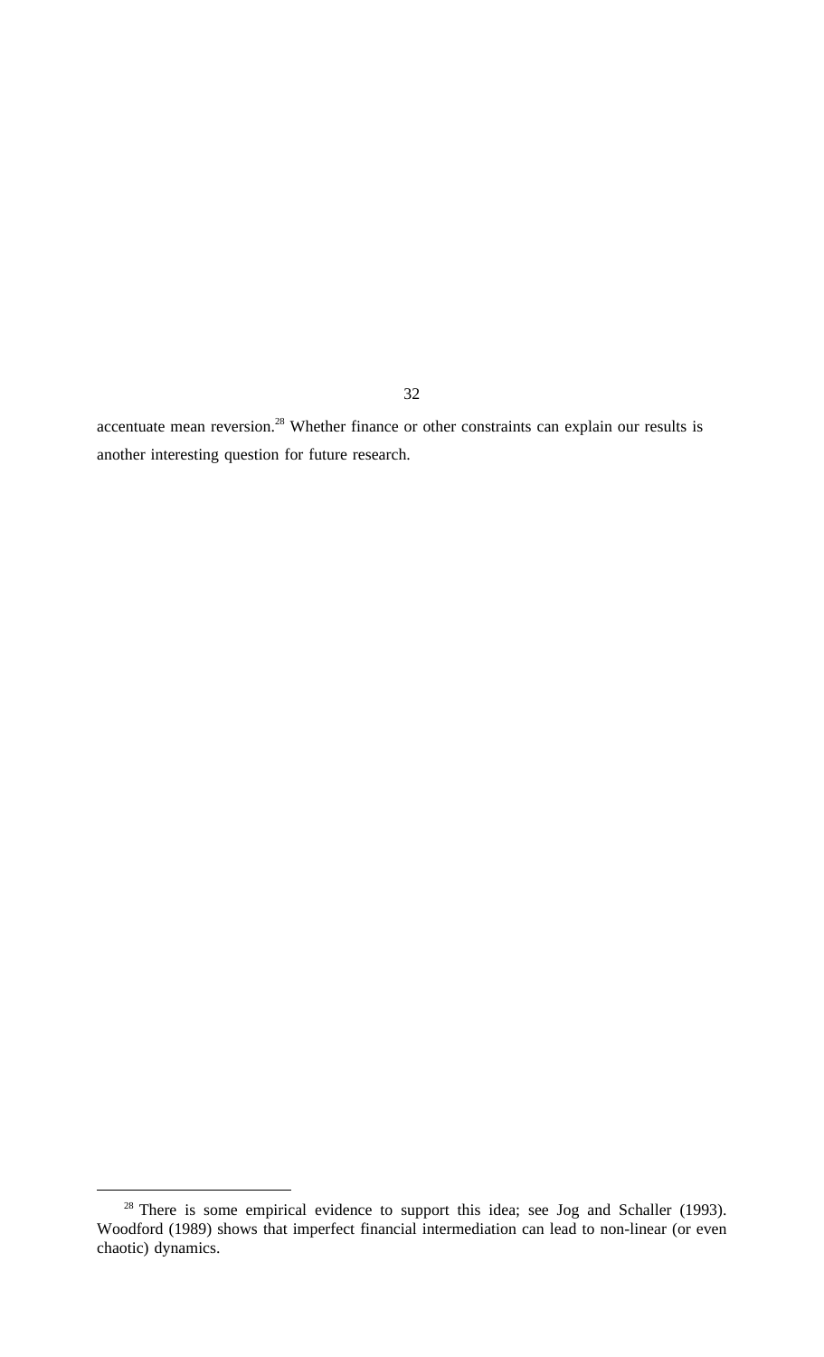accentuate mean reversion.[28] Whether finance or other constraints can explain our results is another interesting question for future research.

[28] There is some empirical evidence to support this idea; see Jog and Schaller (1993). Woodford (1989) shows that imperfect financial intermediation can lead to non-linear (or even chaotic) dynamics.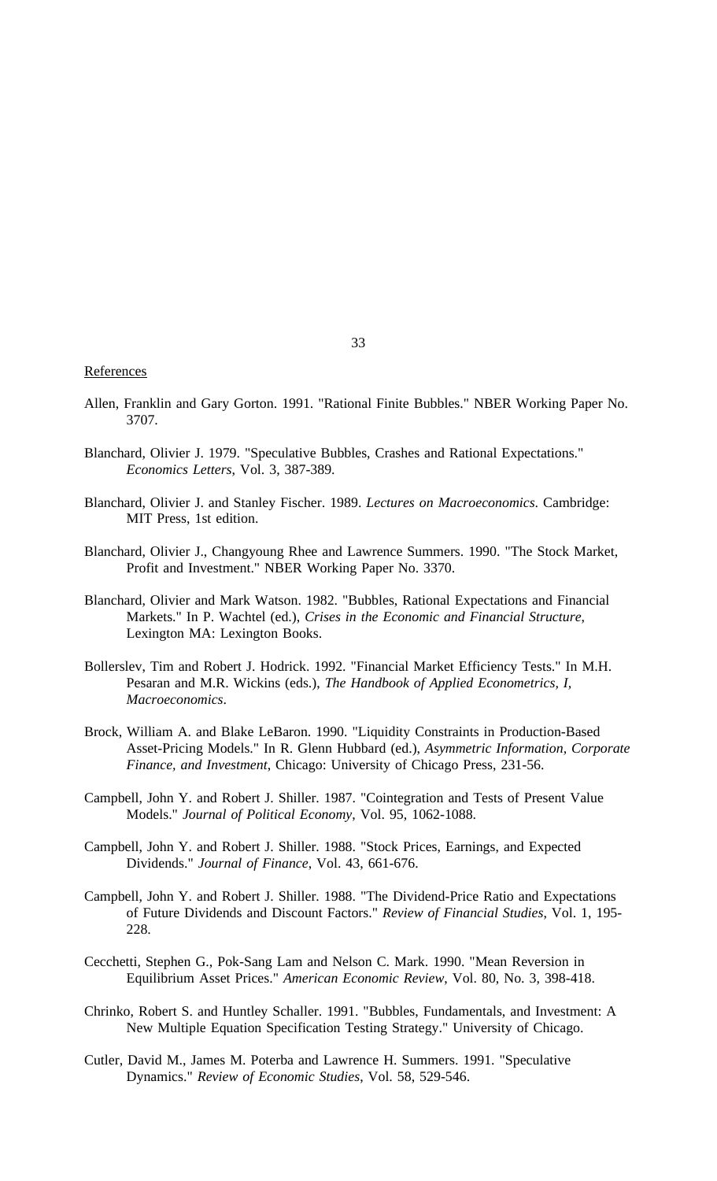## References

Allen, Franklin and Gary Gorton. 1991. "Rational Finite Bubbles." NBER Working Paper No. 3707.

Blanchard, Olivier J. 1979. "Speculative Bubbles, Crashes and Rational Expectations." *Economics Letters*, Vol. 3, 387-389.

Blanchard, Olivier J. and Stanley Fischer. 1989. *Lectures on Macroeconomics*. Cambridge: MIT Press, 1st edition.

Blanchard, Olivier J., Changyoung Rhee and Lawrence Summers. 1990. "The Stock Market, Profit and Investment." NBER Working Paper No. 3370.

Blanchard, Olivier and Mark Watson. 1982. "Bubbles, Rational Expectations and Financial Markets." In P. Wachtel (ed.), *Crises in the Economic and Financial Structure*, Lexington MA: Lexington Books.

Bollerslev, Tim and Robert J. Hodrick. 1992. "Financial Market Efficiency Tests." In M.H. Pesaran and M.R. Wickins (eds.), *The Handbook of Applied Econometrics, I, Macroeconomics*.

Brock, William A. and Blake LeBaron. 1990. "Liquidity Constraints in Production-Based Asset-Pricing Models." In R. Glenn Hubbard (ed.), *Asymmetric Information, Corporate Finance, and Investment*, Chicago: University of Chicago Press, 231-56.

Campbell, John Y. and Robert J. Shiller. 1987. "Cointegration and Tests of Present Value Models." *Journal of Political Economy*, Vol. 95, 1062-1088.

Campbell, John Y. and Robert J. Shiller. 1988. "Stock Prices, Earnings, and Expected Dividends." *Journal of Finance*, Vol. 43, 661-676.

Campbell, John Y. and Robert J. Shiller. 1988. "The Dividend-Price Ratio and Expectations of Future Dividends and Discount Factors." *Review of Financial Studies*, Vol. 1, 195-228.

Cecchetti, Stephen G., Pok-Sang Lam and Nelson C. Mark. 1990. "Mean Reversion in Equilibrium Asset Prices." *American Economic Review*, Vol. 80, No. 3, 398-418.

Chrinko, Robert S. and Huntley Schaller. 1991. "Bubbles, Fundamentals, and Investment: A New Multiple Equation Specification Testing Strategy." University of Chicago.

Cutler, David M., James M. Poterba and Lawrence H. Summers. 1991. "Speculative Dynamics." *Review of Economic Studies*, Vol. 58, 529-546.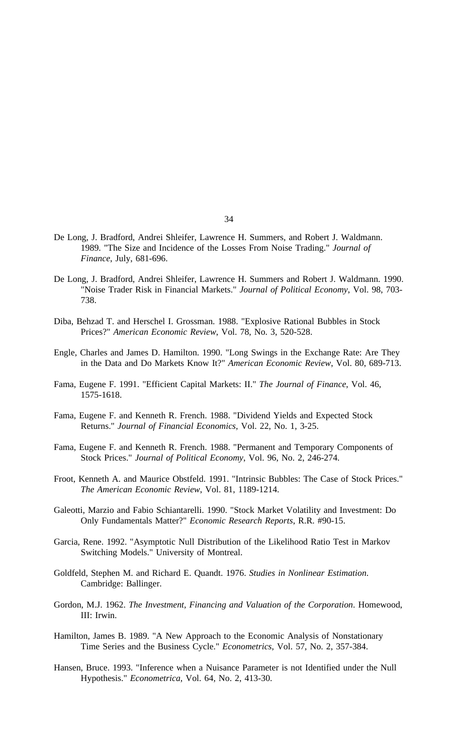De Long, J. Bradford, Andrei Shleifer, Lawrence H. Summers, and Robert J. Waldmann. 1989. "The Size and Incidence of the Losses From Noise Trading." *Journal of Finance*, July, 681-696.

De Long, J. Bradford, Andrei Shleifer, Lawrence H. Summers and Robert J. Waldmann. 1990. "Noise Trader Risk in Financial Markets." *Journal of Political Economy*, Vol. 98, 703-738.

Diba, Behzad T. and Herschel I. Grossman. 1988. "Explosive Rational Bubbles in Stock Prices?" *American Economic Review*, Vol. 78, No. 3, 520-528.

Engle, Charles and James D. Hamilton. 1990. "Long Swings in the Exchange Rate: Are They in the Data and Do Markets Know It?" *American Economic Review*, Vol. 80, 689-713.

Fama, Eugene F. 1991. "Efficient Capital Markets: II." *The Journal of Finance*, Vol. 46, 1575-1618.

Fama, Eugene F. and Kenneth R. French. 1988. "Dividend Yields and Expected Stock Returns." *Journal of Financial Economics*, Vol. 22, No. 1, 3-25.

Fama, Eugene F. and Kenneth R. French. 1988. "Permanent and Temporary Components of Stock Prices." *Journal of Political Economy*, Vol. 96, No. 2, 246-274.

Froot, Kenneth A. and Maurice Obstfeld. 1991. "Intrinsic Bubbles: The Case of Stock Prices." *The American Economic Review*, Vol. 81, 1189-1214.

Galeotti, Marzio and Fabio Schiantarelli. 1990. "Stock Market Volatility and Investment: Do Only Fundamentals Matter?" *Economic Research Reports*, R.R. #90-15.

Garcia, Rene. 1992. "Asymptotic Null Distribution of the Likelihood Ratio Test in Markov Switching Models." University of Montreal.

Goldfeld, Stephen M. and Richard E. Quandt. 1976. *Studies in Nonlinear Estimation*. Cambridge: Ballinger.

Gordon, M.J. 1962. *The Investment, Financing and Valuation of the Corporation*. Homewood, III: Irwin.

Hamilton, James B. 1989. "A New Approach to the Economic Analysis of Nonstationary Time Series and the Business Cycle." *Econometrics*, Vol. 57, No. 2, 357-384.

Hansen, Bruce. 1993. "Inference when a Nuisance Parameter is not Identified under the Null Hypothesis." *Econometrica*, Vol. 64, No. 2, 413-30.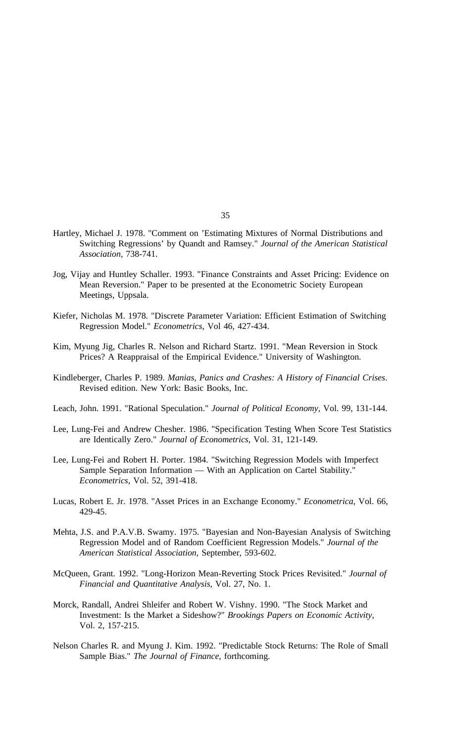Hartley, Michael J. 1978. "Comment on 'Estimating Mixtures of Normal Distributions and Switching Regressions' by Quandt and Ramsey." *Journal of the American Statistical Association*, 738-741.

Jog, Vijay and Huntley Schaller. 1993. "Finance Constraints and Asset Pricing: Evidence on Mean Reversion." Paper to be presented at the Econometric Society European Meetings, Uppsala.

Kiefer, Nicholas M. 1978. "Discrete Parameter Variation: Efficient Estimation of Switching Regression Model." *Econometrics*, Vol 46, 427-434.

Kim, Myung Jig, Charles R. Nelson and Richard Startz. 1991. "Mean Reversion in Stock Prices? A Reappraisal of the Empirical Evidence." University of Washington.

Kindleberger, Charles P. 1989. *Manias, Panics and Crashes: A History of Financial Crises*. Revised edition. New York: Basic Books, Inc.

Leach, John. 1991. "Rational Speculation." *Journal of Political Economy*, Vol. 99, 131-144.

Lee, Lung-Fei and Andrew Chesher. 1986. "Specification Testing When Score Test Statistics are Identically Zero." *Journal of Econometrics*, Vol. 31, 121-149.

Lee, Lung-Fei and Robert H. Porter. 1984. "Switching Regression Models with Imperfect Sample Separation Information — With an Application on Cartel Stability." *Econometrics*, Vol. 52, 391-418.

Lucas, Robert E. Jr. 1978. "Asset Prices in an Exchange Economy." *Econometrica*, Vol. 66, 429-45.

Mehta, J.S. and P.A.V.B. Swamy. 1975. "Bayesian and Non-Bayesian Analysis of Switching Regression Model and of Random Coefficient Regression Models." *Journal of the American Statistical Association*, September, 593-602.

McQueen, Grant. 1992. "Long-Horizon Mean-Reverting Stock Prices Revisited." *Journal of Financial and Quantitative Analysis*, Vol. 27, No. 1.

Morck, Randall, Andrei Shleifer and Robert W. Vishny. 1990. "The Stock Market and Investment: Is the Market a Sideshow?" *Brookings Papers on Economic Activity*, Vol. 2, 157-215.

Nelson Charles R. and Myung J. Kim. 1992. "Predictable Stock Returns: The Role of Small Sample Bias." *The Journal of Finance*, forthcoming.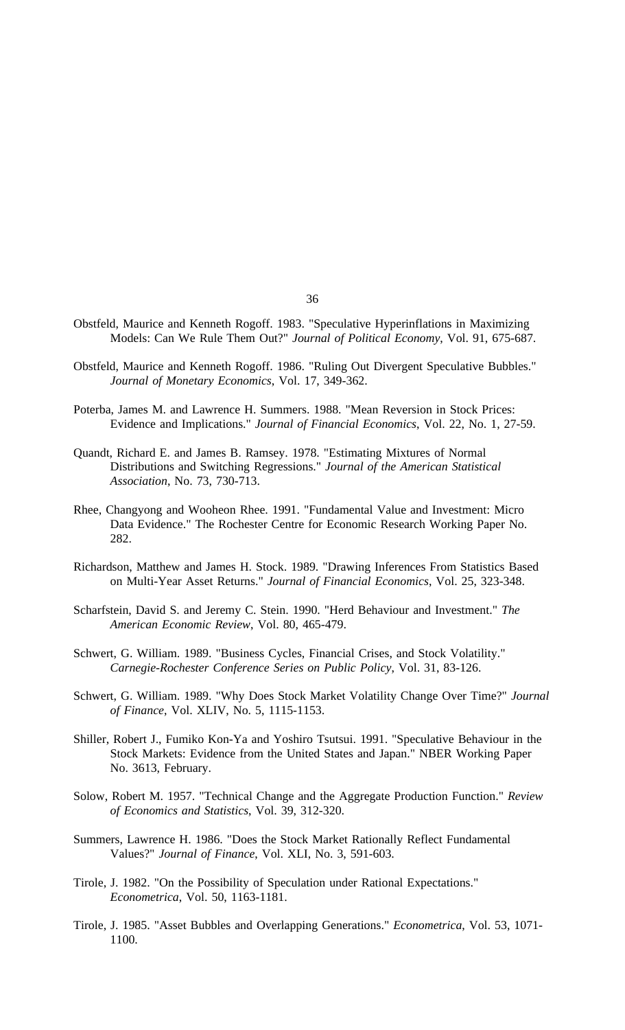Obstfeld, Maurice and Kenneth Rogoff. 1983. "Speculative Hyperinflations in Maximizing Models: Can We Rule Them Out?" *Journal of Political Economy*, Vol. 91, 675-687.

Obstfeld, Maurice and Kenneth Rogoff. 1986. "Ruling Out Divergent Speculative Bubbles." *Journal of Monetary Economics*, Vol. 17, 349-362.

Poterba, James M. and Lawrence H. Summers. 1988. "Mean Reversion in Stock Prices: Evidence and Implications." *Journal of Financial Economics*, Vol. 22, No. 1, 27-59.

Quandt, Richard E. and James B. Ramsey. 1978. "Estimating Mixtures of Normal Distributions and Switching Regressions." *Journal of the American Statistical Association*, No. 73, 730-713.

Rhee, Changyong and Wooheon Rhee. 1991. "Fundamental Value and Investment: Micro Data Evidence." The Rochester Centre for Economic Research Working Paper No. 282.

Richardson, Matthew and James H. Stock. 1989. "Drawing Inferences From Statistics Based on Multi-Year Asset Returns." *Journal of Financial Economics*, Vol. 25, 323-348.

Scharfstein, David S. and Jeremy C. Stein. 1990. "Herd Behaviour and Investment." *The American Economic Review*, Vol. 80, 465-479.

Schwert, G. William. 1989. "Business Cycles, Financial Crises, and Stock Volatility." *Carnegie-Rochester Conference Series on Public Policy*, Vol. 31, 83-126.

Schwert, G. William. 1989. "Why Does Stock Market Volatility Change Over Time?" *Journal of Finance*, Vol. XLIV, No. 5, 1115-1153.

Shiller, Robert J., Fumiko Kon-Ya and Yoshiro Tsutsui. 1991. "Speculative Behaviour in the Stock Markets: Evidence from the United States and Japan." NBER Working Paper No. 3613, February.

Solow, Robert M. 1957. "Technical Change and the Aggregate Production Function." *Review of Economics and Statistics*, Vol. 39, 312-320.

Summers, Lawrence H. 1986. "Does the Stock Market Rationally Reflect Fundamental Values?" *Journal of Finance*, Vol. XLI, No. 3, 591-603.

Tirole, J. 1982. "On the Possibility of Speculation under Rational Expectations." *Econometrica*, Vol. 50, 1163-1181.

Tirole, J. 1985. "Asset Bubbles and Overlapping Generations." *Econometrica*, Vol. 53, 1071-1100.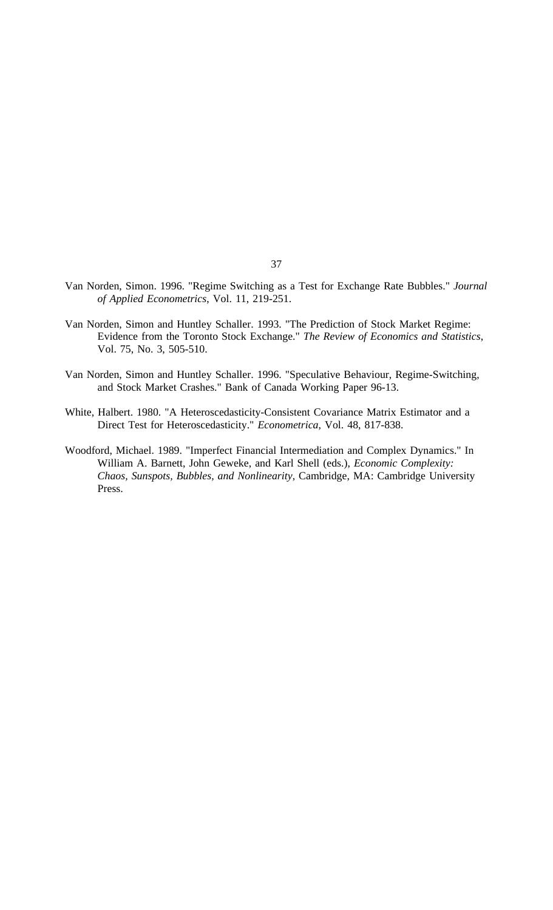Van Norden, Simon. 1996. "Regime Switching as a Test for Exchange Rate Bubbles." *Journal of Applied Econometrics*, Vol. 11, 219-251.

Van Norden, Simon and Huntley Schaller. 1993. "The Prediction of Stock Market Regime: Evidence from the Toronto Stock Exchange." *The Review of Economics and Statistics*, Vol. 75, No. 3, 505-510.

Van Norden, Simon and Huntley Schaller. 1996. "Speculative Behaviour, Regime-Switching, and Stock Market Crashes." Bank of Canada Working Paper 96-13.

White, Halbert. 1980. "A Heteroscedasticity-Consistent Covariance Matrix Estimator and a Direct Test for Heteroscedasticity." *Econometrica*, Vol. 48, 817-838.

Woodford, Michael. 1989. "Imperfect Financial Intermediation and Complex Dynamics." In William A. Barnett, John Geweke, and Karl Shell (eds.), *Economic Complexity: Chaos, Sunspots, Bubbles, and Nonlinearity*, Cambridge, MA: Cambridge University Press.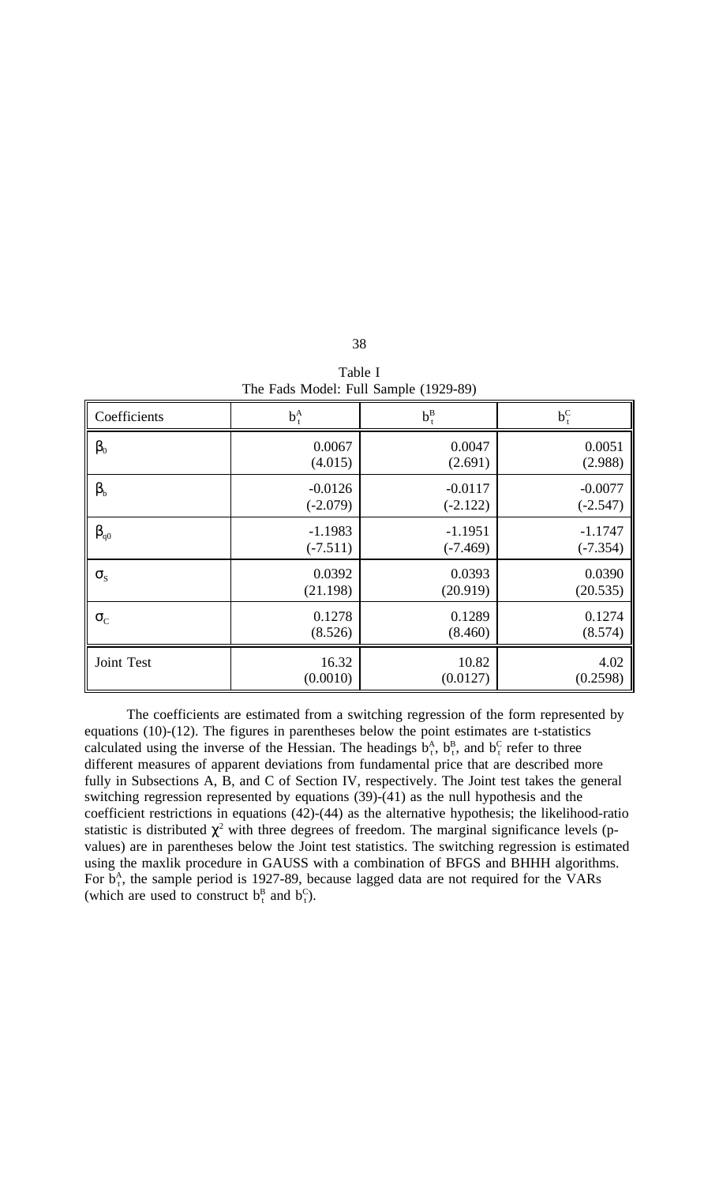Table I
The Fads Model: Full Sample (1929-89)

| Coefficients | $b_t^A$ | $b_t^B$ | $b_t^C$ |
|---|---|---|---|
| $\beta_0$ | 0.0067<br>(4.015) | 0.0047<br>(2.691) | 0.0051<br>(2.988) |
| $\beta_b$ | -0.0126<br>(-2.079) | -0.0117<br>(-2.122) | -0.0077<br>(-2.547) |
| $\beta_{q0}$ | -1.1983<br>(-7.511) | -1.1951<br>(-7.469) | -1.1747<br>(-7.354) |
| $\sigma_S$ | 0.0392<br>(21.198) | 0.0393<br>(20.919) | 0.0390<br>(20.535) |
| $\sigma_C$ | 0.1278<br>(8.526) | 0.1289<br>(8.460) | 0.1274<br>(8.574) |
| Joint Test | 16.32<br>(0.0010) | 10.82<br>(0.0127) | 4.02<br>(0.2598) |

The coefficients are estimated from a switching regression of the form represented by equations (10)-(12). The figures in parentheses below the point estimates are t-statistics calculated using the inverse of the Hessian. The headings $b_t^A$, $b_t^B$, and $b_t^C$ refer to three different measures of apparent deviations from fundamental price that are described more fully in Subsections A, B, and C of Section IV, respectively. The Joint test takes the general switching regression represented by equations (39)-(41) as the null hypothesis and the coefficient restrictions in equations (42)-(44) as the alternative hypothesis; the likelihood-ratio statistic is distributed $\chi^2$ with three degrees of freedom. The marginal significance levels (p-values) are in parentheses below the Joint test statistics. The switching regression is estimated using the maxlik procedure in GAUSS with a combination of BFGS and BHHH algorithms. For $b_t^A$, the sample period is 1927-89, because lagged data are not required for the VARs (which are used to construct $b_t^B$ and $b_t^C$).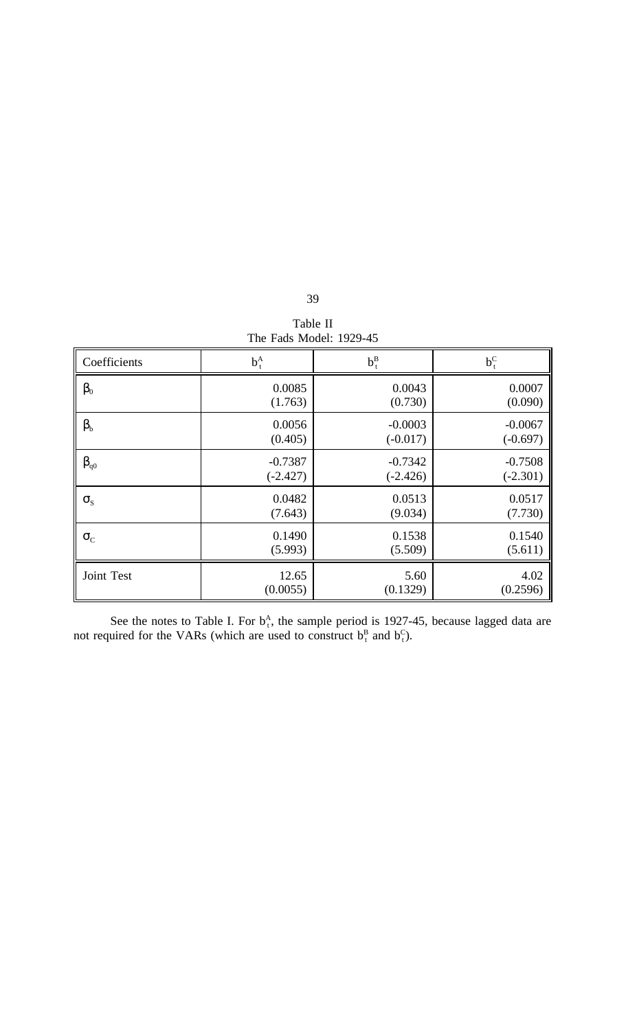Table II
The Fads Model: 1929-45

| Coefficients | $b_t^A$ | $b_t^B$ | $b_t^C$ |
|---|---|---|---|
| $\beta_0$ | 0.0085<br>(1.763) | 0.0043<br>(0.730) | 0.0007<br>(0.090) |
| $\beta_b$ | 0.0056<br>(0.405) | -0.0003<br>(-0.017) | -0.0067<br>(-0.697) |
| $\beta_{q0}$ | -0.7387<br>(-2.427) | -0.7342<br>(-2.426) | -0.7508<br>(-2.301) |
| $\sigma_S$ | 0.0482<br>(7.643) | 0.0513<br>(9.034) | 0.0517<br>(7.730) |
| $\sigma_C$ | 0.1490<br>(5.993) | 0.1538<br>(5.509) | 0.1540<br>(5.611) |
| Joint Test | 12.65<br>(0.0055) | 5.60<br>(0.1329) | 4.02<br>(0.2596) |

See the notes to Table I. For $b_t^A$, the sample period is 1927-45, because lagged data are not required for the VARs (which are used to construct $b_t^B$ and $b_t^C$).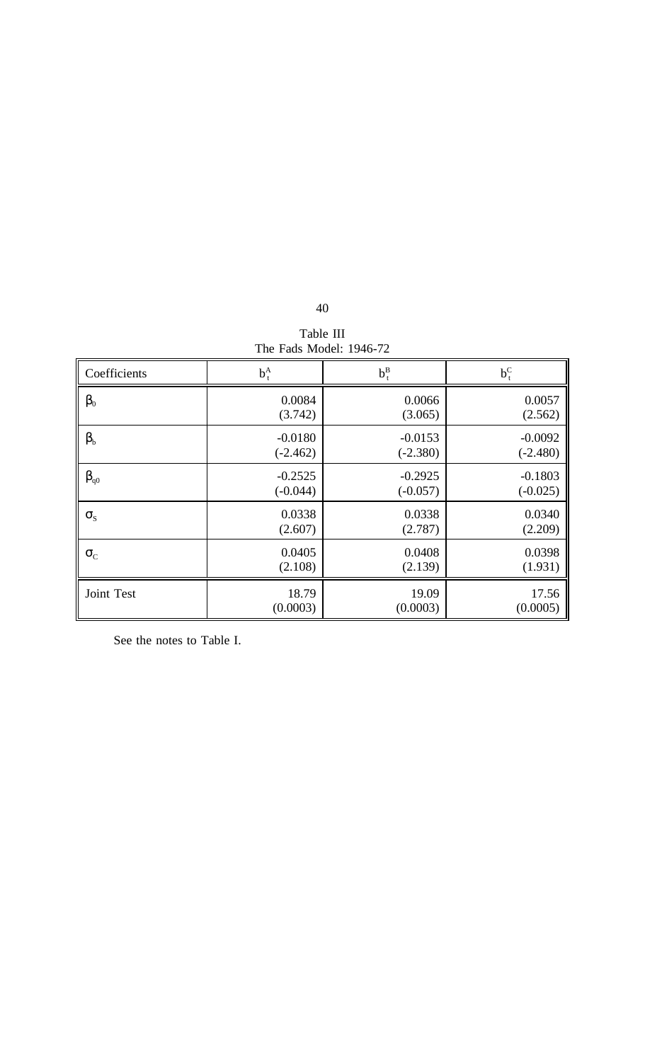Table III
The Fads Model: 1946-72

| Coefficients | $b_t^A$ | $b_t^B$ | $b_t^C$ |
|---|---|---|---|
| $\beta_0$ | 0.0084<br>(3.742) | 0.0066<br>(3.065) | 0.0057<br>(2.562) |
| $\beta_b$ | -0.0180<br>(-2.462) | -0.0153<br>(-2.380) | -0.0092<br>(-2.480) |
| $\beta_{q0}$ | -0.2525<br>(-0.044) | -0.2925<br>(-0.057) | -0.1803<br>(-0.025) |
| $\sigma_S$ | 0.0338<br>(2.607) | 0.0338<br>(2.787) | 0.0340<br>(2.209) |
| $\sigma_C$ | 0.0405<br>(2.108) | 0.0408<br>(2.139) | 0.0398<br>(1.931) |
| Joint Test | 18.79<br>(0.0003) | 19.09<br>(0.0003) | 17.56<br>(0.0005) |

See the notes to Table I.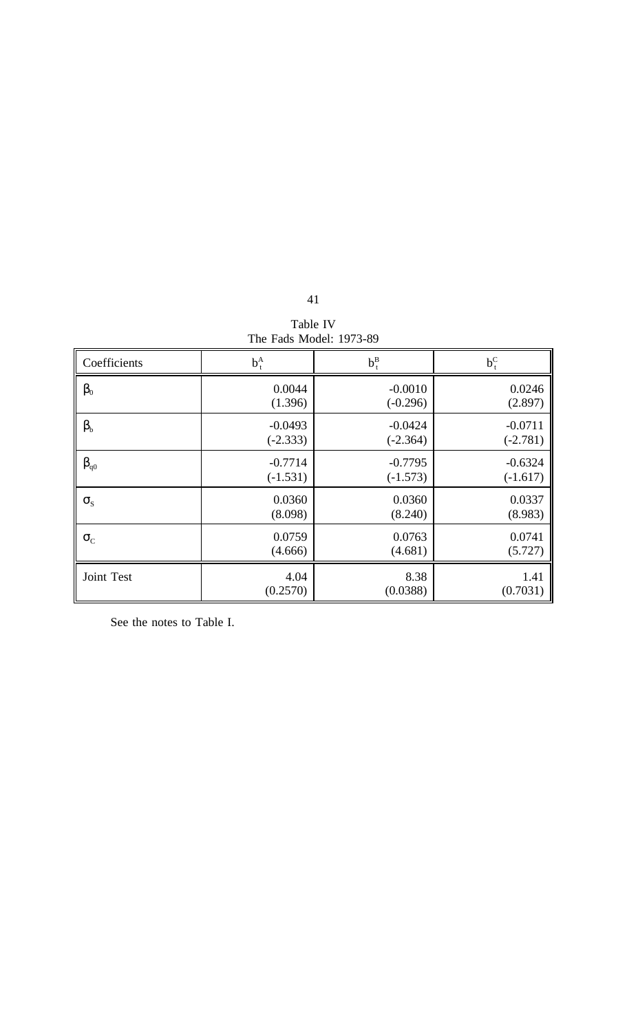Table IV
The Fads Model: 1973-89

| Coefficients | $b_t^A$ | $b_t^B$ | $b_t^C$ |
|---|---|---|---|
| $\beta_0$ | 0.0044<br>(1.396) | -0.0010<br>(-0.296) | 0.0246<br>(2.897) |
| $\beta_b$ | -0.0493<br>(-2.333) | -0.0424<br>(-2.364) | -0.0711<br>(-2.781) |
| $\beta_{q0}$ | -0.7714<br>(-1.531) | -0.7795<br>(-1.573) | -0.6324<br>(-1.617) |
| $\sigma_S$ | 0.0360<br>(8.098) | 0.0360<br>(8.240) | 0.0337<br>(8.983) |
| $\sigma_C$ | 0.0759<br>(4.666) | 0.0763<br>(4.681) | 0.0741<br>(5.727) |
| Joint Test | 4.04<br>(0.2570) | 8.38<br>(0.0388) | 1.41<br>(0.7031) |

See the notes to Table I.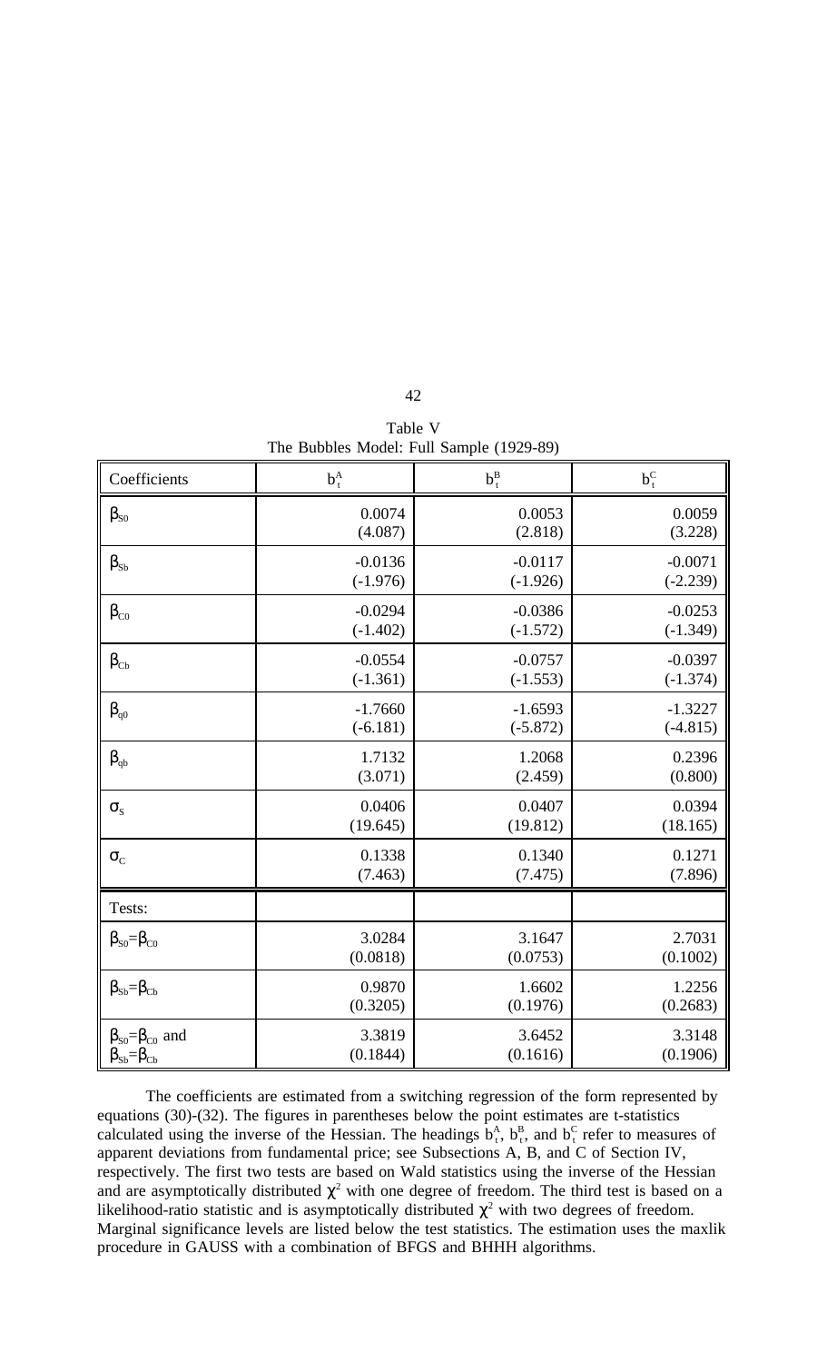Table V
The Bubbles Model: Full Sample (1929-89)

| Coefficients | $b_t^A$ | $b_t^B$ | $b_t^C$ |
|---|---|---|---|
| $\beta_{S0}$ | 0.0074<br>(4.087) | 0.0053<br>(2.818) | 0.0059<br>(3.228) |
| $\beta_{Sb}$ | -0.0136<br>(-1.976) | -0.0117<br>(-1.926) | -0.0071<br>(-2.239) |
| $\beta_{C0}$ | -0.0294<br>(-1.402) | -0.0386<br>(-1.572) | -0.0253<br>(-1.349) |
| $\beta_{Cb}$ | -0.0554<br>(-1.361) | -0.0757<br>(-1.553) | -0.0397<br>(-1.374) |
| $\beta_{q0}$ | -1.7660<br>(-6.181) | -1.6593<br>(-5.872) | -1.3227<br>(-4.815) |
| $\beta_{qb}$ | 1.7132<br>(3.071) | 1.2068<br>(2.459) | 0.2396<br>(0.800) |
| $\sigma_S$ | 0.0406<br>(19.645) | 0.0407<br>(19.812) | 0.0394<br>(18.165) |
| $\sigma_C$ | 0.1338<br>(7.463) | 0.1340<br>(7.475) | 0.1271<br>(7.896) |
| Tests: | | | |
| $\beta_{S0}=\beta_{C0}$ | 3.0284<br>(0.0818) | 3.1647<br>(0.0753) | 2.7031<br>(0.1002) |
| $\beta_{Sb}=\beta_{Cb}$ | 0.9870<br>(0.3205) | 1.6602<br>(0.1976) | 1.2256<br>(0.2683) |
| $\beta_{S0}=\beta_{C0}$ and $\beta_{Sb}=\beta_{Cb}$ | 3.3819<br>(0.1844) | 3.6452<br>(0.1616) | 3.3148<br>(0.1906) |

The coefficients are estimated from a switching regression of the form represented by equations (30)-(32). The figures in parentheses below the point estimates are t-statistics calculated using the inverse of the Hessian. The headings $b_t^A$, $b_t^B$, and $b_t^C$ refer to measures of apparent deviations from fundamental price; see Subsections A, B, and C of Section IV, respectively. The first two tests are based on Wald statistics using the inverse of the Hessian and are asymptotically distributed $\chi^2$ with one degree of freedom. The third test is based on a likelihood-ratio statistic and is asymptotically distributed $\chi^2$ with two degrees of freedom. Marginal significance levels are listed below the test statistics. The estimation uses the maxlik procedure in GAUSS with a combination of BFGS and BHHH algorithms.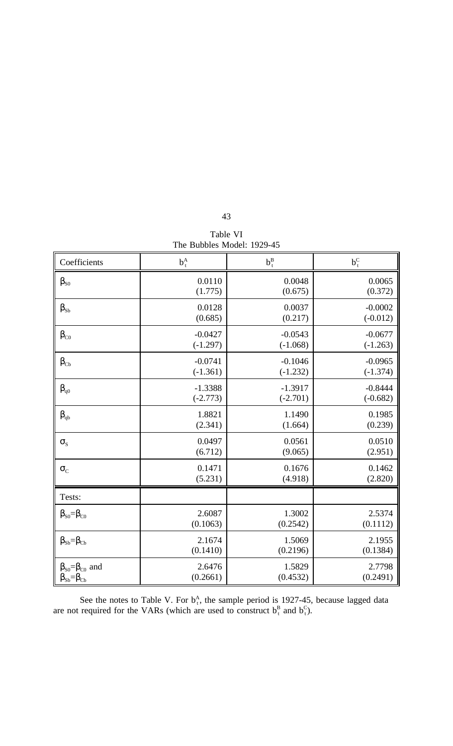Table VI
The Bubbles Model: 1929-45

| Coefficients | $b_t^A$ | $b_t^B$ | $b_t^C$ |
|---|---|---|---|
| $\beta_{S0}$ | 0.0110<br>(1.775) | 0.0048<br>(0.675) | 0.0065<br>(0.372) |
| $\beta_{Sb}$ | 0.0128<br>(0.685) | 0.0037<br>(0.217) | -0.0002<br>(-0.012) |
| $\beta_{C0}$ | -0.0427<br>(-1.297) | -0.0543<br>(-1.068) | -0.0677<br>(-1.263) |
| $\beta_{Cb}$ | -0.0741<br>(-1.361) | -0.1046<br>(-1.232) | -0.0965<br>(-1.374) |
| $\beta_{q0}$ | -1.3388<br>(-2.773) | -1.3917<br>(-2.701) | -0.8444<br>(-0.682) |
| $\beta_{qb}$ | 1.8821<br>(2.341) | 1.1490<br>(1.664) | 0.1985<br>(0.239) |
| $\sigma_S$ | 0.0497<br>(6.712) | 0.0561<br>(9.065) | 0.0510<br>(2.951) |
| $\sigma_C$ | 0.1471<br>(5.231) | 0.1676<br>(4.918) | 0.1462<br>(2.820) |
| Tests: | | | |
| $\beta_{S0}=\beta_{C0}$ | 2.6087<br>(0.1063) | 1.3002<br>(0.2542) | 2.5374<br>(0.1112) |
| $\beta_{Sb}=\beta_{Cb}$ | 2.1674<br>(0.1410) | 1.5069<br>(0.2196) | 2.1955<br>(0.1384) |
| $\beta_{S0}=\beta_{C0}$ and $\beta_{Sb}=\beta_{Cb}$ | 2.6476<br>(0.2661) | 1.5829<br>(0.4532) | 2.7798<br>(0.2491) |

See the notes to Table V. For $b_t^A$, the sample period is 1927-45, because lagged data are not required for the VARs (which are used to construct $b_t^B$ and $b_t^C$).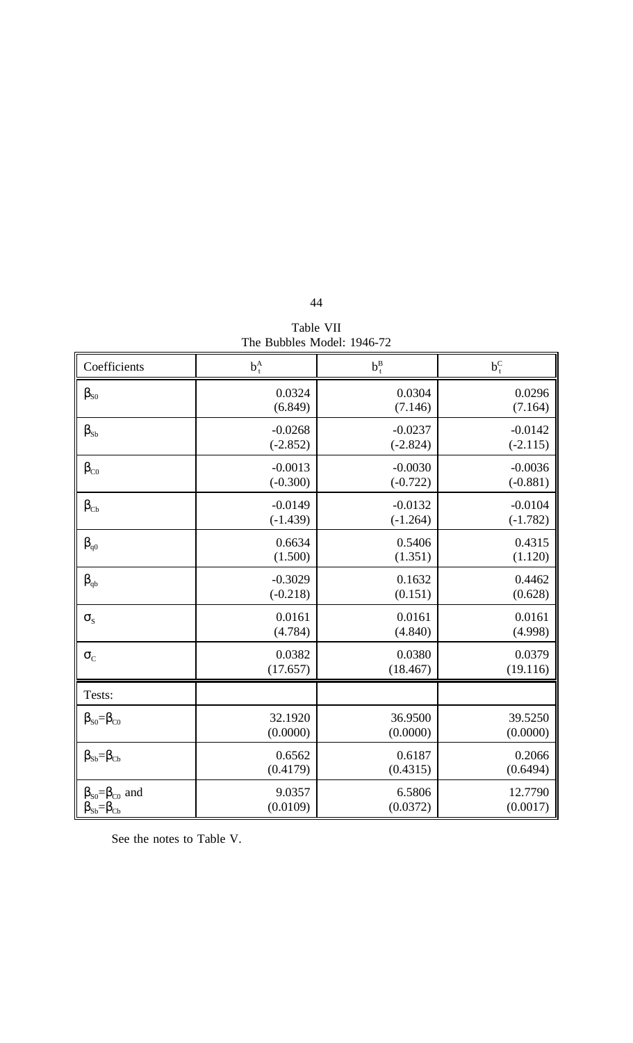Table VII
The Bubbles Model: 1946-72

| Coefficients | $b_t^A$ | $b_t^B$ | $b_t^C$ |
|---|---|---|---|
| $\beta_{S0}$ | 0.0324<br>(6.849) | 0.0304<br>(7.146) | 0.0296<br>(7.164) |
| $\beta_{Sb}$ | -0.0268<br>(-2.852) | -0.0237<br>(-2.824) | -0.0142<br>(-2.115) |
| $\beta_{C0}$ | -0.0013<br>(-0.300) | -0.0030<br>(-0.722) | -0.0036<br>(-0.881) |
| $\beta_{Cb}$ | -0.0149<br>(-1.439) | -0.0132<br>(-1.264) | -0.0104<br>(-1.782) |
| $\beta_{q0}$ | 0.6634<br>(1.500) | 0.5406<br>(1.351) | 0.4315<br>(1.120) |
| $\beta_{qb}$ | -0.3029<br>(-0.218) | 0.1632<br>(0.151) | 0.4462<br>(0.628) |
| $\sigma_S$ | 0.0161<br>(4.784) | 0.0161<br>(4.840) | 0.0161<br>(4.998) |
| $\sigma_C$ | 0.0382<br>(17.657) | 0.0380<br>(18.467) | 0.0379<br>(19.116) |
| Tests: | | | |
| $\beta_{S0}=\beta_{C0}$ | 32.1920<br>(0.0000) | 36.9500<br>(0.0000) | 39.5250<br>(0.0000) |
| $\beta_{Sb}=\beta_{Cb}$ | 0.6562<br>(0.4179) | 0.6187<br>(0.4315) | 0.2066<br>(0.6494) |
| $\beta_{S0}=\beta_{C0}$ and $\beta_{Sb}=\beta_{Cb}$ | 9.0357<br>(0.0109) | 6.5806<br>(0.0372) | 12.7790<br>(0.0017) |

See the notes to Table V.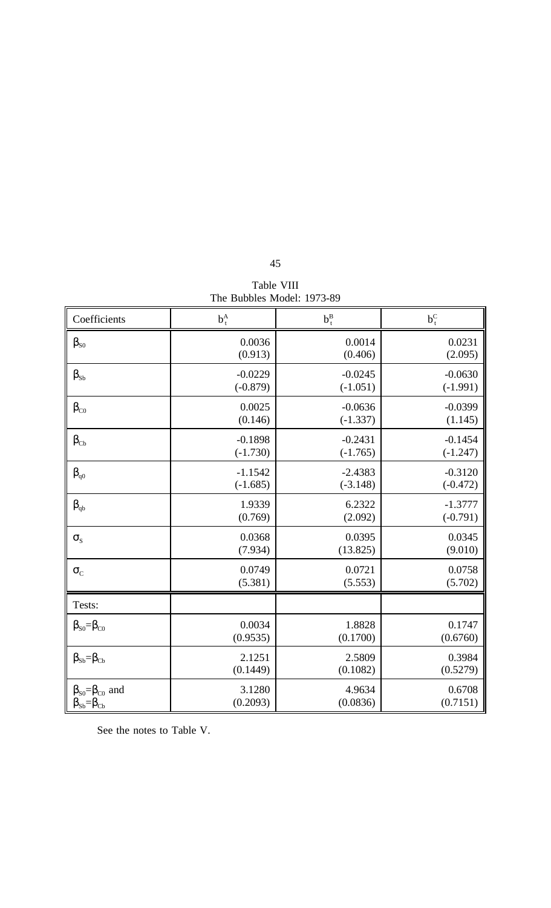Table VIII
The Bubbles Model: 1973-89

| Coefficients | $b_t^A$ | $b_t^B$ | $b_t^C$ |
|---|---|---|---|
| $\beta_{S0}$ | 0.0036<br>(0.913) | 0.0014<br>(0.406) | 0.0231<br>(2.095) |
| $\beta_{Sb}$ | -0.0229<br>(-0.879) | -0.0245<br>(-1.051) | -0.0630<br>(-1.991) |
| $\beta_{C0}$ | 0.0025<br>(0.146) | -0.0636<br>(-1.337) | -0.0399<br>(1.145) |
| $\beta_{Cb}$ | -0.1898<br>(-1.730) | -0.2431<br>(-1.765) | -0.1454<br>(-1.247) |
| $\beta_{q0}$ | -1.1542<br>(-1.685) | -2.4383<br>(-3.148) | -0.3120<br>(-0.472) |
| $\beta_{qb}$ | 1.9339<br>(0.769) | 6.2322<br>(2.092) | -1.3777<br>(-0.791) |
| $\sigma_S$ | 0.0368<br>(7.934) | 0.0395<br>(13.825) | 0.0345<br>(9.010) |
| $\sigma_C$ | 0.0749<br>(5.381) | 0.0721<br>(5.553) | 0.0758<br>(5.702) |
| Tests: | | | |
| $\beta_{S0}=\beta_{C0}$ | 0.0034<br>(0.9535) | 1.8828<br>(0.1700) | 0.1747<br>(0.6760) |
| $\beta_{Sb}=\beta_{Cb}$ | 2.1251<br>(0.1449) | 2.5809<br>(0.1082) | 0.3984<br>(0.5279) |
| $\beta_{S0}=\beta_{C0}$ and $\beta_{Sb}=\beta_{Cb}$ | 3.1280<br>(0.2093) | 4.9634<br>(0.0836) | 0.6708<br>(0.7151) |

See the notes to Table V.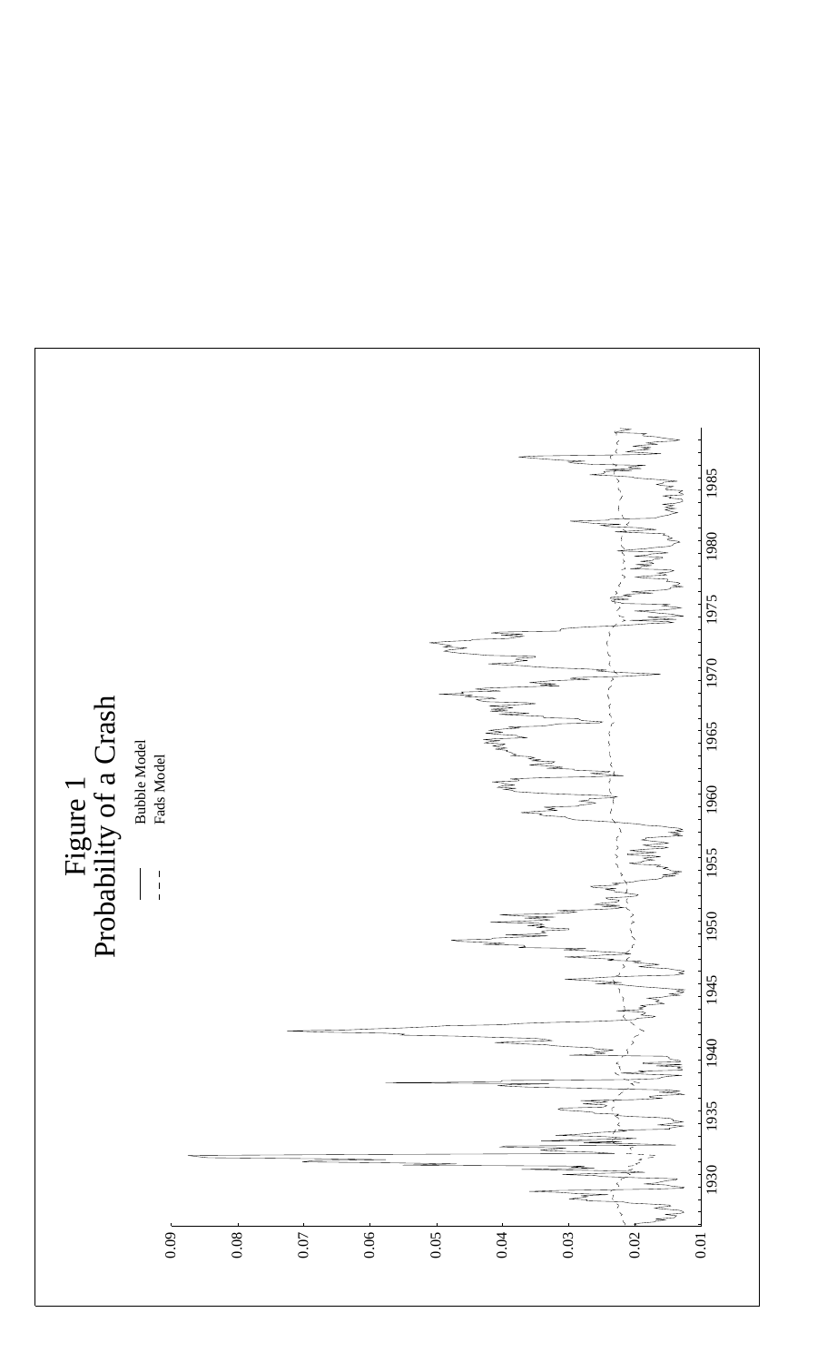# Figure 1
## Probability of a Crash

Bubble Model
Fads Model

0.09
0.08
0.07
0.06
0.05
0.04
0.03
0.02
0.01

1930 1935 1940 1945 1950 1955 1960 1965 1970 1975 1980 1985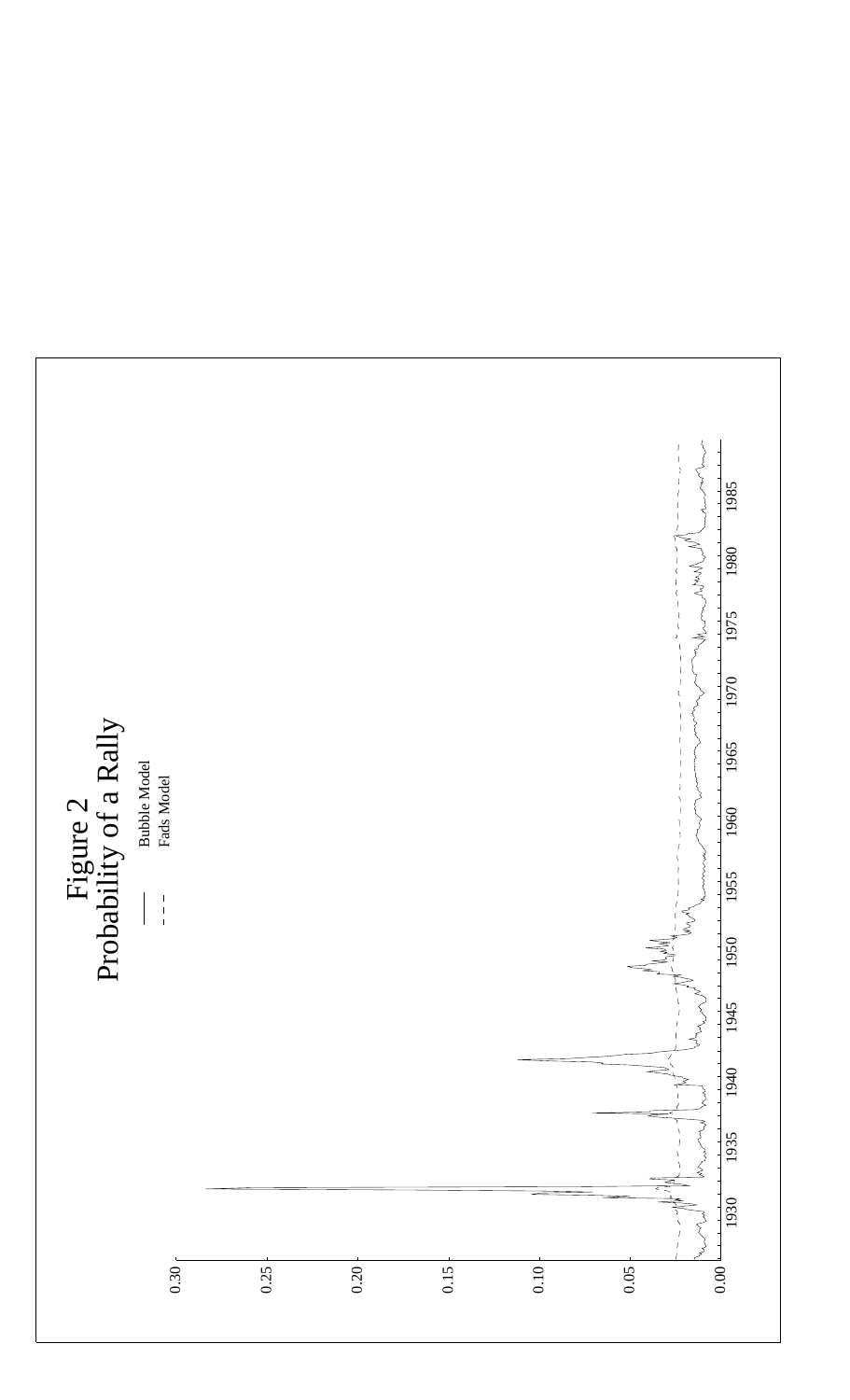# Figure 2
## Probability of a Rally

—— Bubble Model
- - - Fads Model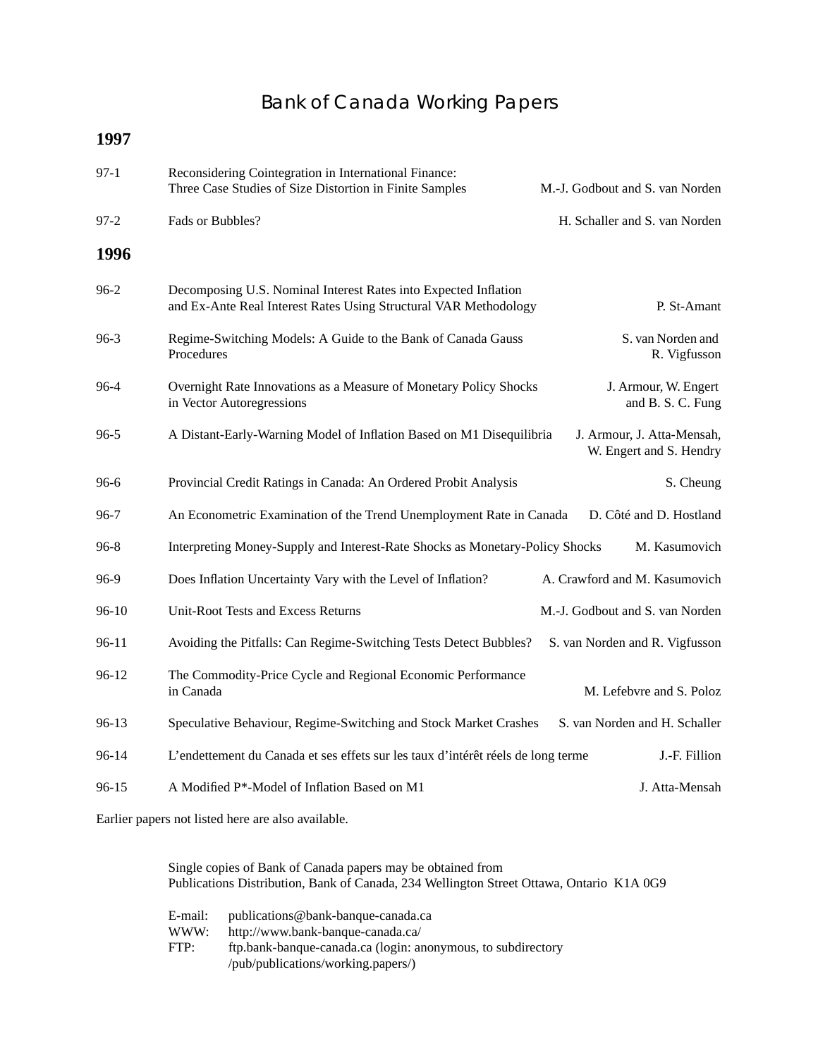# Bank of Canada Working Papers

## 1997

| | | |
|---|---|---|
| 97-1 | Reconsidering Cointegration in International Finance: Three Case Studies of Size Distortion in Finite Samples | M.-J. Godbout and S. van Norden |
| 97-2 | Fads or Bubbles? | H. Schaller and S. van Norden |

## 1996

| | | |
|---|---|---|
| 96-2 | Decomposing U.S. Nominal Interest Rates into Expected Inflation and Ex-Ante Real Interest Rates Using Structural VAR Methodology | P. St-Amant |
| 96-3 | Regime-Switching Models: A Guide to the Bank of Canada Gauss Procedures | S. van Norden and R. Vigfusson |
| 96-4 | Overnight Rate Innovations as a Measure of Monetary Policy Shocks in Vector Autoregressions | J. Armour, W. Engert and B. S. C. Fung |
| 96-5 | A Distant-Early-Warning Model of Inflation Based on M1 Disequilibria | J. Armour, J. Atta-Mensah, W. Engert and S. Hendry |
| 96-6 | Provincial Credit Ratings in Canada: An Ordered Probit Analysis | S. Cheung |
| 96-7 | An Econometric Examination of the Trend Unemployment Rate in Canada | D. Côté and D. Hostland |
| 96-8 | Interpreting Money-Supply and Interest-Rate Shocks as Monetary-Policy Shocks | M. Kasumovich |
| 96-9 | Does Inflation Uncertainty Vary with the Level of Inflation? | A. Crawford and M. Kasumovich |
| 96-10 | Unit-Root Tests and Excess Returns | M.-J. Godbout and S. van Norden |
| 96-11 | Avoiding the Pitfalls: Can Regime-Switching Tests Detect Bubbles? | S. van Norden and R. Vigfusson |
| 96-12 | The Commodity-Price Cycle and Regional Economic Performance in Canada | M. Lefebvre and S. Poloz |
| 96-13 | Speculative Behaviour, Regime-Switching and Stock Market Crashes | S. van Norden and H. Schaller |
| 96-14 | L'endettement du Canada et ses effets sur les taux d'intérêt réels de long terme | J.-F. Fillion |
| 96-15 | A Modified P*-Model of Inflation Based on M1 | J. Atta-Mensah |

Earlier papers not listed here are also available.

Single copies of Bank of Canada papers may be obtained from
Publications Distribution, Bank of Canada, 234 Wellington Street Ottawa, Ontario K1A 0G9

E-mail: publications@bank-banque-canada.ca
WWW: http://www.bank-banque-canada.ca/
FTP: ftp.bank-banque-canada.ca (login: anonymous, to subdirectory /pub/publications/working.papers/)